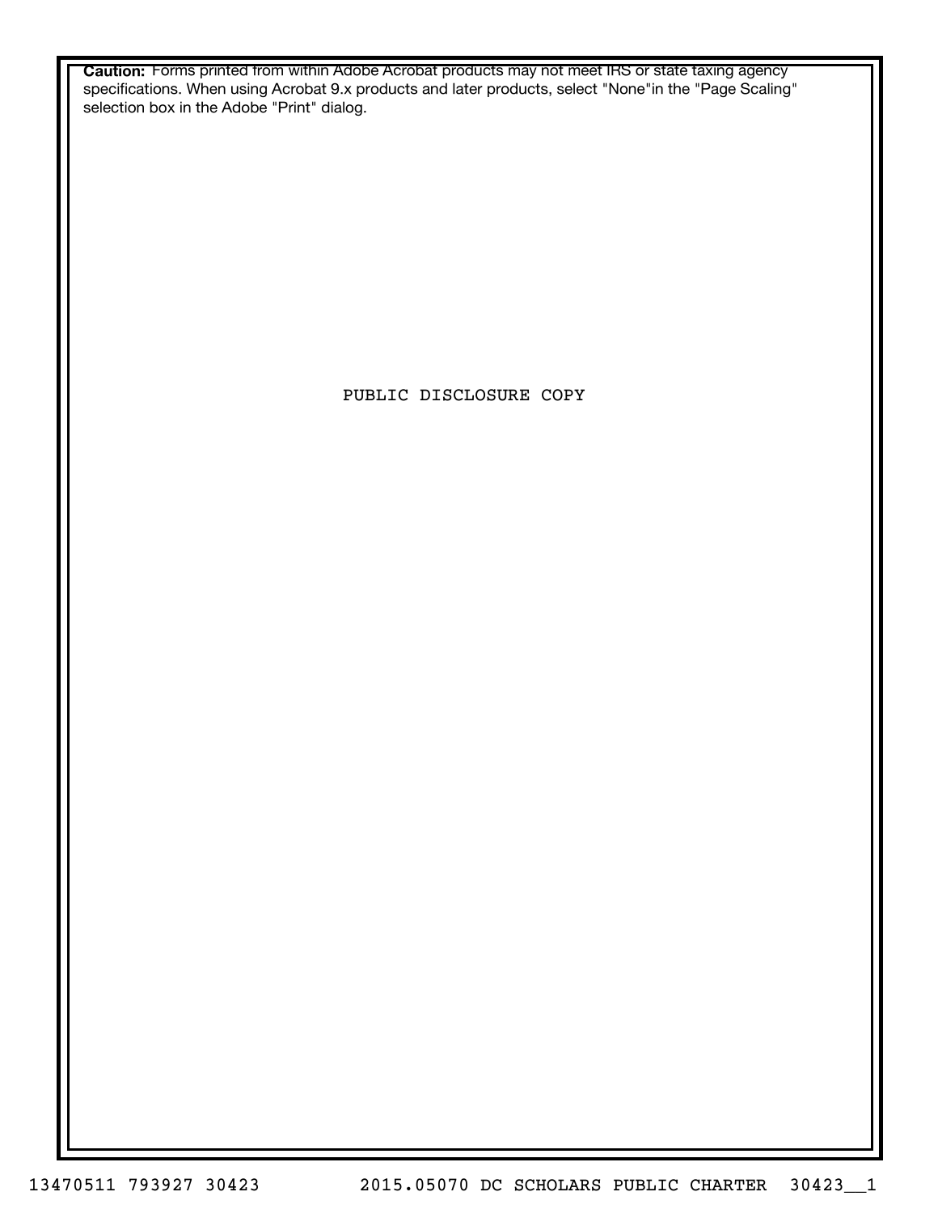**Caution:** Forms printed from within Adobe Acrobat products may not meet IRS or state taxing agency specifications. When using Acrobat 9.x products and later products, select "None"in the "Page Scaling" selection box in the Adobe "Print" dialog.

PUBLIC DISCLOSURE COPY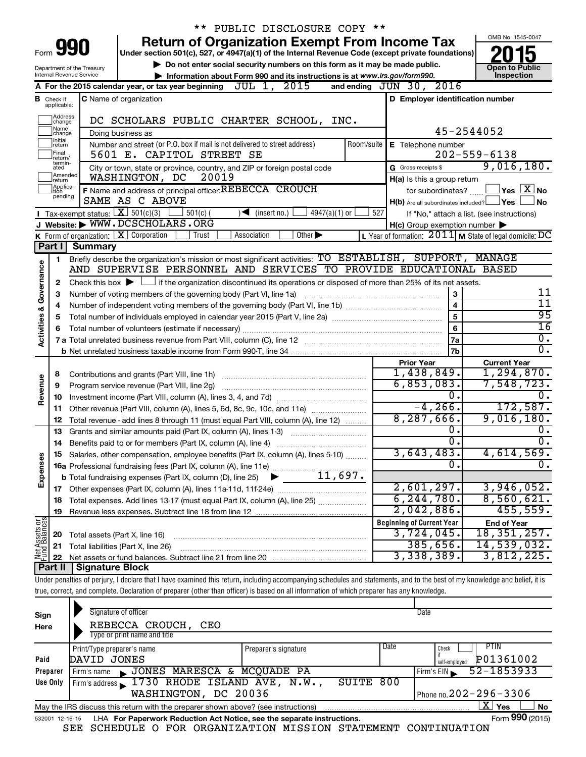\*\* PUBLIC DISCLOSURE COPY \*\*

# Form 990 — Return of Organization Exempt From Income Tax (2015)

Under section 501(c), 527, or 4947(a)(1) of the Internal Revenue Code (except private foundations)

▶ Do not enter social security numbers on this form as it may be made public.

▶ Information about Form 990 and its instructions is at www.irs.gov/form990.

OMB No. 1545-0047 — Open to Public Inspection

Department of the Treasury, Internal Revenue Service

**A** For the 2015 calendar year, or tax year beginning JUL 1, 2015 and ending JUN 30, 2016

**B** Check if applicable: Address change, Name change, Initial return, Final return/terminated, Amended return, Application pending

**C** Name of organization: DC SCHOLARS PUBLIC CHARTER SCHOOL, INC.

Doing business as

Number and street (or P.O. box if mail is not delivered to street address): 5601 E. CAPITOL STREET SE — Room/suite

City or town, state or province, country, and ZIP or foreign postal code: WASHINGTON, DC 20019

**D** Employer identification number: 45-2544052

**E** Telephone number: 202-559-6138

**G** Gross receipts $ 9,016,180.

**F** Name and address of principal officer: REBECCA CROUCH, SAME AS C ABOVE

**H(a)** Is this a group return for subordinates? Yes [ ] No [X]

**H(b)** Are all subordinates included? Yes [ ] No [ ] — If "No," attach a list. (see instructions)

**H(c)** Group exemption number ▶

**I** Tax-exempt status: [X] 501(c)(3) [ ] 501(c) ( ) ◀ (insert no.) [ ] 4947(a)(1) or [ ] 527

**J** Website: ▶ WWW.DCSCHOLARS.ORG

**K** Form of organization: [X] Corporation [ ] Trust [ ] Association [ ] Other ▶

**L** Year of formation: 2011 **M** State of legal domicile: DC

## Part I Summary

**Activities & Governance**

1. Briefly describe the organization's mission or most significant activities: TO ESTABLISH, SUPPORT, MANAGE AND SUPERVISE PERSONNEL AND SERVICES TO PROVIDE EDUCATIONAL BASED
2. Check this box ▶ [ ] if the organization discontinued its operations or disposed of more than 25% of its net assets.

| Line | Description | | Value |
|---|---|---|---|
| 3 | Number of voting members of the governing body (Part VI, line 1a) | 3 | 11 |
| 4 | Number of independent voting members of the governing body (Part VI, line 1b) | 4 | 11 |
| 5 | Total number of individuals employed in calendar year 2015 (Part V, line 2a) | 5 | 95 |
| 6 | Total number of volunteers (estimate if necessary) | 6 | 16 |
| 7a | Total unrelated business revenue from Part VIII, column (C), line 12 | 7a | 0. |
| 7b | Net unrelated business taxable income from Form 990-T, line 34 | 7b | 0. |

| Line | Description | Prior Year | Current Year |
|---|---|---|---|
| **Revenue** | | | |
| 8 | Contributions and grants (Part VIII, line 1h) | 1,438,849. | 1,294,870. |
| 9 | Program service revenue (Part VIII, line 2g) | 6,853,083. | 7,548,723. |
| 10 | Investment income (Part VIII, column (A), lines 3, 4, and 7d) | 0. | 0. |
| 11 | Other revenue (Part VIII, column (A), lines 5, 6d, 8c, 9c, 10c, and 11e) | -4,266. | 172,587. |
| 12 | Total revenue - add lines 8 through 11 (must equal Part VIII, column (A), line 12) | 8,287,666. | 9,016,180. |
| **Expenses** | | | |
| 13 | Grants and similar amounts paid (Part IX, column (A), lines 1-3) | 0. | 0. |
| 14 | Benefits paid to or for members (Part IX, column (A), line 4) | 0. | 0. |
| 15 | Salaries, other compensation, employee benefits (Part IX, column (A), lines 5-10) | 3,643,483. | 4,614,569. |
| 16a | Professional fundraising fees (Part IX, column (A), line 11e) | 0. | 0. |
| b | Total fundraising expenses (Part IX, column (D), line 25) ▶ 11,697. | | |
| 17 | Other expenses (Part IX, column (A), lines 11a-11d, 11f-24e) | 2,601,297. | 3,946,052. |
| 18 | Total expenses. Add lines 13-17 (must equal Part IX, column (A), line 25) | 6,244,780. | 8,560,621. |
| 19 | Revenue less expenses. Subtract line 18 from line 12 | 2,042,886. | 455,559. |

| Line | Net Assets or Fund Balances | Beginning of Current Year | End of Year |
|---|---|---|---|
| 20 | Total assets (Part X, line 16) | 3,724,045. | 18,351,257. |
| 21 | Total liabilities (Part X, line 26) | 385,656. | 14,539,032. |
| 22 | Net assets or fund balances. Subtract line 21 from line 20 | 3,338,389. | 3,812,225. |

## Part II Signature Block

Under penalties of perjury, I declare that I have examined this return, including accompanying schedules and statements, and to the best of my knowledge and belief, it is true, correct, and complete. Declaration of preparer (other than officer) is based on all information of which preparer has any knowledge.

**Sign Here**

Signature of officer — Date

REBECCA CROUCH, CEO

Type or print name and title

**Paid Preparer Use Only**

| Print/Type preparer's name | Preparer's signature | Date | Check if self-employed | PTIN |
|---|---|---|---|---|
| DAVID JONES | | | | P01361002 |

Firm's name ▶ JONES MARESCA & MCQUADE PA — Firm's EIN ▶ 52-1853933

Firm's address ▶ 1730 RHODE ISLAND AVE, N.W., SUITE 800, WASHINGTON, DC 20036 — Phone no. 202-296-3306

May the IRS discuss this return with the preparer shown above? (see instructions) [X] Yes [ ] No

532001 12-16-15 LHA For Paperwork Reduction Act Notice, see the separate instructions. Form 990 (2015)

SEE SCHEDULE O FOR ORGANIZATION MISSION STATEMENT CONTINUATION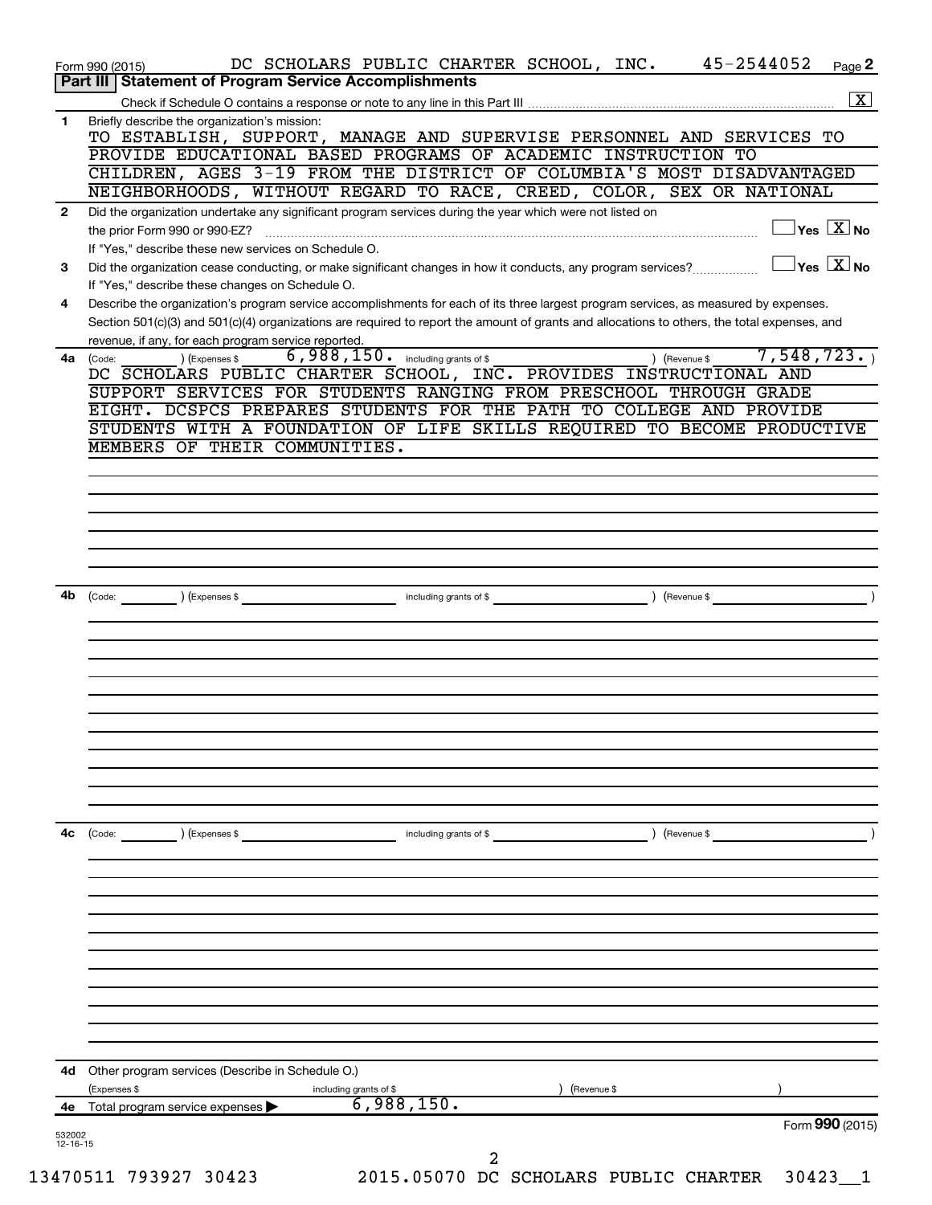Form 990 (2015) DC SCHOLARS PUBLIC CHARTER SCHOOL, INC. 45-2544052 Page **2**

## Part III Statement of Program Service Accomplishments

Check if Schedule O contains a response or note to any line in this Part III .......... [X]

**1** Briefly describe the organization's mission:

TO ESTABLISH, SUPPORT, MANAGE AND SUPERVISE PERSONNEL AND SERVICES TO PROVIDE EDUCATIONAL BASED PROGRAMS OF ACADEMIC INSTRUCTION TO CHILDREN, AGES 3-19 FROM THE DISTRICT OF COLUMBIA'S MOST DISADVANTAGED NEIGHBORHOODS, WITHOUT REGARD TO RACE, CREED, COLOR, SEX OR NATIONAL

**2** Did the organization undertake any significant program services during the year which were not listed on the prior Form 990 or 990-EZ? .......... [ ] Yes [X] No

If "Yes," describe these new services on Schedule O.

**3** Did the organization cease conducting, or make significant changes in how it conducts, any program services? .......... [ ] Yes [X] No

If "Yes," describe these changes on Schedule O.

**4** Describe the organization's program service accomplishments for each of its three largest program services, as measured by expenses. Section 501(c)(3) and 501(c)(4) organizations are required to report the amount of grants and allocations to others, the total expenses, and revenue, if any, for each program service reported.

**4a** (Code: ) (Expenses $ 6,988,150. including grants of $ ) (Revenue $ 7,548,723. )

DC SCHOLARS PUBLIC CHARTER SCHOOL, INC. PROVIDES INSTRUCTIONAL AND SUPPORT SERVICES FOR STUDENTS RANGING FROM PRESCHOOL THROUGH GRADE EIGHT. DCSPCS PREPARES STUDENTS FOR THE PATH TO COLLEGE AND PROVIDE STUDENTS WITH A FOUNDATION OF LIFE SKILLS REQUIRED TO BECOME PRODUCTIVE MEMBERS OF THEIR COMMUNITIES.

**4b** (Code: ) (Expenses $ including grants of $ ) (Revenue $ )

**4c** (Code: ) (Expenses $ including grants of $ ) (Revenue $ )

**4d** Other program services (Describe in Schedule O.)

(Expenses $ including grants of $ ) (Revenue $ )

**4e** Total program service expenses ▶ 6,988,150.

Form **990** (2015)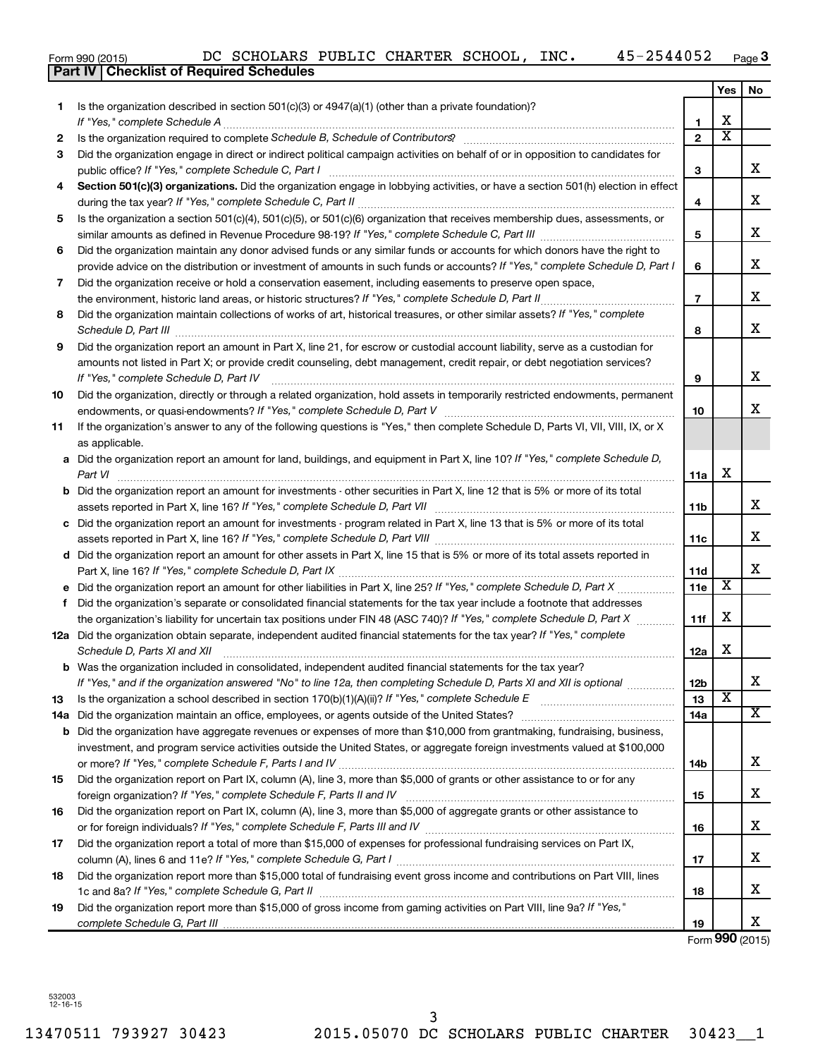Form 990 (2015) DC SCHOLARS PUBLIC CHARTER SCHOOL, INC. 45-2544052 Page 3

**Part IV | Checklist of Required Schedules**

| | | | Yes | No |
|---|---|---|---|---|
| 1 | Is the organization described in section 501(c)(3) or 4947(a)(1) (other than a private foundation)? *If "Yes," complete Schedule A* | 1 | X | |
| 2 | Is the organization required to complete *Schedule B, Schedule of Contributors*? | 2 | X | |
| 3 | Did the organization engage in direct or indirect political campaign activities on behalf of or in opposition to candidates for public office? *If "Yes," complete Schedule C, Part I* | 3 | | X |
| 4 | **Section 501(c)(3) organizations.** Did the organization engage in lobbying activities, or have a section 501(h) election in effect during the tax year? *If "Yes," complete Schedule C, Part II* | 4 | | X |
| 5 | Is the organization a section 501(c)(4), 501(c)(5), or 501(c)(6) organization that receives membership dues, assessments, or similar amounts as defined in Revenue Procedure 98-19? *If "Yes," complete Schedule C, Part III* | 5 | | X |
| 6 | Did the organization maintain any donor advised funds or any similar funds or accounts for which donors have the right to provide advice on the distribution or investment of amounts in such funds or accounts? *If "Yes," complete Schedule D, Part I* | 6 | | X |
| 7 | Did the organization receive or hold a conservation easement, including easements to preserve open space, the environment, historic land areas, or historic structures? *If "Yes," complete Schedule D, Part II* | 7 | | X |
| 8 | Did the organization maintain collections of works of art, historical treasures, or other similar assets? *If "Yes," complete Schedule D, Part III* | 8 | | X |
| 9 | Did the organization report an amount in Part X, line 21, for escrow or custodial account liability, serve as a custodian for amounts not listed in Part X; or provide credit counseling, debt management, credit repair, or debt negotiation services? *If "Yes," complete Schedule D, Part IV* | 9 | | X |
| 10 | Did the organization, directly or through a related organization, hold assets in temporarily restricted endowments, permanent endowments, or quasi-endowments? *If "Yes," complete Schedule D, Part V* | 10 | | X |
| 11 | If the organization's answer to any of the following questions is "Yes," then complete Schedule D, Parts VI, VII, VIII, IX, or X as applicable. | | | |
| a | Did the organization report an amount for land, buildings, and equipment in Part X, line 10? *If "Yes," complete Schedule D, Part VI* | 11a | X | |
| b | Did the organization report an amount for investments - other securities in Part X, line 12 that is 5% or more of its total assets reported in Part X, line 16? *If "Yes," complete Schedule D, Part VII* | 11b | | X |
| c | Did the organization report an amount for investments - program related in Part X, line 13 that is 5% or more of its total assets reported in Part X, line 16? *If "Yes," complete Schedule D, Part VIII* | 11c | | X |
| d | Did the organization report an amount for other assets in Part X, line 15 that is 5% or more of its total assets reported in Part X, line 16? *If "Yes," complete Schedule D, Part IX* | 11d | | X |
| e | Did the organization report an amount for other liabilities in Part X, line 25? *If "Yes," complete Schedule D, Part X* | 11e | X | |
| f | Did the organization's separate or consolidated financial statements for the tax year include a footnote that addresses the organization's liability for uncertain tax positions under FIN 48 (ASC 740)? *If "Yes," complete Schedule D, Part X* | 11f | X | |
| 12a | Did the organization obtain separate, independent audited financial statements for the tax year? *If "Yes," complete Schedule D, Parts XI and XII* | 12a | X | |
| b | Was the organization included in consolidated, independent audited financial statements for the tax year? *If "Yes," and if the organization answered "No" to line 12a, then completing Schedule D, Parts XI and XII is optional* | 12b | | X |
| 13 | Is the organization a school described in section 170(b)(1)(A)(ii)? *If "Yes," complete Schedule E* | 13 | X | |
| 14a | Did the organization maintain an office, employees, or agents outside of the United States? | 14a | | X |
| b | Did the organization have aggregate revenues or expenses of more than $10,000 from grantmaking, fundraising, business, investment, and program service activities outside the United States, or aggregate foreign investments valued at $100,000 or more? *If "Yes," complete Schedule F, Parts I and IV* | 14b | | X |
| 15 | Did the organization report on Part IX, column (A), line 3, more than $5,000 of grants or other assistance to or for any foreign organization? *If "Yes," complete Schedule F, Parts II and IV* | 15 | | X |
| 16 | Did the organization report on Part IX, column (A), line 3, more than $5,000 of aggregate grants or other assistance to or for foreign individuals? *If "Yes," complete Schedule F, Parts III and IV* | 16 | | X |
| 17 | Did the organization report a total of more than $15,000 of expenses for professional fundraising services on Part IX, column (A), lines 6 and 11e? *If "Yes," complete Schedule G, Part I* | 17 | | X |
| 18 | Did the organization report more than $15,000 total of fundraising event gross income and contributions on Part VIII, lines 1c and 8a? *If "Yes," complete Schedule G, Part II* | 18 | | X |
| 19 | Did the organization report more than $15,000 of gross income from gaming activities on Part VIII, line 9a? *If "Yes," complete Schedule G, Part III* | 19 | | X |

Form **990** (2015)

532003 12-16-15

13470511 793927 30423 2015.05070 DC SCHOLARS PUBLIC CHARTER 30423__1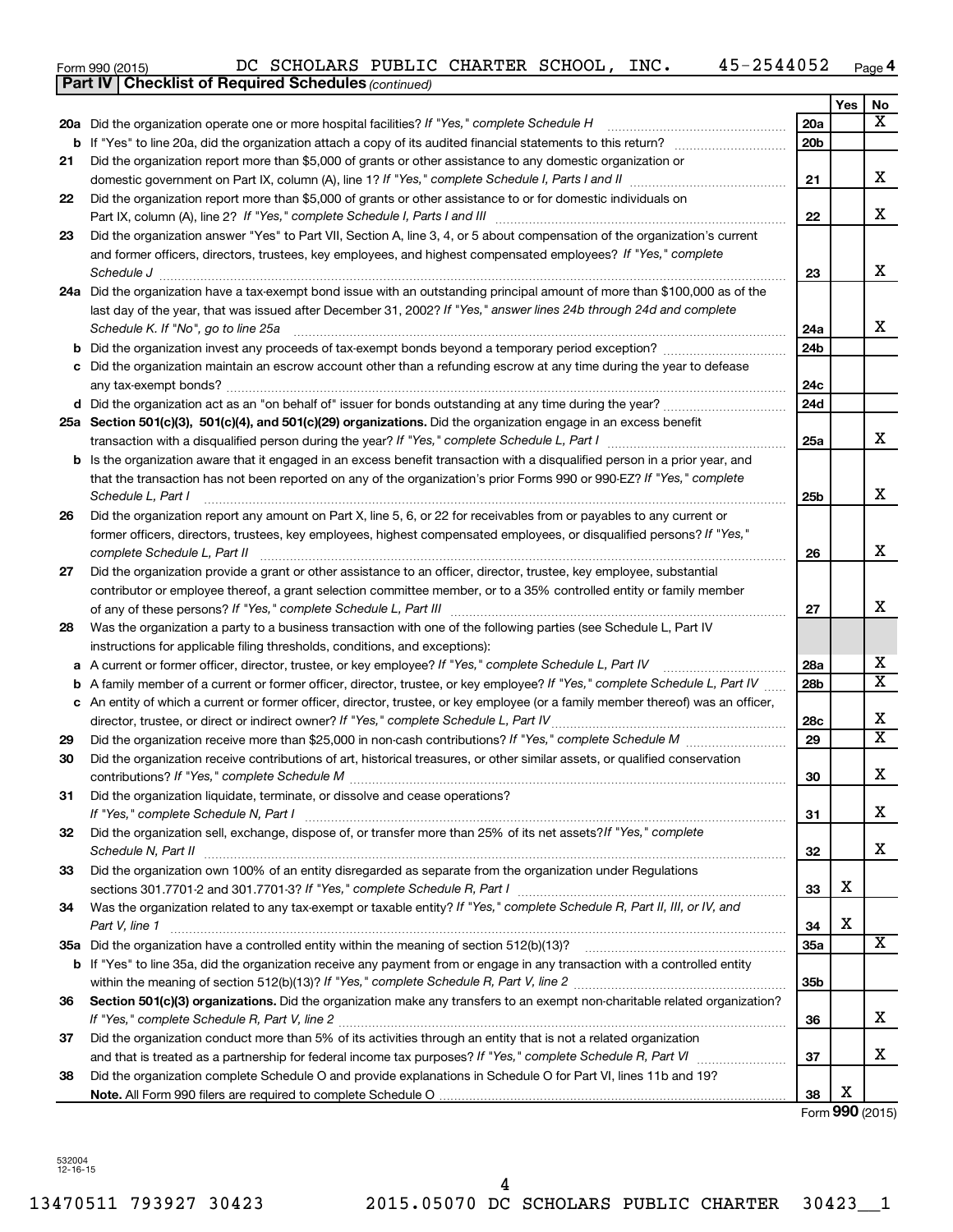Form 990 (2015) DC SCHOLARS PUBLIC CHARTER SCHOOL, INC. 45-2544052

**Part IV | Checklist of Required Schedules** *(continued)*

| | | | Yes | No |
|---|---|---|---|---|
| **20a** | Did the organization operate one or more hospital facilities? *If "Yes," complete Schedule H* | 20a | | X |
| **b** | If "Yes" to line 20a, did the organization attach a copy of its audited financial statements to this return? | 20b | | |
| **21** | Did the organization report more than $5,000 of grants or other assistance to any domestic organization or domestic government on Part IX, column (A), line 1? *If "Yes," complete Schedule I, Parts I and II* | 21 | | X |
| **22** | Did the organization report more than $5,000 of grants or other assistance to or for domestic individuals on Part IX, column (A), line 2? *If "Yes," complete Schedule I, Parts I and III* | 22 | | X |
| **23** | Did the organization answer "Yes" to Part VII, Section A, line 3, 4, or 5 about compensation of the organization's current and former officers, directors, trustees, key employees, and highest compensated employees? *If "Yes," complete Schedule J* | 23 | | X |
| **24a** | Did the organization have a tax-exempt bond issue with an outstanding principal amount of more than $100,000 as of the last day of the year, that was issued after December 31, 2002? *If "Yes," answer lines 24b through 24d and complete Schedule K. If "No", go to line 25a* | 24a | | X |
| **b** | Did the organization invest any proceeds of tax-exempt bonds beyond a temporary period exception? | 24b | | |
| **c** | Did the organization maintain an escrow account other than a refunding escrow at any time during the year to defease any tax-exempt bonds? | 24c | | |
| **d** | Did the organization act as an "on behalf of" issuer for bonds outstanding at any time during the year? | 24d | | |
| **25a** | **Section 501(c)(3), 501(c)(4), and 501(c)(29) organizations.** Did the organization engage in an excess benefit transaction with a disqualified person during the year? *If "Yes," complete Schedule L, Part I* | 25a | | X |
| **b** | Is the organization aware that it engaged in an excess benefit transaction with a disqualified person in a prior year, and that the transaction has not been reported on any of the organization's prior Forms 990 or 990-EZ? *If "Yes," complete Schedule L, Part I* | 25b | | X |
| **26** | Did the organization report any amount on Part X, line 5, 6, or 22 for receivables from or payables to any current or former officers, directors, trustees, key employees, highest compensated employees, or disqualified persons? *If "Yes," complete Schedule L, Part II* | 26 | | X |
| **27** | Did the organization provide a grant or other assistance to an officer, director, trustee, key employee, substantial contributor or employee thereof, a grant selection committee member, or to a 35% controlled entity or family member of any of these persons? *If "Yes," complete Schedule L, Part III* | 27 | | X |
| **28** | Was the organization a party to a business transaction with one of the following parties (see Schedule L, Part IV instructions for applicable filing thresholds, conditions, and exceptions): | | | |
| **a** | A current or former officer, director, trustee, or key employee? *If "Yes," complete Schedule L, Part IV* | 28a | | X |
| **b** | A family member of a current or former officer, director, trustee, or key employee? *If "Yes," complete Schedule L, Part IV* | 28b | | X |
| **c** | An entity of which a current or former officer, director, trustee, or key employee (or a family member thereof) was an officer, director, trustee, or direct or indirect owner? *If "Yes," complete Schedule L, Part IV* | 28c | | X |
| **29** | Did the organization receive more than $25,000 in non-cash contributions? *If "Yes," complete Schedule M* | 29 | | X |
| **30** | Did the organization receive contributions of art, historical treasures, or other similar assets, or qualified conservation contributions? *If "Yes," complete Schedule M* | 30 | | X |
| **31** | Did the organization liquidate, terminate, or dissolve and cease operations? *If "Yes," complete Schedule N, Part I* | 31 | | X |
| **32** | Did the organization sell, exchange, dispose of, or transfer more than 25% of its net assets? *If "Yes," complete Schedule N, Part II* | 32 | | X |
| **33** | Did the organization own 100% of an entity disregarded as separate from the organization under Regulations sections 301.7701-2 and 301.7701-3? *If "Yes," complete Schedule R, Part I* | 33 | X | |
| **34** | Was the organization related to any tax-exempt or taxable entity? *If "Yes," complete Schedule R, Part II, III, or IV, and Part V, line 1* | 34 | X | |
| **35a** | Did the organization have a controlled entity within the meaning of section 512(b)(13)? | 35a | | X |
| **b** | If "Yes" to line 35a, did the organization receive any payment from or engage in any transaction with a controlled entity within the meaning of section 512(b)(13)? *If "Yes," complete Schedule R, Part V, line 2* | 35b | | |
| **36** | **Section 501(c)(3) organizations.** Did the organization make any transfers to an exempt non-charitable related organization? *If "Yes," complete Schedule R, Part V, line 2* | 36 | | X |
| **37** | Did the organization conduct more than 5% of its activities through an entity that is not a related organization and that is treated as a partnership for federal income tax purposes? *If "Yes," complete Schedule R, Part VI* | 37 | | X |
| **38** | Did the organization complete Schedule O and provide explanations in Schedule O for Part VI, lines 11b and 19? **Note.** All Form 990 filers are required to complete Schedule O | 38 | X | |

Form **990** (2015)

532004 12-16-15

13470511 793927 30423 2015.05070 DC SCHOLARS PUBLIC CHARTER 30423__1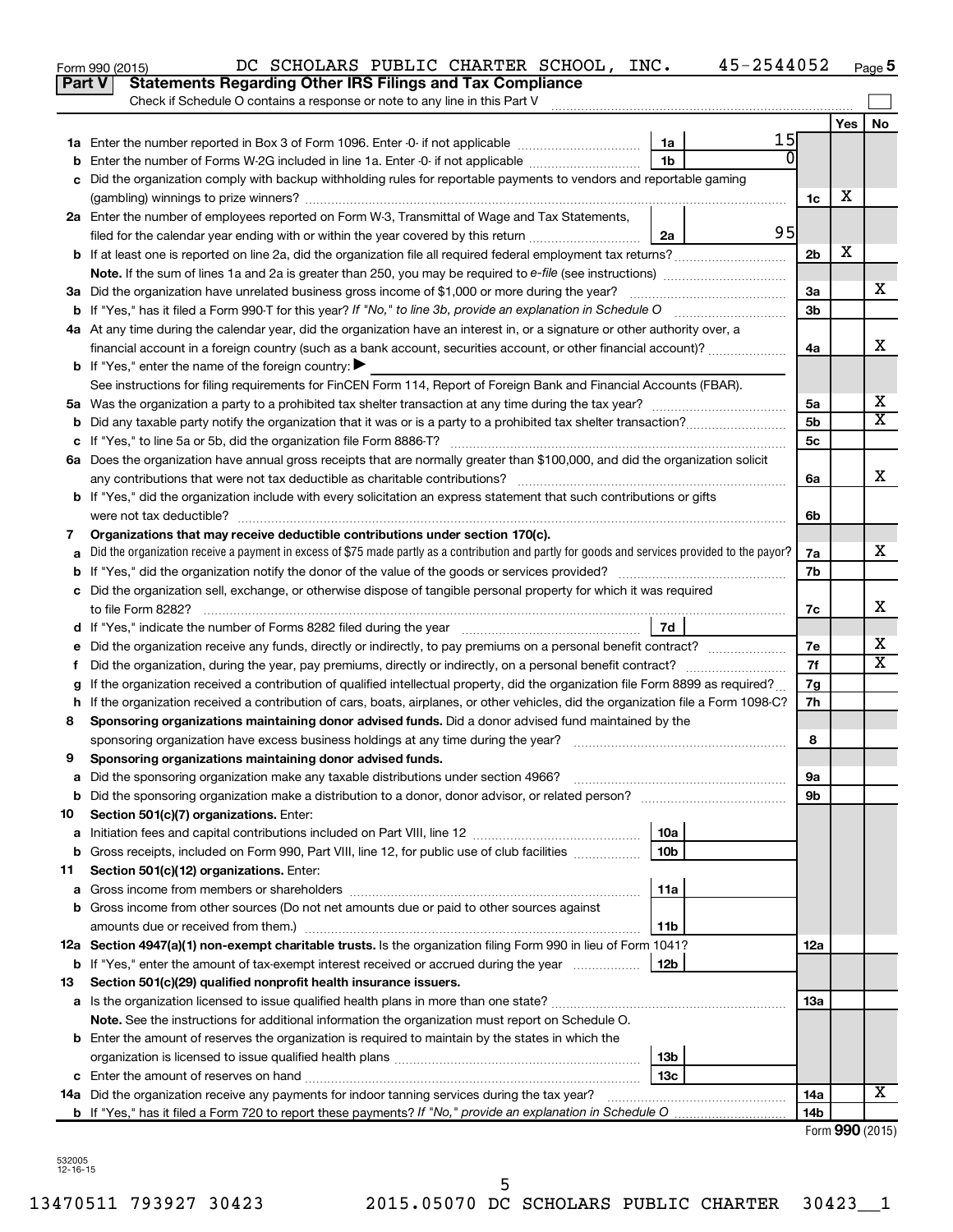Form 990 (2015) DC SCHOLARS PUBLIC CHARTER SCHOOL, INC. 45-2544052 Page 5

## Part V Statements Regarding Other IRS Filings and Tax Compliance

Check if Schedule O contains a response or note to any line in this Part V

| | | | | | Yes | No |
|---|---|---|---|---|---|---|
| 1a | Enter the number reported in Box 3 of Form 1096. Enter -0- if not applicable | 1a | 15 | | | |
| b | Enter the number of Forms W-2G included in line 1a. Enter -0- if not applicable | 1b | 0 | | | |
| c | Did the organization comply with backup withholding rules for reportable payments to vendors and reportable gaming (gambling) winnings to prize winners? | | | 1c | X | |
| 2a | Enter the number of employees reported on Form W-3, Transmittal of Wage and Tax Statements, filed for the calendar year ending with or within the year covered by this return | 2a | 95 | | | |
| b | If at least one is reported on line 2a, did the organization file all required federal employment tax returns? | | | 2b | X | |
| | Note. If the sum of lines 1a and 2a is greater than 250, you may be required to e-file (see instructions) | | | | | |
| 3a | Did the organization have unrelated business gross income of $1,000 or more during the year? | | | 3a | | X |
| b | If "Yes," has it filed a Form 990-T for this year? If "No," to line 3b, provide an explanation in Schedule O | | | 3b | | |
| 4a | At any time during the calendar year, did the organization have an interest in, or a signature or other authority over, a financial account in a foreign country (such as a bank account, securities account, or other financial account)? | | | 4a | | X |
| b | If "Yes," enter the name of the foreign country: ▶ | | | | | |
| | See instructions for filing requirements for FinCEN Form 114, Report of Foreign Bank and Financial Accounts (FBAR). | | | | | |
| 5a | Was the organization a party to a prohibited tax shelter transaction at any time during the tax year? | | | 5a | | X |
| b | Did any taxable party notify the organization that it was or is a party to a prohibited tax shelter transaction? | | | 5b | | X |
| c | If "Yes," to line 5a or 5b, did the organization file Form 8886-T? | | | 5c | | |
| 6a | Does the organization have annual gross receipts that are normally greater than $100,000, and did the organization solicit any contributions that were not tax deductible as charitable contributions? | | | 6a | | X |
| b | If "Yes," did the organization include with every solicitation an express statement that such contributions or gifts were not tax deductible? | | | 6b | | |
| 7 | **Organizations that may receive deductible contributions under section 170(c).** | | | | | |
| a | Did the organization receive a payment in excess of $75 made partly as a contribution and partly for goods and services provided to the payor? | | | 7a | | X |
| b | If "Yes," did the organization notify the donor of the value of the goods or services provided? | | | 7b | | |
| c | Did the organization sell, exchange, or otherwise dispose of tangible personal property for which it was required to file Form 8282? | | | 7c | | X |
| d | If "Yes," indicate the number of Forms 8282 filed during the year | 7d | | | | |
| e | Did the organization receive any funds, directly or indirectly, to pay premiums on a personal benefit contract? | | | 7e | | X |
| f | Did the organization, during the year, pay premiums, directly or indirectly, on a personal benefit contract? | | | 7f | | X |
| g | If the organization received a contribution of qualified intellectual property, did the organization file Form 8899 as required? | | | 7g | | |
| h | If the organization received a contribution of cars, boats, airplanes, or other vehicles, did the organization file a Form 1098-C? | | | 7h | | |
| 8 | **Sponsoring organizations maintaining donor advised funds.** Did a donor advised fund maintained by the sponsoring organization have excess business holdings at any time during the year? | | | 8 | | |
| 9 | **Sponsoring organizations maintaining donor advised funds.** | | | | | |
| a | Did the sponsoring organization make any taxable distributions under section 4966? | | | 9a | | |
| b | Did the sponsoring organization make a distribution to a donor, donor advisor, or related person? | | | 9b | | |
| 10 | **Section 501(c)(7) organizations.** Enter: | | | | | |
| a | Initiation fees and capital contributions included on Part VIII, line 12 | 10a | | | | |
| b | Gross receipts, included on Form 990, Part VIII, line 12, for public use of club facilities | 10b | | | | |
| 11 | **Section 501(c)(12) organizations.** Enter: | | | | | |
| a | Gross income from members or shareholders | 11a | | | | |
| b | Gross income from other sources (Do not net amounts due or paid to other sources against amounts due or received from them.) | 11b | | | | |
| 12a | **Section 4947(a)(1) non-exempt charitable trusts.** Is the organization filing Form 990 in lieu of Form 1041? | | | 12a | | |
| b | If "Yes," enter the amount of tax-exempt interest received or accrued during the year | 12b | | | | |
| 13 | **Section 501(c)(29) qualified nonprofit health insurance issuers.** | | | | | |
| a | Is the organization licensed to issue qualified health plans in more than one state? | | | 13a | | |
| | **Note.** See the instructions for additional information the organization must report on Schedule O. | | | | | |
| b | Enter the amount of reserves the organization is required to maintain by the states in which the organization is licensed to issue qualified health plans | 13b | | | | |
| c | Enter the amount of reserves on hand | 13c | | | | |
| 14a | Did the organization receive any payments for indoor tanning services during the tax year? | | | 14a | | X |
| b | If "Yes," has it filed a Form 720 to report these payments? If "No," provide an explanation in Schedule O | | | 14b | | |

Form **990** (2015)

532005 12-16-15

13470511 793927 30423 2015.05070 DC SCHOLARS PUBLIC CHARTER 30423__1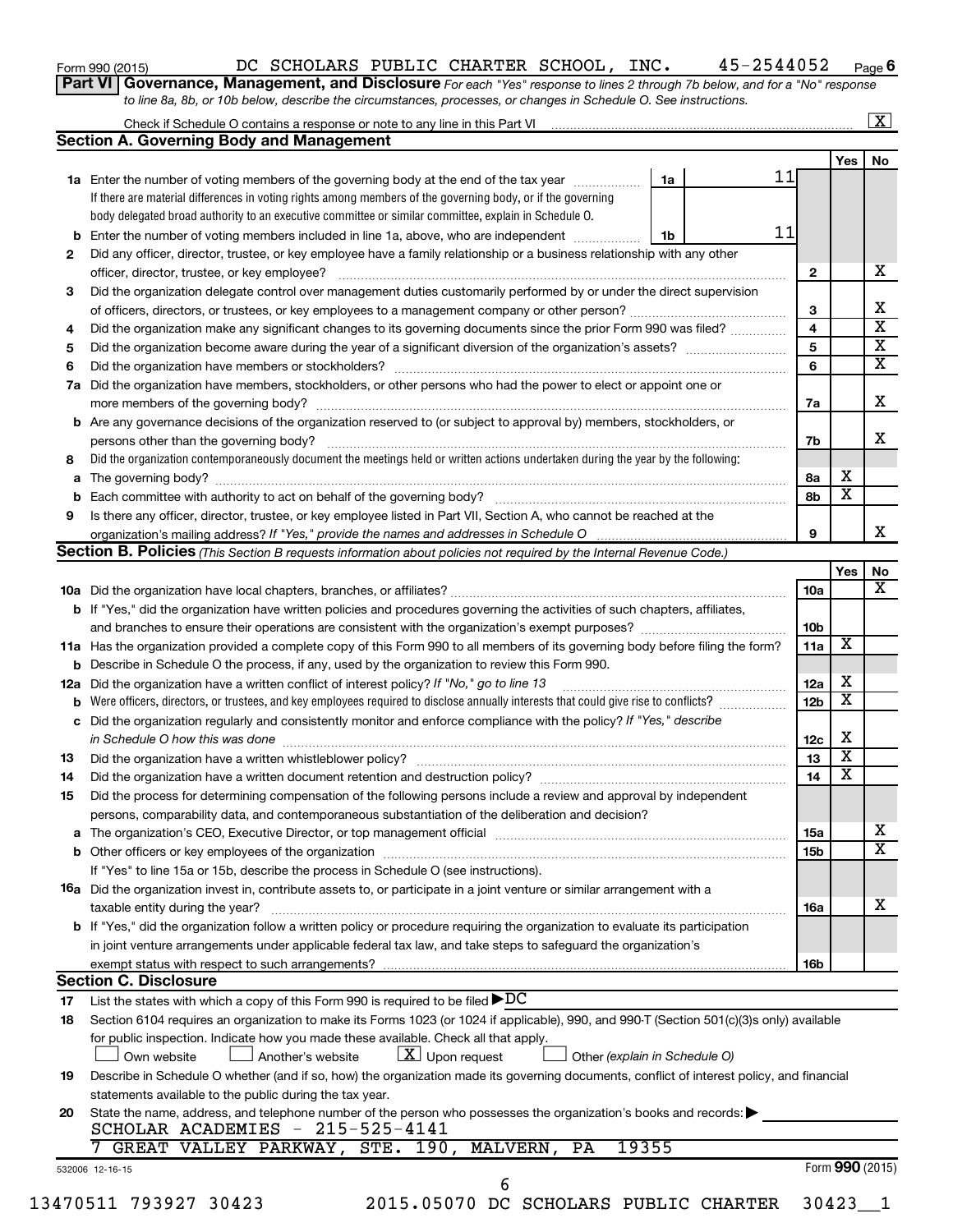Form 990 (2015) DC SCHOLARS PUBLIC CHARTER SCHOOL, INC. 45-2544052 Page 6

**Part VI Governance, Management, and Disclosure** *For each "Yes" response to lines 2 through 7b below, and for a "No" response to line 8a, 8b, or 10b below, describe the circumstances, processes, or changes in Schedule O. See instructions.*

Check if Schedule O contains a response or note to any line in this Part VI ... [X]

## Section A. Governing Body and Management

| | | | Yes | No |
|---|---|---|---|---|
| **1a** | Enter the number of voting members of the governing body at the end of the tax year ... 1a: 11<br>If there are material differences in voting rights among members of the governing body, or if the governing body delegated broad authority to an executive committee or similar committee, explain in Schedule O. | | | |
| **b** | Enter the number of voting members included in line 1a, above, who are independent ... 1b: 11 | | | |
| **2** | Did any officer, director, trustee, or key employee have a family relationship or a business relationship with any other officer, director, trustee, or key employee? | 2 | | X |
| **3** | Did the organization delegate control over management duties customarily performed by or under the direct supervision of officers, directors, or trustees, or key employees to a management company or other person? | 3 | | X |
| **4** | Did the organization make any significant changes to its governing documents since the prior Form 990 was filed? | 4 | | X |
| **5** | Did the organization become aware during the year of a significant diversion of the organization's assets? | 5 | | X |
| **6** | Did the organization have members or stockholders? | 6 | | X |
| **7a** | Did the organization have members, stockholders, or other persons who had the power to elect or appoint one or more members of the governing body? | 7a | | X |
| **b** | Are any governance decisions of the organization reserved to (or subject to approval by) members, stockholders, or persons other than the governing body? | 7b | | X |
| **8** | Did the organization contemporaneously document the meetings held or written actions undertaken during the year by the following: | | | |
| **a** | The governing body? | 8a | X | |
| **b** | Each committee with authority to act on behalf of the governing body? | 8b | X | |
| **9** | Is there any officer, director, trustee, or key employee listed in Part VII, Section A, who cannot be reached at the organization's mailing address? *If "Yes," provide the names and addresses in Schedule O* | 9 | | X |

## Section B. Policies *(This Section B requests information about policies not required by the Internal Revenue Code.)*

| | | | Yes | No |
|---|---|---|---|---|
| **10a** | Did the organization have local chapters, branches, or affiliates? | 10a | | X |
| **b** | If "Yes," did the organization have written policies and procedures governing the activities of such chapters, affiliates, and branches to ensure their operations are consistent with the organization's exempt purposes? | 10b | | |
| **11a** | Has the organization provided a complete copy of this Form 990 to all members of its governing body before filing the form? | 11a | X | |
| **b** | Describe in Schedule O the process, if any, used by the organization to review this Form 990. | | | |
| **12a** | Did the organization have a written conflict of interest policy? *If "No," go to line 13* | 12a | X | |
| **b** | Were officers, directors, or trustees, and key employees required to disclose annually interests that could give rise to conflicts? | 12b | X | |
| **c** | Did the organization regularly and consistently monitor and enforce compliance with the policy? *If "Yes," describe in Schedule O how this was done* | 12c | X | |
| **13** | Did the organization have a written whistleblower policy? | 13 | X | |
| **14** | Did the organization have a written document retention and destruction policy? | 14 | X | |
| **15** | Did the process for determining compensation of the following persons include a review and approval by independent persons, comparability data, and contemporaneous substantiation of the deliberation and decision? | | | |
| **a** | The organization's CEO, Executive Director, or top management official | 15a | | X |
| **b** | Other officers or key employees of the organization | 15b | | X |
| | If "Yes" to line 15a or 15b, describe the process in Schedule O (see instructions). | | | |
| **16a** | Did the organization invest in, contribute assets to, or participate in a joint venture or similar arrangement with a taxable entity during the year? | 16a | | X |
| **b** | If "Yes," did the organization follow a written policy or procedure requiring the organization to evaluate its participation in joint venture arrangements under applicable federal tax law, and take steps to safeguard the organization's exempt status with respect to such arrangements? | 16b | | |

## Section C. Disclosure

**17** List the states with which a copy of this Form 990 is required to be filed ▶ DC

**18** Section 6104 requires an organization to make its Forms 1023 (or 1024 if applicable), 990, and 990-T (Section 501(c)(3)s only) available for public inspection. Indicate how you made these available. Check all that apply.

[ ] Own website [ ] Another's website [X] Upon request [ ] Other *(explain in Schedule O)*

**19** Describe in Schedule O whether (and if so, how) the organization made its governing documents, conflict of interest policy, and financial statements available to the public during the tax year.

**20** State the name, address, and telephone number of the person who possesses the organization's books and records: ▶

SCHOLAR ACADEMIES - 215-525-4141
7 GREAT VALLEY PARKWAY, STE. 190, MALVERN, PA 19355

532006 12-16-15 Form **990** (2015)

13470511 793927 30423 2015.05070 DC SCHOLARS PUBLIC CHARTER 30423__1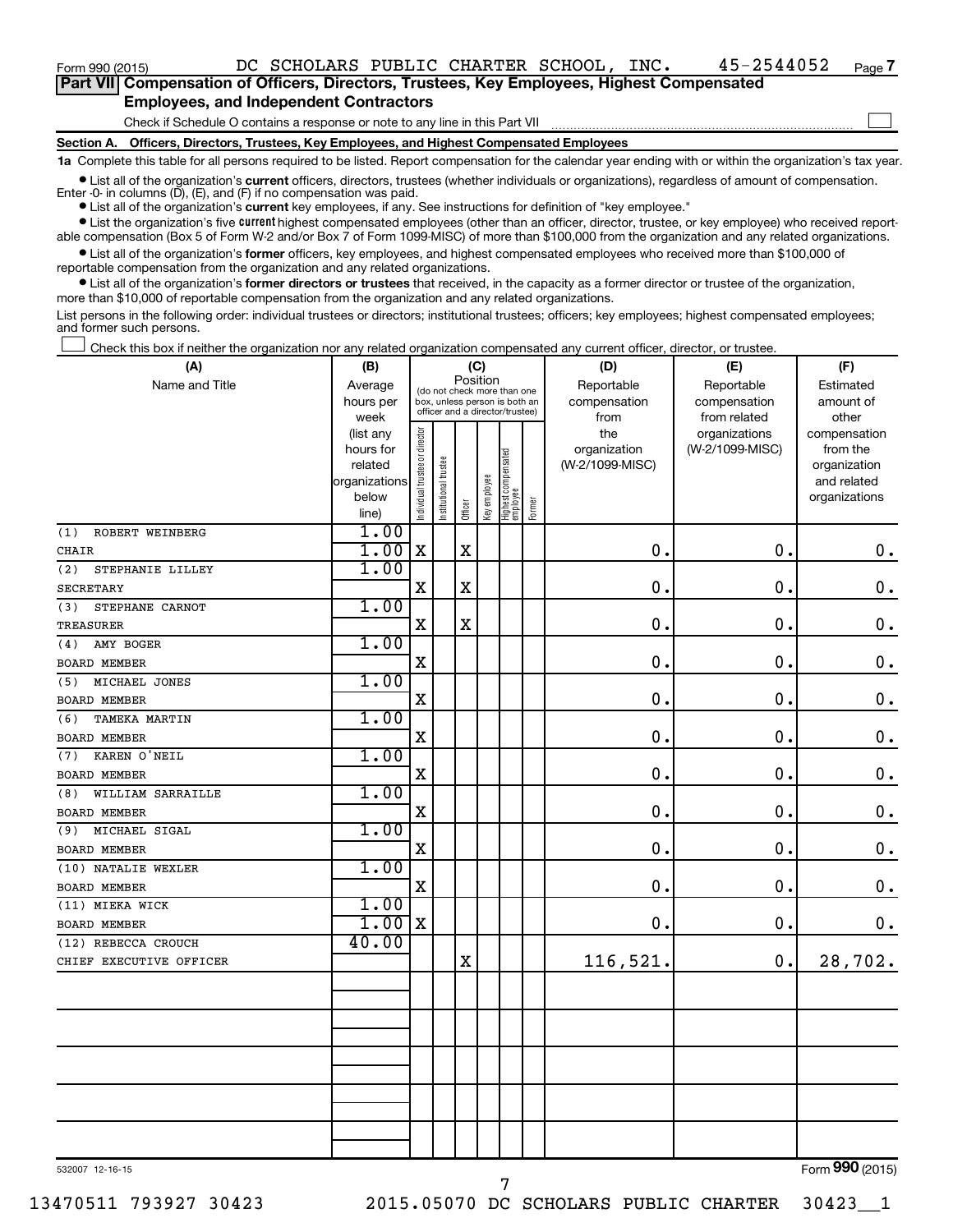Form 990 (2015) DC SCHOLARS PUBLIC CHARTER SCHOOL, INC. 45-2544052 Page 7

**Part VII Compensation of Officers, Directors, Trustees, Key Employees, Highest Compensated Employees, and Independent Contractors**

Check if Schedule O contains a response or note to any line in this Part VII ☐

**Section A. Officers, Directors, Trustees, Key Employees, and Highest Compensated Employees**

**1a** Complete this table for all persons required to be listed. Report compensation for the calendar year ending with or within the organization's tax year.

- List all of the organization's **current** officers, directors, trustees (whether individuals or organizations), regardless of amount of compensation. Enter -0- in columns (D), (E), and (F) if no compensation was paid.
- List all of the organization's **current** key employees, if any. See instructions for definition of "key employee."
- List the organization's five **current** highest compensated employees (other than an officer, director, trustee, or key employee) who received reportable compensation (Box 5 of Form W-2 and/or Box 7 of Form 1099-MISC) of more than $100,000 from the organization and any related organizations.
- List all of the organization's **former** officers, key employees, and highest compensated employees who received more than $100,000 of reportable compensation from the organization and any related organizations.
- List all of the organization's **former directors or trustees** that received, in the capacity as a former director or trustee of the organization, more than $10,000 of reportable compensation from the organization and any related organizations.

List persons in the following order: individual trustees or directors; institutional trustees; officers; key employees; highest compensated employees; and former such persons.

☐ Check this box if neither the organization nor any related organization compensated any current officer, director, or trustee.

| (A) Name and Title | (B) Average hours per week (list any hours for related organizations below line) | (C) Position: Individual trustee or director | Institutional trustee | Officer | Key employee | Highest compensated employee | Former | (D) Reportable compensation from the organization (W-2/1099-MISC) | (E) Reportable compensation from related organizations (W-2/1099-MISC) | (F) Estimated amount of other compensation from the organization and related organizations |
|---|---|---|---|---|---|---|---|---|---|---|
| (1) ROBERT WEINBERG<br>CHAIR | 1.00<br>1.00 | X | | X | | | | 0. | 0. | 0. |
| (2) STEPHANIE LILLEY<br>SECRETARY | 1.00 | X | | X | | | | 0. | 0. | 0. |
| (3) STEPHANE CARNOT<br>TREASURER | 1.00 | X | | X | | | | 0. | 0. | 0. |
| (4) AMY BOGER<br>BOARD MEMBER | 1.00 | X | | | | | | 0. | 0. | 0. |
| (5) MICHAEL JONES<br>BOARD MEMBER | 1.00 | X | | | | | | 0. | 0. | 0. |
| (6) TAMEKA MARTIN<br>BOARD MEMBER | 1.00 | X | | | | | | 0. | 0. | 0. |
| (7) KAREN O'NEIL<br>BOARD MEMBER | 1.00 | X | | | | | | 0. | 0. | 0. |
| (8) WILLIAM SARRAILLE<br>BOARD MEMBER | 1.00 | X | | | | | | 0. | 0. | 0. |
| (9) MICHAEL SIGAL<br>BOARD MEMBER | 1.00 | X | | | | | | 0. | 0. | 0. |
| (10) NATALIE WEXLER<br>BOARD MEMBER | 1.00 | X | | | | | | 0. | 0. | 0. |
| (11) MIEKA WICK<br>BOARD MEMBER | 1.00<br>1.00 | X | | | | | | 0. | 0. | 0. |
| (12) REBECCA CROUCH<br>CHIEF EXECUTIVE OFFICER | 40.00 | | | X | | | | 116,521. | 0. | 28,702. |
| | | | | | | | | | | |
| | | | | | | | | | | |
| | | | | | | | | | | |
| | | | | | | | | | | |
| | | | | | | | | | | |

532007 12-16-15 Form **990** (2015)

13470511 793927 30423 2015.05070 DC SCHOLARS PUBLIC CHARTER 30423__1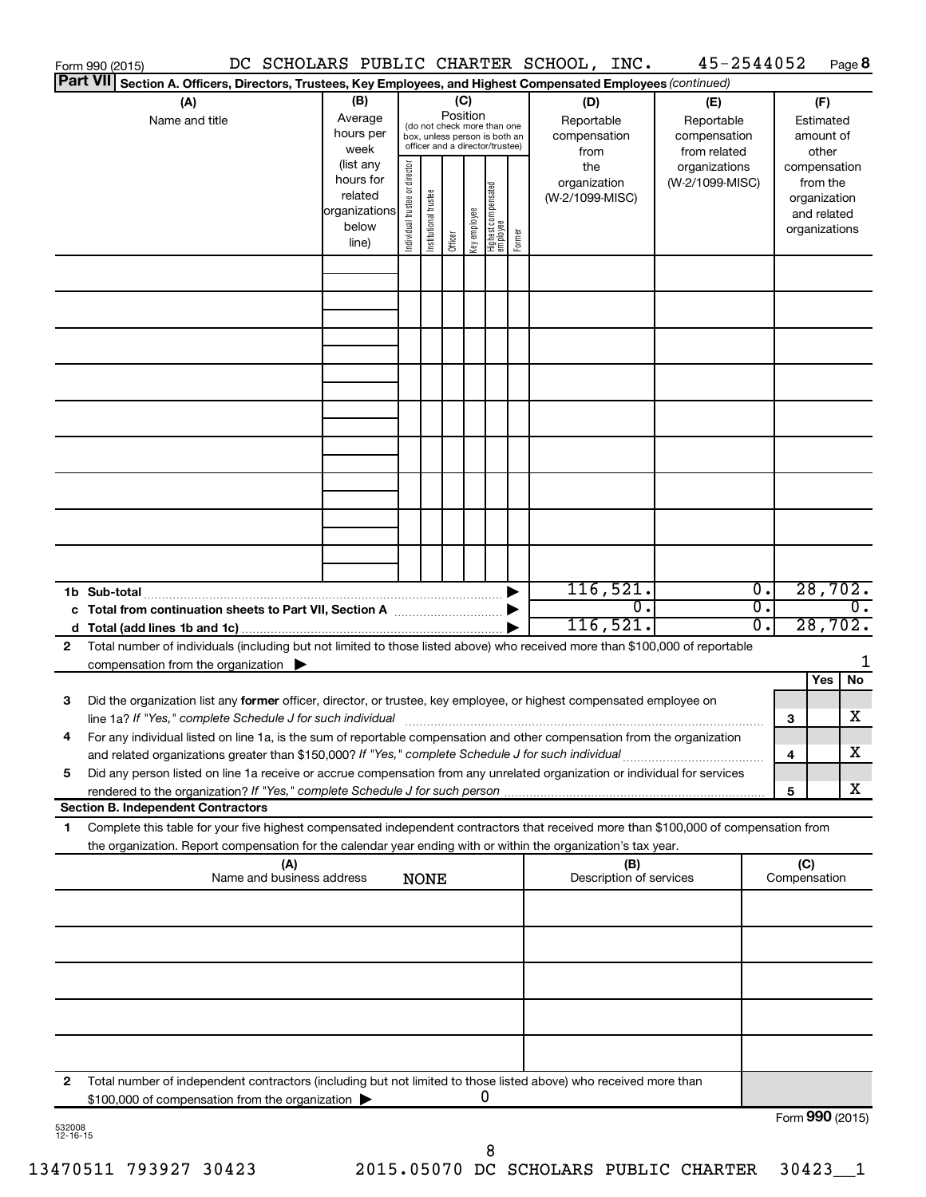Form 990 (2015) DC SCHOLARS PUBLIC CHARTER SCHOOL, INC. 45-2544052 Page 8

**Part VII** **Section A. Officers, Directors, Trustees, Key Employees, and Highest Compensated Employees** *(continued)*

| (A) Name and title | (B) Average hours per week (list any hours for related organizations below line) | (C) Position (do not check more than one box, unless person is both an officer and a director/trustee): Individual trustee or director | Institutional trustee | Officer | Key employee | Highest compensated employee | Former | (D) Reportable compensation from the organization (W-2/1099-MISC) | (E) Reportable compensation from related organizations (W-2/1099-MISC) | (F) Estimated amount of other compensation from the organization and related organizations |
|---|---|---|---|---|---|---|---|---|---|---|
| | | | | | | | | | | |
| | | | | | | | | | | |
| | | | | | | | | | | |
| | | | | | | | | | | |
| | | | | | | | | | | |
| | | | | | | | | | | |
| | | | | | | | | | | |
| | | | | | | | | | | |
| | | | | | | | | | | |
| **1b Sub-total** | | | | | | | ▶ | 116,521. | 0. | 28,702. |
| **c Total from continuation sheets to Part VII, Section A** | | | | | | | ▶ | 0. | 0. | 0. |
| **d Total (add lines 1b and 1c)** | | | | | | | ▶ | 116,521. | 0. | 28,702. |

**2** Total number of individuals (including but not limited to those listed above) who received more than $100,000 of reportable compensation from the organization ▶ 1

| | | | Yes | No |
|---|---|---|---|---|
| **3** | Did the organization list any **former** officer, director, or trustee, key employee, or highest compensated employee on line 1a? *If "Yes," complete Schedule J for such individual* | **3** | | X |
| **4** | For any individual listed on line 1a, is the sum of reportable compensation and other compensation from the organization and related organizations greater than $150,000? *If "Yes," complete Schedule J for such individual* | **4** | | X |
| **5** | Did any person listed on line 1a receive or accrue compensation from any unrelated organization or individual for services rendered to the organization? *If "Yes," complete Schedule J for such person* | **5** | | X |

**Section B. Independent Contractors**

**1** Complete this table for your five highest compensated independent contractors that received more than $100,000 of compensation from the organization. Report compensation for the calendar year ending with or within the organization's tax year.

| (A) Name and business address | (B) Description of services | (C) Compensation |
|---|---|---|
| NONE | | |
| | | |
| | | |
| | | |
| | | |
| | | |

**2** Total number of independent contractors (including but not limited to those listed above) who received more than $100,000 of compensation from the organization ▶ 0

Form **990** (2015)

532008 12-16-15

13470511 793927 30423 2015.05070 DC SCHOLARS PUBLIC CHARTER 30423__1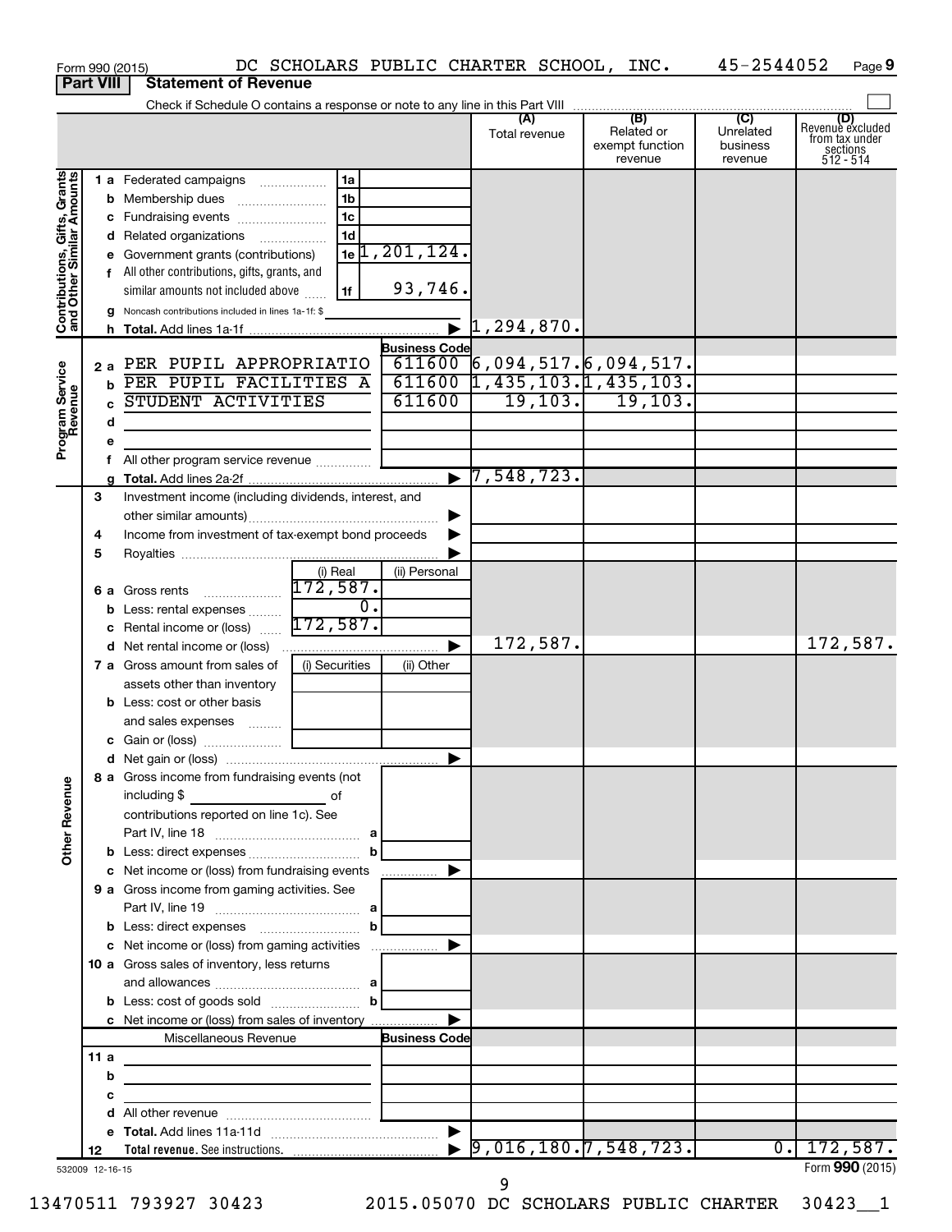Form 990 (2015) DC SCHOLARS PUBLIC CHARTER SCHOOL, INC. 45-2544052 Page 9

**Part VIII Statement of Revenue**

Check if Schedule O contains a response or note to any line in this Part VIII

| | | | (A) Total revenue | (B) Related or exempt function revenue | (C) Unrelated business revenue | (D) Revenue excluded from tax under sections 512 - 514 |
|---|---|---|---|---|---|---|
| **Contributions, Gifts, Grants and Other Similar Amounts** | 1a Federated campaigns | 1a | | | | |
| | b Membership dues | 1b | | | | |
| | c Fundraising events | 1c | | | | |
| | d Related organizations | 1d | | | | |
| | e Government grants (contributions) | 1e 1,201,124. | | | | |
| | f All other contributions, gifts, grants, and similar amounts not included above | 1f 93,746. | | | | |
| | g Noncash contributions included in lines 1a-1f: $ | | | | | |
| | h Total. Add lines 1a-1f | ▶ | 1,294,870. | | | |
| **Program Service Revenue** | | Business Code | | | | |
| | 2a PER PUPIL APPROPRIATIO | 611600 | 6,094,517. | 6,094,517. | | |
| | b PER PUPIL FACILITIES A | 611600 | 1,435,103. | 1,435,103. | | |
| | c STUDENT ACTIVITIES | 611600 | 19,103. | 19,103. | | |
| | d | | | | | |
| | e | | | | | |
| | f All other program service revenue | | | | | |
| | g Total. Add lines 2a-2f | ▶ | 7,548,723. | | | |
| **Other Revenue** | 3 Investment income (including dividends, interest, and other similar amounts) | ▶ | | | | |
| | 4 Income from investment of tax-exempt bond proceeds | ▶ | | | | |
| | 5 Royalties | ▶ | | | | |
| | | (i) Real / (ii) Personal | | | | |
| | 6a Gross rents | (i) 172,587. | | | | |
| | b Less: rental expenses | (i) 0. | | | | |
| | c Rental income or (loss) | (i) 172,587. | | | | |
| | d Net rental income or (loss) | ▶ | 172,587. | | | 172,587. |
| | 7a Gross amount from sales of assets other than inventory | (i) Securities / (ii) Other | | | | |
| | b Less: cost or other basis and sales expenses | | | | | |
| | c Gain or (loss) | | | | | |
| | d Net gain or (loss) | ▶ | | | | |
| | 8a Gross income from fundraising events (not including $ of contributions reported on line 1c). See Part IV, line 18 | a | | | | |
| | b Less: direct expenses | b | | | | |
| | c Net income or (loss) from fundraising events | ▶ | | | | |
| | 9a Gross income from gaming activities. See Part IV, line 19 | a | | | | |
| | b Less: direct expenses | b | | | | |
| | c Net income or (loss) from gaming activities | ▶ | | | | |
| | 10a Gross sales of inventory, less returns and allowances | a | | | | |
| | b Less: cost of goods sold | b | | | | |
| | c Net income or (loss) from sales of inventory | ▶ | | | | |
| | Miscellaneous Revenue | Business Code | | | | |
| | 11a | | | | | |
| | b | | | | | |
| | c | | | | | |
| | d All other revenue | | | | | |
| | e Total. Add lines 11a-11d | ▶ | | | | |
| | 12 Total revenue. See instructions. | ▶ | 9,016,180. | 7,548,723. | 0. | 172,587. |

532009 12-16-15

Form 990 (2015)

13470511 793927 30423 2015.05070 DC SCHOLARS PUBLIC CHARTER 30423__1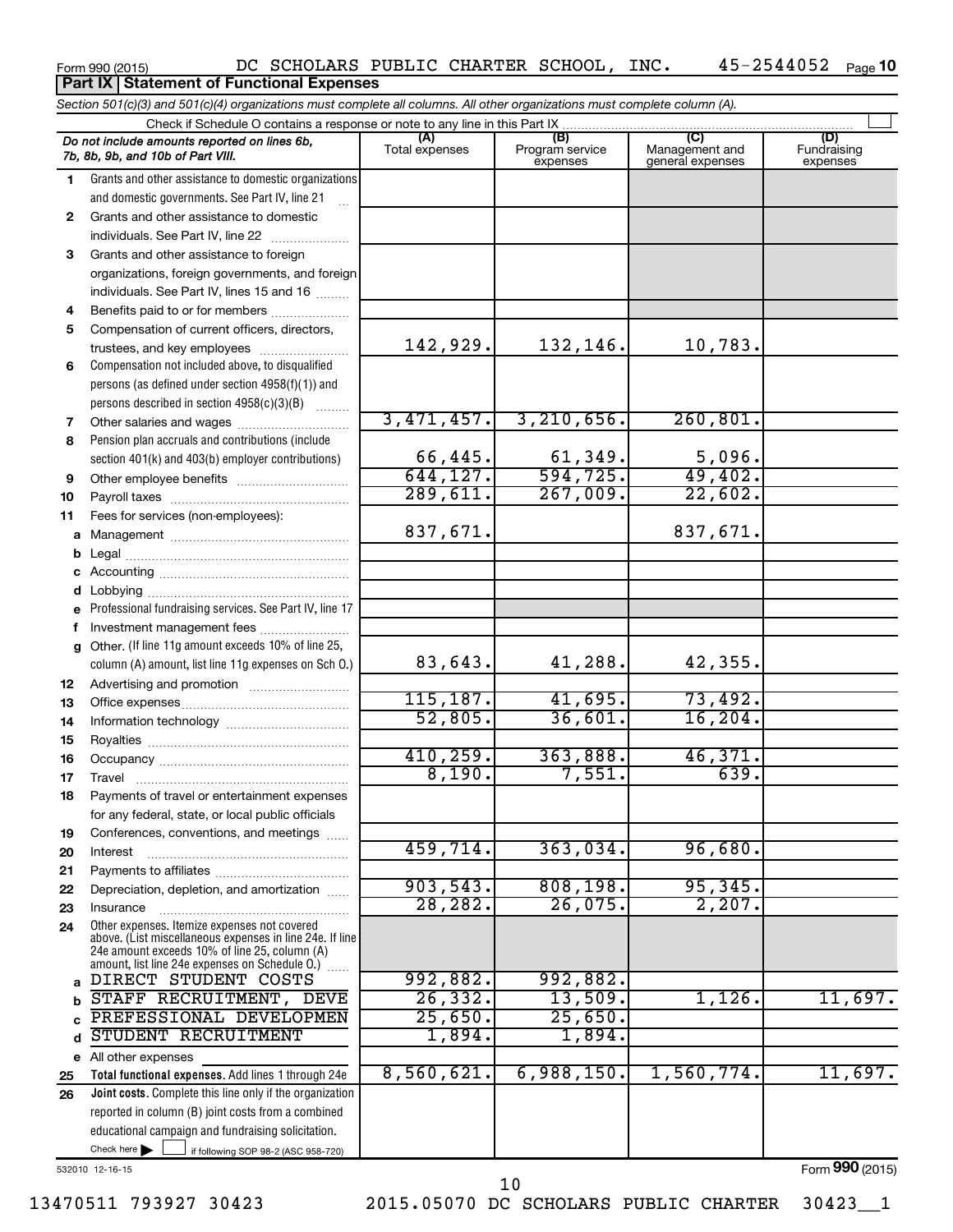Form 990 (2015) DC SCHOLARS PUBLIC CHARTER SCHOOL, INC. 45-2544052 Page 10

**Part IX Statement of Functional Expenses**

*Section 501(c)(3) and 501(c)(4) organizations must complete all columns. All other organizations must complete column (A).*

Check if Schedule O contains a response or note to any line in this Part IX

| *Do not include amounts reported on lines 6b, 7b, 8b, 9b, and 10b of Part VIII.* | (A) Total expenses | (B) Program service expenses | (C) Management and general expenses | (D) Fundraising expenses |
|---|---|---|---|---|
| 1 Grants and other assistance to domestic organizations and domestic governments. See Part IV, line 21 | | | | |
| 2 Grants and other assistance to domestic individuals. See Part IV, line 22 | | | | |
| 3 Grants and other assistance to foreign organizations, foreign governments, and foreign individuals. See Part IV, lines 15 and 16 | | | | |
| 4 Benefits paid to or for members | | | | |
| 5 Compensation of current officers, directors, trustees, and key employees | 142,929. | 132,146. | 10,783. | |
| 6 Compensation not included above, to disqualified persons (as defined under section 4958(f)(1)) and persons described in section 4958(c)(3)(B) | | | | |
| 7 Other salaries and wages | 3,471,457. | 3,210,656. | 260,801. | |
| 8 Pension plan accruals and contributions (include section 401(k) and 403(b) employer contributions) | 66,445. | 61,349. | 5,096. | |
| 9 Other employee benefits | 644,127. | 594,725. | 49,402. | |
| 10 Payroll taxes | 289,611. | 267,009. | 22,602. | |
| 11 Fees for services (non-employees): | | | | |
| a Management | 837,671. | | 837,671. | |
| b Legal | | | | |
| c Accounting | | | | |
| d Lobbying | | | | |
| e Professional fundraising services. See Part IV, line 17 | | | | |
| f Investment management fees | | | | |
| g Other. (If line 11g amount exceeds 10% of line 25, column (A) amount, list line 11g expenses on Sch O.) | 83,643. | 41,288. | 42,355. | |
| 12 Advertising and promotion | | | | |
| 13 Office expenses | 115,187. | 41,695. | 73,492. | |
| 14 Information technology | 52,805. | 36,601. | 16,204. | |
| 15 Royalties | | | | |
| 16 Occupancy | 410,259. | 363,888. | 46,371. | |
| 17 Travel | 8,190. | 7,551. | 639. | |
| 18 Payments of travel or entertainment expenses for any federal, state, or local public officials | | | | |
| 19 Conferences, conventions, and meetings | | | | |
| 20 Interest | 459,714. | 363,034. | 96,680. | |
| 21 Payments to affiliates | | | | |
| 22 Depreciation, depletion, and amortization | 903,543. | 808,198. | 95,345. | |
| 23 Insurance | 28,282. | 26,075. | 2,207. | |
| 24 Other expenses. Itemize expenses not covered above. (List miscellaneous expenses in line 24e. If line 24e amount exceeds 10% of line 25, column (A) amount, list line 24e expenses on Schedule O.) | | | | |
| a DIRECT STUDENT COSTS | 992,882. | 992,882. | | |
| b STAFF RECRUITMENT, DEVE | 26,332. | 13,509. | 1,126. | 11,697. |
| c PREFESSIONAL DEVELOPMEN | 25,650. | 25,650. | | |
| d STUDENT RECRUITMENT | 1,894. | 1,894. | | |
| e All other expenses | | | | |
| 25 **Total functional expenses.** Add lines 1 through 24e | 8,560,621. | 6,988,150. | 1,560,774. | 11,697. |
| 26 **Joint costs.** Complete this line only if the organization reported in column (B) joint costs from a combined educational campaign and fundraising solicitation. Check here ☐ if following SOP 98-2 (ASC 958-720) | | | | |

532010 12-16-15

Form 990 (2015)

13470511 793927 30423 2015.05070 DC SCHOLARS PUBLIC CHARTER 30423__1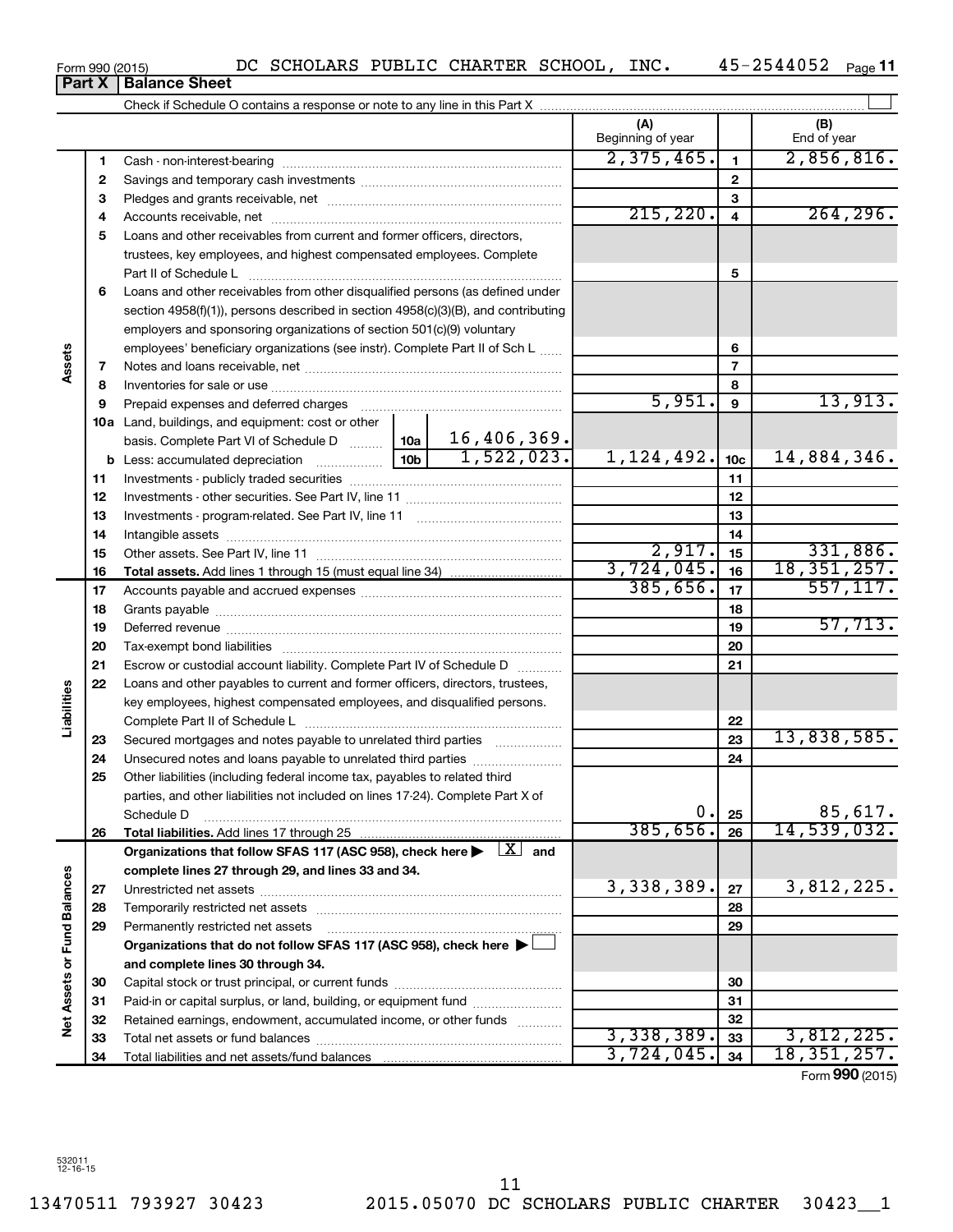Form 990 (2015) DC SCHOLARS PUBLIC CHARTER SCHOOL, INC. 45-2544052 Page 11

## Part X | Balance Sheet

Check if Schedule O contains a response or note to any line in this Part X ☐

| | | | | (A) Beginning of year | | (B) End of year |
|---|---|---|---|---|---|---|
| Assets | 1 | Cash - non-interest-bearing | | 2,375,465. | 1 | 2,856,816. |
| | 2 | Savings and temporary cash investments | | | 2 | |
| | 3 | Pledges and grants receivable, net | | | 3 | |
| | 4 | Accounts receivable, net | | 215,220. | 4 | 264,296. |
| | 5 | Loans and other receivables from current and former officers, directors, trustees, key employees, and highest compensated employees. Complete Part II of Schedule L | | | 5 | |
| | 6 | Loans and other receivables from other disqualified persons (as defined under section 4958(f)(1)), persons described in section 4958(c)(3)(B), and contributing employers and sponsoring organizations of section 501(c)(9) voluntary employees' beneficiary organizations (see instr). Complete Part II of Sch L | | | 6 | |
| | 7 | Notes and loans receivable, net | | | 7 | |
| | 8 | Inventories for sale or use | | | 8 | |
| | 9 | Prepaid expenses and deferred charges | | 5,951. | 9 | 13,913. |
| | 10a | Land, buildings, and equipment: cost or other basis. Complete Part VI of Schedule D | 10a 16,406,369. | | | |
| | b | Less: accumulated depreciation | 10b 1,522,023. | 1,124,492. | 10c | 14,884,346. |
| | 11 | Investments - publicly traded securities | | | 11 | |
| | 12 | Investments - other securities. See Part IV, line 11 | | | 12 | |
| | 13 | Investments - program-related. See Part IV, line 11 | | | 13 | |
| | 14 | Intangible assets | | | 14 | |
| | 15 | Other assets. See Part IV, line 11 | | 2,917. | 15 | 331,886. |
| | 16 | **Total assets.** Add lines 1 through 15 (must equal line 34) | | 3,724,045. | 16 | 18,351,257. |
| Liabilities | 17 | Accounts payable and accrued expenses | | 385,656. | 17 | 557,117. |
| | 18 | Grants payable | | | 18 | |
| | 19 | Deferred revenue | | | 19 | 57,713. |
| | 20 | Tax-exempt bond liabilities | | | 20 | |
| | 21 | Escrow or custodial account liability. Complete Part IV of Schedule D | | | 21 | |
| | 22 | Loans and other payables to current and former officers, directors, trustees, key employees, highest compensated employees, and disqualified persons. Complete Part II of Schedule L | | | 22 | |
| | 23 | Secured mortgages and notes payable to unrelated third parties | | | 23 | 13,838,585. |
| | 24 | Unsecured notes and loans payable to unrelated third parties | | | 24 | |
| | 25 | Other liabilities (including federal income tax, payables to related third parties, and other liabilities not included on lines 17-24). Complete Part X of Schedule D | | 0. | 25 | 85,617. |
| | 26 | **Total liabilities.** Add lines 17 through 25 | | 385,656. | 26 | 14,539,032. |
| Net Assets or Fund Balances | | **Organizations that follow SFAS 117 (ASC 958), check here ▶ ☒ and complete lines 27 through 29, and lines 33 and 34.** | | | | |
| | 27 | Unrestricted net assets | | 3,338,389. | 27 | 3,812,225. |
| | 28 | Temporarily restricted net assets | | | 28 | |
| | 29 | Permanently restricted net assets | | | 29 | |
| | | **Organizations that do not follow SFAS 117 (ASC 958), check here ▶ ☐ and complete lines 30 through 34.** | | | | |
| | 30 | Capital stock or trust principal, or current funds | | | 30 | |
| | 31 | Paid-in or capital surplus, or land, building, or equipment fund | | | 31 | |
| | 32 | Retained earnings, endowment, accumulated income, or other funds | | | 32 | |
| | 33 | Total net assets or fund balances | | 3,338,389. | 33 | 3,812,225. |
| | 34 | Total liabilities and net assets/fund balances | | 3,724,045. | 34 | 18,351,257. |

Form **990** (2015)

532011 12-16-15

13470511 793927 30423 2015.05070 DC SCHOLARS PUBLIC CHARTER 30423__1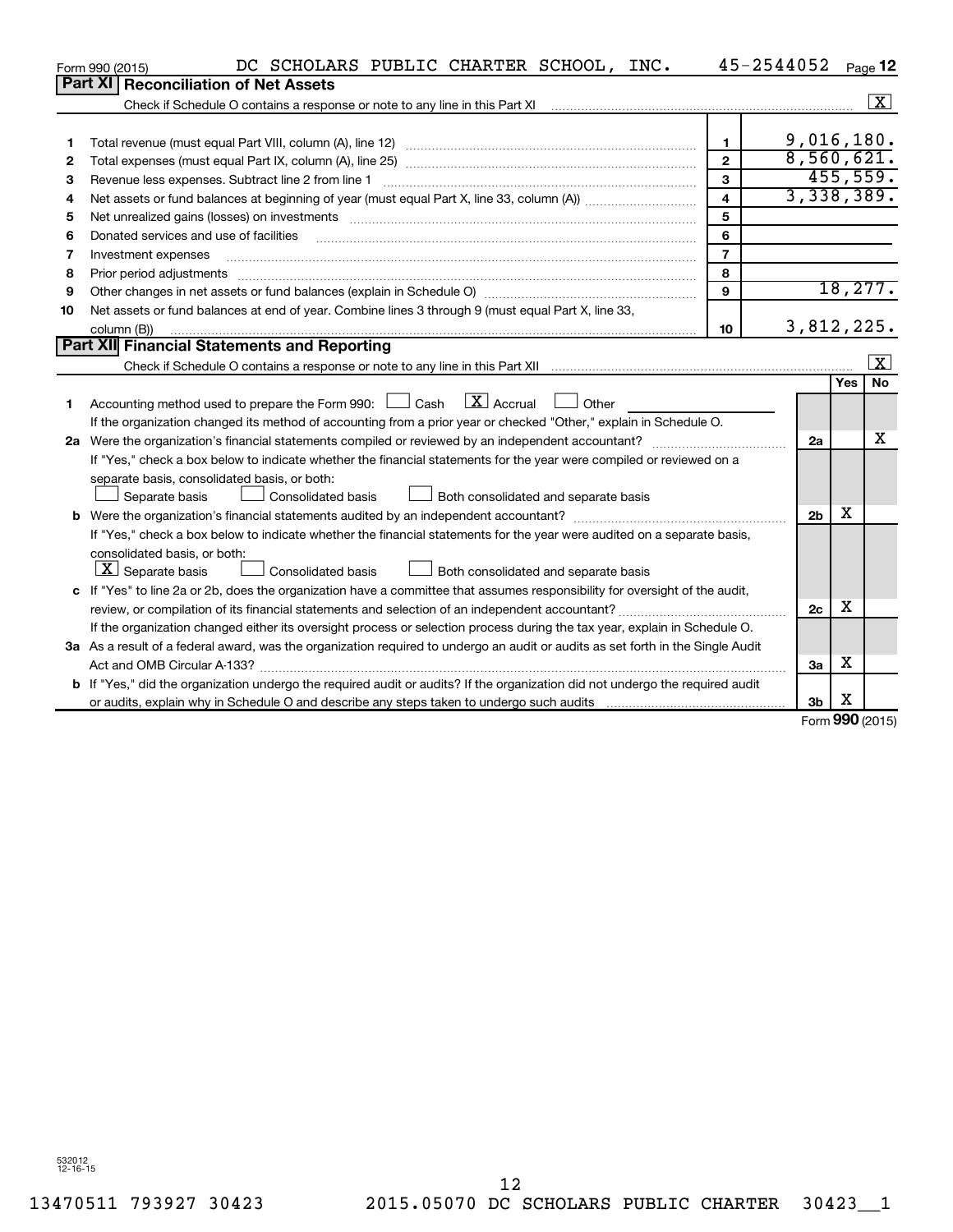Form 990 (2015) DC SCHOLARS PUBLIC CHARTER SCHOOL, INC. 45-2544052

## Part XI Reconciliation of Net Assets

Check if Schedule O contains a response or note to any line in this Part XI .......... [X]

| | | | |
|---|---|---|---|
| 1 | Total revenue (must equal Part VIII, column (A), line 12) | 1 | 9,016,180. |
| 2 | Total expenses (must equal Part IX, column (A), line 25) | 2 | 8,560,621. |
| 3 | Revenue less expenses. Subtract line 2 from line 1 | 3 | 455,559. |
| 4 | Net assets or fund balances at beginning of year (must equal Part X, line 33, column (A)) | 4 | 3,338,389. |
| 5 | Net unrealized gains (losses) on investments | 5 | |
| 6 | Donated services and use of facilities | 6 | |
| 7 | Investment expenses | 7 | |
| 8 | Prior period adjustments | 8 | |
| 9 | Other changes in net assets or fund balances (explain in Schedule O) | 9 | 18,277. |
| 10 | Net assets or fund balances at end of year. Combine lines 3 through 9 (must equal Part X, line 33, column (B)) | 10 | 3,812,225. |

## Part XII Financial Statements and Reporting

Check if Schedule O contains a response or note to any line in this Part XII .......... [X]

| | | | Yes | No |
|---|---|---|---|---|
| 1 | Accounting method used to prepare the Form 990: [ ] Cash [X] Accrual [ ] Other<br>If the organization changed its method of accounting from a prior year or checked "Other," explain in Schedule O. | | | |
| 2a | Were the organization's financial statements compiled or reviewed by an independent accountant?<br>If "Yes," check a box below to indicate whether the financial statements for the year were compiled or reviewed on a separate basis, consolidated basis, or both:<br>[ ] Separate basis [ ] Consolidated basis [ ] Both consolidated and separate basis | 2a | | X |
| b | Were the organization's financial statements audited by an independent accountant?<br>If "Yes," check a box below to indicate whether the financial statements for the year were audited on a separate basis, consolidated basis, or both:<br>[X] Separate basis [ ] Consolidated basis [ ] Both consolidated and separate basis | 2b | X | |
| c | If "Yes" to line 2a or 2b, does the organization have a committee that assumes responsibility for oversight of the audit, review, or compilation of its financial statements and selection of an independent accountant?<br>If the organization changed either its oversight process or selection process during the tax year, explain in Schedule O. | 2c | X | |
| 3a | As a result of a federal award, was the organization required to undergo an audit or audits as set forth in the Single Audit Act and OMB Circular A-133? | 3a | X | |
| b | If "Yes," did the organization undergo the required audit or audits? If the organization did not undergo the required audit or audits, explain why in Schedule O and describe any steps taken to undergo such audits | 3b | X | |

Form 990 (2015)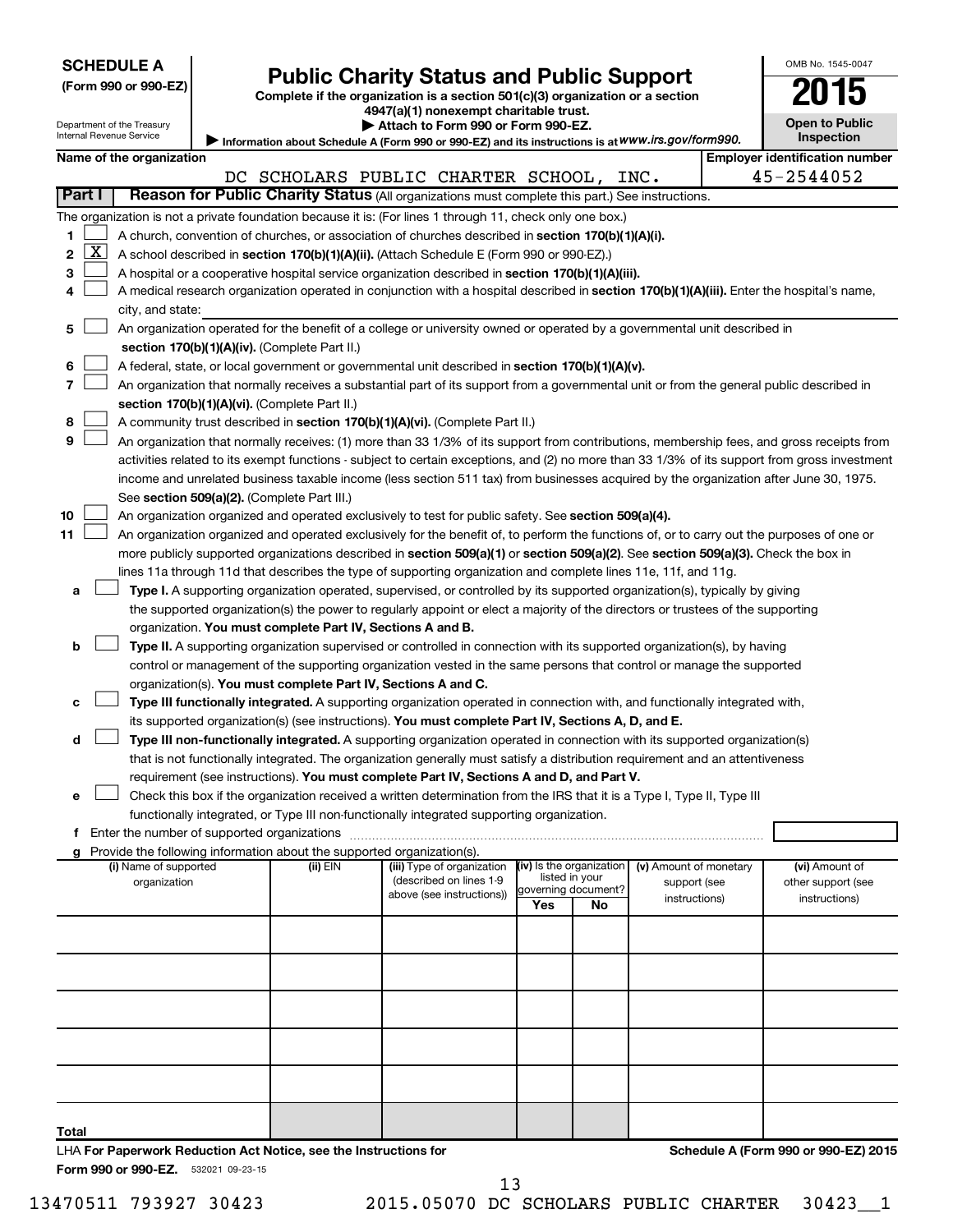**SCHEDULE A**
**(Form 990 or 990-EZ)**

Department of the Treasury
Internal Revenue Service

# Public Charity Status and Public Support

**Complete if the organization is a section 501(c)(3) organization or a section 4947(a)(1) nonexempt charitable trust.**
**▶ Attach to Form 990 or Form 990-EZ.**
▶ Information about Schedule A (Form 990 or 990-EZ) and its instructions is at *www.irs.gov/form990.*

OMB No. 1545-0047
**2015**
**Open to Public Inspection**

**Name of the organization**
DC SCHOLARS PUBLIC CHARTER SCHOOL, INC.

**Employer identification number**
45-2544052

**Part I** **Reason for Public Charity Status** (All organizations must complete this part.) See instructions.

The organization is not a private foundation because it is: (For lines 1 through 11, check only one box.)

1 [ ] A church, convention of churches, or association of churches described in **section 170(b)(1)(A)(i).**

2 [X] A school described in **section 170(b)(1)(A)(ii).** (Attach Schedule E (Form 990 or 990-EZ).)

3 [ ] A hospital or a cooperative hospital service organization described in **section 170(b)(1)(A)(iii).**

4 [ ] A medical research organization operated in conjunction with a hospital described in **section 170(b)(1)(A)(iii).** Enter the hospital's name, city, and state:

5 [ ] An organization operated for the benefit of a college or university owned or operated by a governmental unit described in **section 170(b)(1)(A)(iv).** (Complete Part II.)

6 [ ] A federal, state, or local government or governmental unit described in **section 170(b)(1)(A)(v).**

7 [ ] An organization that normally receives a substantial part of its support from a governmental unit or from the general public described in **section 170(b)(1)(A)(vi).** (Complete Part II.)

8 [ ] A community trust described in **section 170(b)(1)(A)(vi).** (Complete Part II.)

9 [ ] An organization that normally receives: (1) more than 33 1/3% of its support from contributions, membership fees, and gross receipts from activities related to its exempt functions - subject to certain exceptions, and (2) no more than 33 1/3% of its support from gross investment income and unrelated business taxable income (less section 511 tax) from businesses acquired by the organization after June 30, 1975. See **section 509(a)(2).** (Complete Part III.)

10 [ ] An organization organized and operated exclusively to test for public safety. See **section 509(a)(4).**

11 [ ] An organization organized and operated exclusively for the benefit of, to perform the functions of, or to carry out the purposes of one or more publicly supported organizations described in **section 509(a)(1)** or **section 509(a)(2).** See **section 509(a)(3).** Check the box in lines 11a through 11d that describes the type of supporting organization and complete lines 11e, 11f, and 11g.

a [ ] **Type I.** A supporting organization operated, supervised, or controlled by its supported organization(s), typically by giving the supported organization(s) the power to regularly appoint or elect a majority of the directors or trustees of the supporting organization. **You must complete Part IV, Sections A and B.**

b [ ] **Type II.** A supporting organization supervised or controlled in connection with its supported organization(s), by having control or management of the supporting organization vested in the same persons that control or manage the supported organization(s). **You must complete Part IV, Sections A and C.**

c [ ] **Type III functionally integrated.** A supporting organization operated in connection with, and functionally integrated with, its supported organization(s) (see instructions). **You must complete Part IV, Sections A, D, and E.**

d [ ] **Type III non-functionally integrated.** A supporting organization operated in connection with its supported organization(s) that is not functionally integrated. The organization generally must satisfy a distribution requirement and an attentiveness requirement (see instructions). **You must complete Part IV, Sections A and D, and Part V.**

e [ ] Check this box if the organization received a written determination from the IRS that it is a Type I, Type II, Type III functionally integrated, or Type III non-functionally integrated supporting organization.

f Enter the number of supported organizations

g Provide the following information about the supported organization(s).

| (i) Name of supported organization | (ii) EIN | (iii) Type of organization (described on lines 1-9 above (see instructions)) | (iv) Is the organization listed in your governing document? Yes | No | (v) Amount of monetary support (see instructions) | (vi) Amount of other support (see instructions) |
|---|---|---|---|---|---|---|
| | | | | | | |
| | | | | | | |
| | | | | | | |
| | | | | | | |
| | | | | | | |
| **Total** | | | | | | |

LHA **For Paperwork Reduction Act Notice, see the Instructions for Form 990 or 990-EZ.** 532021 09-23-15

**Schedule A (Form 990 or 990-EZ) 2015**

13470511 793927 30423 2015.05070 DC SCHOLARS PUBLIC CHARTER 30423__1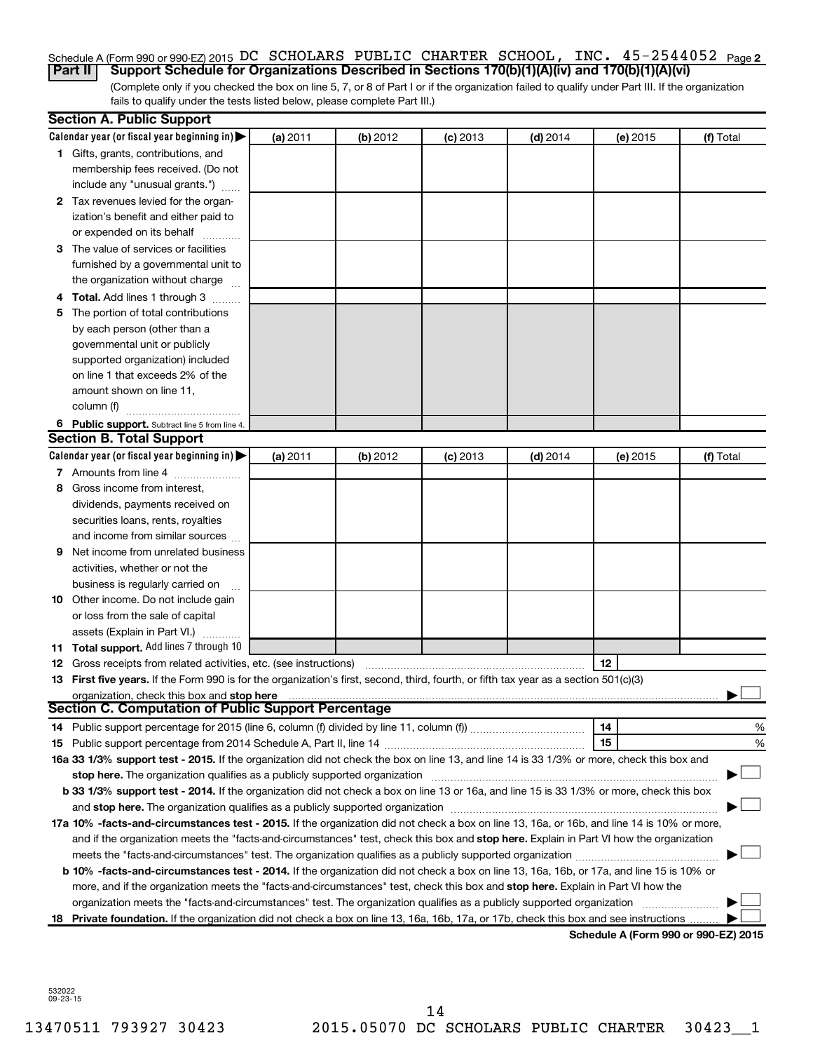Schedule A (Form 990 or 990-EZ) 2015 DC SCHOLARS PUBLIC CHARTER SCHOOL, INC. 45-2544052 Page 2

**Part II Support Schedule for Organizations Described in Sections 170(b)(1)(A)(iv) and 170(b)(1)(A)(vi)**

(Complete only if you checked the box on line 5, 7, or 8 of Part I or if the organization failed to qualify under Part III. If the organization fails to qualify under the tests listed below, please complete Part III.)

## Section A. Public Support

| Calendar year (or fiscal year beginning in) ▶ | (a) 2011 | (b) 2012 | (c) 2013 | (d) 2014 | (e) 2015 | (f) Total |
|---|---|---|---|---|---|---|
| **1** Gifts, grants, contributions, and membership fees received. (Do not include any "unusual grants.") | | | | | | |
| **2** Tax revenues levied for the organization's benefit and either paid to or expended on its behalf | | | | | | |
| **3** The value of services or facilities furnished by a governmental unit to the organization without charge | | | | | | |
| **4 Total.** Add lines 1 through 3 | | | | | | |
| **5** The portion of total contributions by each person (other than a governmental unit or publicly supported organization) included on line 1 that exceeds 2% of the amount shown on line 11, column (f) | | | | | | |
| **6 Public support.** Subtract line 5 from line 4. | | | | | | |

## Section B. Total Support

| Calendar year (or fiscal year beginning in) ▶ | (a) 2011 | (b) 2012 | (c) 2013 | (d) 2014 | (e) 2015 | (f) Total |
|---|---|---|---|---|---|---|
| **7** Amounts from line 4 | | | | | | |
| **8** Gross income from interest, dividends, payments received on securities loans, rents, royalties and income from similar sources | | | | | | |
| **9** Net income from unrelated business activities, whether or not the business is regularly carried on | | | | | | |
| **10** Other income. Do not include gain or loss from the sale of capital assets (Explain in Part VI.) | | | | | | |
| **11 Total support.** Add lines 7 through 10 | | | | | | |

**12** Gross receipts from related activities, etc. (see instructions) | **12** |

**13 First five years.** If the Form 990 is for the organization's first, second, third, fourth, or fifth tax year as a section 501(c)(3) organization, check this box and **stop here** ▶ ☐

## Section C. Computation of Public Support Percentage

**14** Public support percentage for 2015 (line 6, column (f) divided by line 11, column (f)) | **14** | %

**15** Public support percentage from 2014 Schedule A, Part II, line 14 | **15** | %

**16a 33 1/3% support test - 2015.** If the organization did not check the box on line 13, and line 14 is 33 1/3% or more, check this box and **stop here.** The organization qualifies as a publicly supported organization ▶ ☐

**b 33 1/3% support test - 2014.** If the organization did not check a box on line 13 or 16a, and line 15 is 33 1/3% or more, check this box and **stop here.** The organization qualifies as a publicly supported organization ▶ ☐

**17a 10% -facts-and-circumstances test - 2015.** If the organization did not check a box on line 13, 16a, or 16b, and line 14 is 10% or more, and if the organization meets the "facts-and-circumstances" test, check this box and **stop here.** Explain in Part VI how the organization meets the "facts-and-circumstances" test. The organization qualifies as a publicly supported organization ▶ ☐

**b 10% -facts-and-circumstances test - 2014.** If the organization did not check a box on line 13, 16a, 16b, or 17a, and line 15 is 10% or more, and if the organization meets the "facts-and-circumstances" test, check this box and **stop here.** Explain in Part VI how the organization meets the "facts-and-circumstances" test. The organization qualifies as a publicly supported organization ▶ ☐

**18 Private foundation.** If the organization did not check a box on line 13, 16a, 16b, 17a, or 17b, check this box and see instructions ▶ ☐

**Schedule A (Form 990 or 990-EZ) 2015**

532022 09-23-15

13470511 793927 30423 2015.05070 DC SCHOLARS PUBLIC CHARTER 30423__1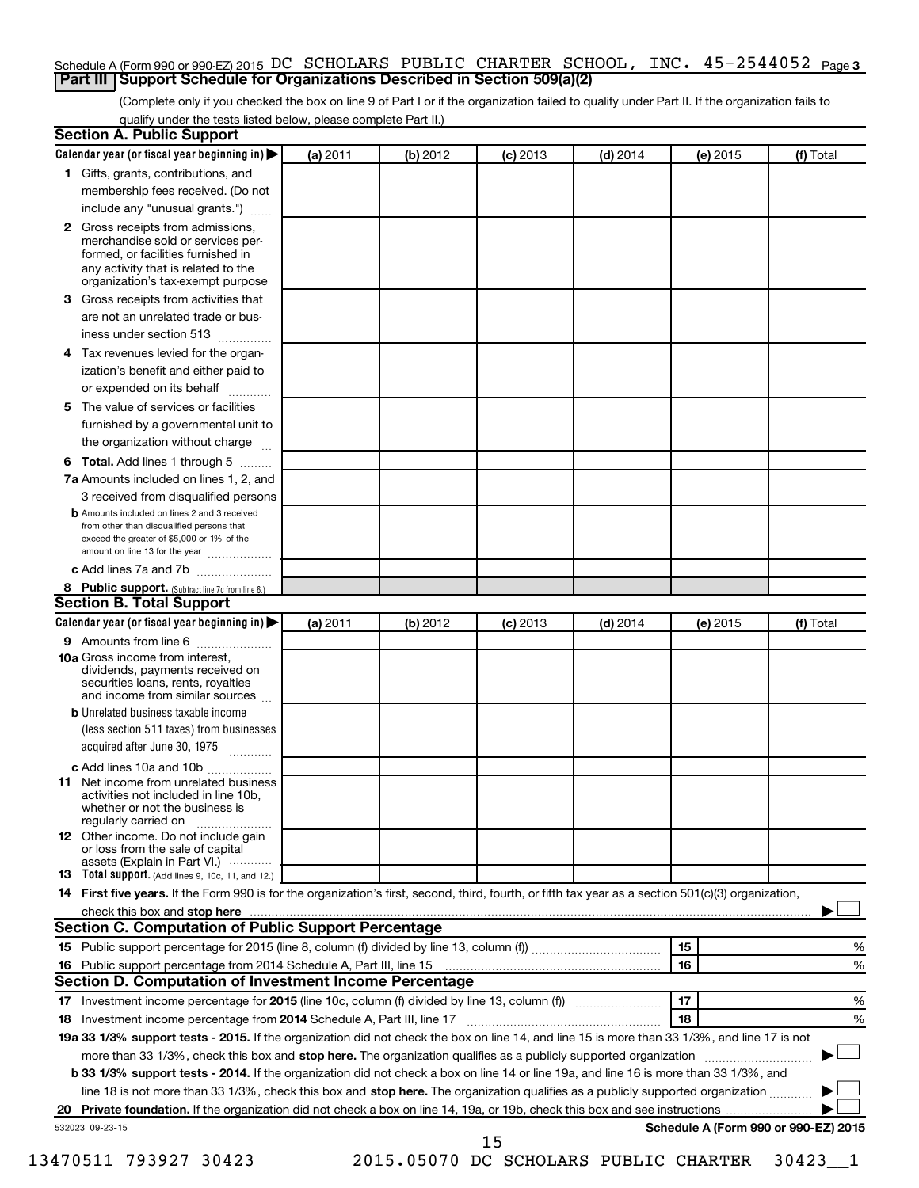Schedule A (Form 990 or 990-EZ) 2015 DC SCHOLARS PUBLIC CHARTER SCHOOL, INC. 45-2544052 Page 3

## Part III Support Schedule for Organizations Described in Section 509(a)(2)

(Complete only if you checked the box on line 9 of Part I or if the organization failed to qualify under Part II. If the organization fails to qualify under the tests listed below, please complete Part II.)

### Section A. Public Support

| Calendar year (or fiscal year beginning in) ▶ | (a) 2011 | (b) 2012 | (c) 2013 | (d) 2014 | (e) 2015 | (f) Total |
|---|---|---|---|---|---|---|
| **1** Gifts, grants, contributions, and membership fees received. (Do not include any "unusual grants.") | | | | | | |
| **2** Gross receipts from admissions, merchandise sold or services performed, or facilities furnished in any activity that is related to the organization's tax-exempt purpose | | | | | | |
| **3** Gross receipts from activities that are not an unrelated trade or business under section 513 | | | | | | |
| **4** Tax revenues levied for the organization's benefit and either paid to or expended on its behalf | | | | | | |
| **5** The value of services or facilities furnished by a governmental unit to the organization without charge | | | | | | |
| **6 Total.** Add lines 1 through 5 | | | | | | |
| **7a** Amounts included on lines 1, 2, and 3 received from disqualified persons | | | | | | |
| **b** Amounts included on lines 2 and 3 received from other than disqualified persons that exceed the greater of $5,000 or 1% of the amount on line 13 for the year | | | | | | |
| **c** Add lines 7a and 7b | | | | | | |
| **8 Public support.** (Subtract line 7c from line 6.) | | | | | | |

### Section B. Total Support

| Calendar year (or fiscal year beginning in) ▶ | (a) 2011 | (b) 2012 | (c) 2013 | (d) 2014 | (e) 2015 | (f) Total |
|---|---|---|---|---|---|---|
| **9** Amounts from line 6 | | | | | | |
| **10a** Gross income from interest, dividends, payments received on securities loans, rents, royalties and income from similar sources | | | | | | |
| **b** Unrelated business taxable income (less section 511 taxes) from businesses acquired after June 30, 1975 | | | | | | |
| **c** Add lines 10a and 10b | | | | | | |
| **11** Net income from unrelated business activities not included in line 10b, whether or not the business is regularly carried on | | | | | | |
| **12** Other income. Do not include gain or loss from the sale of capital assets (Explain in Part VI.) | | | | | | |
| **13 Total support.** (Add lines 9, 10c, 11, and 12.) | | | | | | |

**14 First five years.** If the Form 990 is for the organization's first, second, third, fourth, or fifth tax year as a section 501(c)(3) organization, check this box and **stop here** ▶ ☐

### Section C. Computation of Public Support Percentage

| | | | |
|---|---|---|---|
| **15** | Public support percentage for 2015 (line 8, column (f) divided by line 13, column (f)) | 15 | % |
| **16** | Public support percentage from 2014 Schedule A, Part III, line 15 | 16 | % |

### Section D. Computation of Investment Income Percentage

| | | | |
|---|---|---|---|
| **17** | Investment income percentage for **2015** (line 10c, column (f) divided by line 13, column (f)) | 17 | % |
| **18** | Investment income percentage from **2014** Schedule A, Part III, line 17 | 18 | % |

**19a 33 1/3% support tests - 2015.** If the organization did not check the box on line 14, and line 15 is more than 33 1/3%, and line 17 is not more than 33 1/3%, check this box and **stop here.** The organization qualifies as a publicly supported organization ▶ ☐

**b 33 1/3% support tests - 2014.** If the organization did not check a box on line 14 or line 19a, and line 16 is more than 33 1/3%, and line 18 is not more than 33 1/3%, check this box and **stop here.** The organization qualifies as a publicly supported organization ▶ ☐

**20 Private foundation.** If the organization did not check a box on line 14, 19a, or 19b, check this box and see instructions ▶ ☐

532023 09-23-15 **Schedule A (Form 990 or 990-EZ) 2015**

13470511 793927 30423 2015.05070 DC SCHOLARS PUBLIC CHARTER 30423__1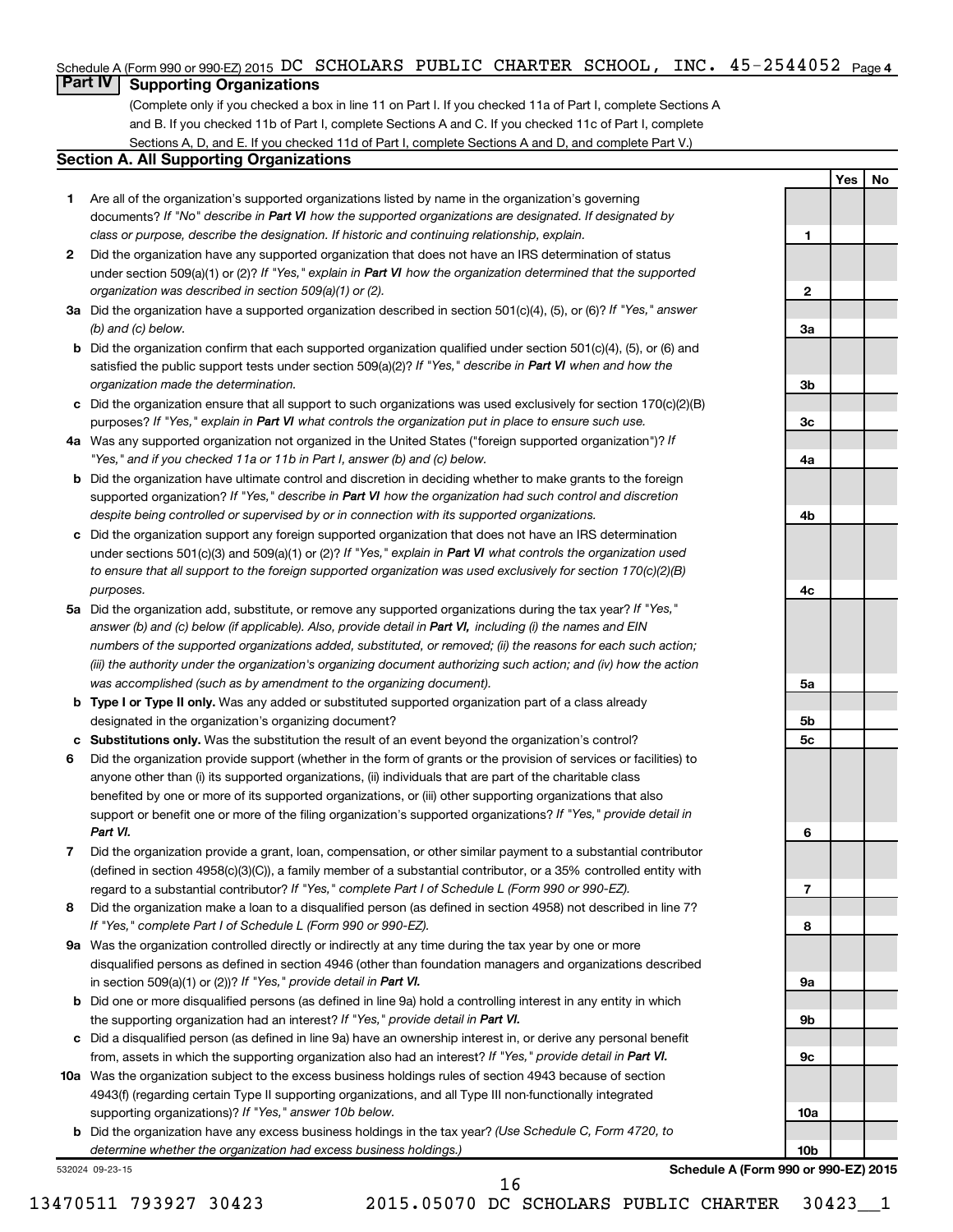Schedule A (Form 990 or 990-EZ) 2015 DC SCHOLARS PUBLIC CHARTER SCHOOL, INC. 45-2544052 Page 4

## Part IV Supporting Organizations

(Complete only if you checked a box in line 11 on Part I. If you checked 11a of Part I, complete Sections A and B. If you checked 11b of Part I, complete Sections A and C. If you checked 11c of Part I, complete Sections A, D, and E. If you checked 11d of Part I, complete Sections A and D, and complete Part V.)

### Section A. All Supporting Organizations

| | | | Yes | No |
|---|---|---|---|---|
| **1** | Are all of the organization's supported organizations listed by name in the organization's governing documents? *If "No" describe in **Part VI** how the supported organizations are designated. If designated by class or purpose, describe the designation. If historic and continuing relationship, explain.* | 1 | | |
| **2** | Did the organization have any supported organization that does not have an IRS determination of status under section 509(a)(1) or (2)? *If "Yes," explain in **Part VI** how the organization determined that the supported organization was described in section 509(a)(1) or (2).* | 2 | | |
| **3a** | Did the organization have a supported organization described in section 501(c)(4), (5), or (6)? *If "Yes," answer (b) and (c) below.* | 3a | | |
| **b** | Did the organization confirm that each supported organization qualified under section 501(c)(4), (5), or (6) and satisfied the public support tests under section 509(a)(2)? *If "Yes," describe in **Part VI** when and how the organization made the determination.* | 3b | | |
| **c** | Did the organization ensure that all support to such organizations was used exclusively for section 170(c)(2)(B) purposes? *If "Yes," explain in **Part VI** what controls the organization put in place to ensure such use.* | 3c | | |
| **4a** | Was any supported organization not organized in the United States ("foreign supported organization")? *If "Yes," and if you checked 11a or 11b in Part I, answer (b) and (c) below.* | 4a | | |
| **b** | Did the organization have ultimate control and discretion in deciding whether to make grants to the foreign supported organization? *If "Yes," describe in **Part VI** how the organization had such control and discretion despite being controlled or supervised by or in connection with its supported organizations.* | 4b | | |
| **c** | Did the organization support any foreign supported organization that does not have an IRS determination under sections 501(c)(3) and 509(a)(1) or (2)? *If "Yes," explain in **Part VI** what controls the organization used to ensure that all support to the foreign supported organization was used exclusively for section 170(c)(2)(B) purposes.* | 4c | | |
| **5a** | Did the organization add, substitute, or remove any supported organizations during the tax year? *If "Yes," answer (b) and (c) below (if applicable). Also, provide detail in **Part VI,** including (i) the names and EIN numbers of the supported organizations added, substituted, or removed; (ii) the reasons for each such action; (iii) the authority under the organization's organizing document authorizing such action; and (iv) how the action was accomplished (such as by amendment to the organizing document).* | 5a | | |
| **b** | **Type I or Type II only.** Was any added or substituted supported organization part of a class already designated in the organization's organizing document? | 5b | | |
| **c** | **Substitutions only.** Was the substitution the result of an event beyond the organization's control? | 5c | | |
| **6** | Did the organization provide support (whether in the form of grants or the provision of services or facilities) to anyone other than (i) its supported organizations, (ii) individuals that are part of the charitable class benefited by one or more of its supported organizations, or (iii) other supporting organizations that also support or benefit one or more of the filing organization's supported organizations? *If "Yes," provide detail in **Part VI.*** | 6 | | |
| **7** | Did the organization provide a grant, loan, compensation, or other similar payment to a substantial contributor (defined in section 4958(c)(3)(C)), a family member of a substantial contributor, or a 35% controlled entity with regard to a substantial contributor? *If "Yes," complete Part I of Schedule L (Form 990 or 990-EZ).* | 7 | | |
| **8** | Did the organization make a loan to a disqualified person (as defined in section 4958) not described in line 7? *If "Yes," complete Part I of Schedule L (Form 990 or 990-EZ).* | 8 | | |
| **9a** | Was the organization controlled directly or indirectly at any time during the tax year by one or more disqualified persons as defined in section 4946 (other than foundation managers and organizations described in section 509(a)(1) or (2))? *If "Yes," provide detail in **Part VI.*** | 9a | | |
| **b** | Did one or more disqualified persons (as defined in line 9a) hold a controlling interest in any entity in which the supporting organization had an interest? *If "Yes," provide detail in **Part VI.*** | 9b | | |
| **c** | Did a disqualified person (as defined in line 9a) have an ownership interest in, or derive any personal benefit from, assets in which the supporting organization also had an interest? *If "Yes," provide detail in **Part VI.*** | 9c | | |
| **10a** | Was the organization subject to the excess business holdings rules of section 4943 because of section 4943(f) (regarding certain Type II supporting organizations, and all Type III non-functionally integrated supporting organizations)? *If "Yes," answer 10b below.* | 10a | | |
| **b** | Did the organization have any excess business holdings in the tax year? *(Use Schedule C, Form 4720, to determine whether the organization had excess business holdings.)* | 10b | | |

532024 09-23-15

**Schedule A (Form 990 or 990-EZ) 2015**

13470511 793927 30423 2015.05070 DC SCHOLARS PUBLIC CHARTER 30423__1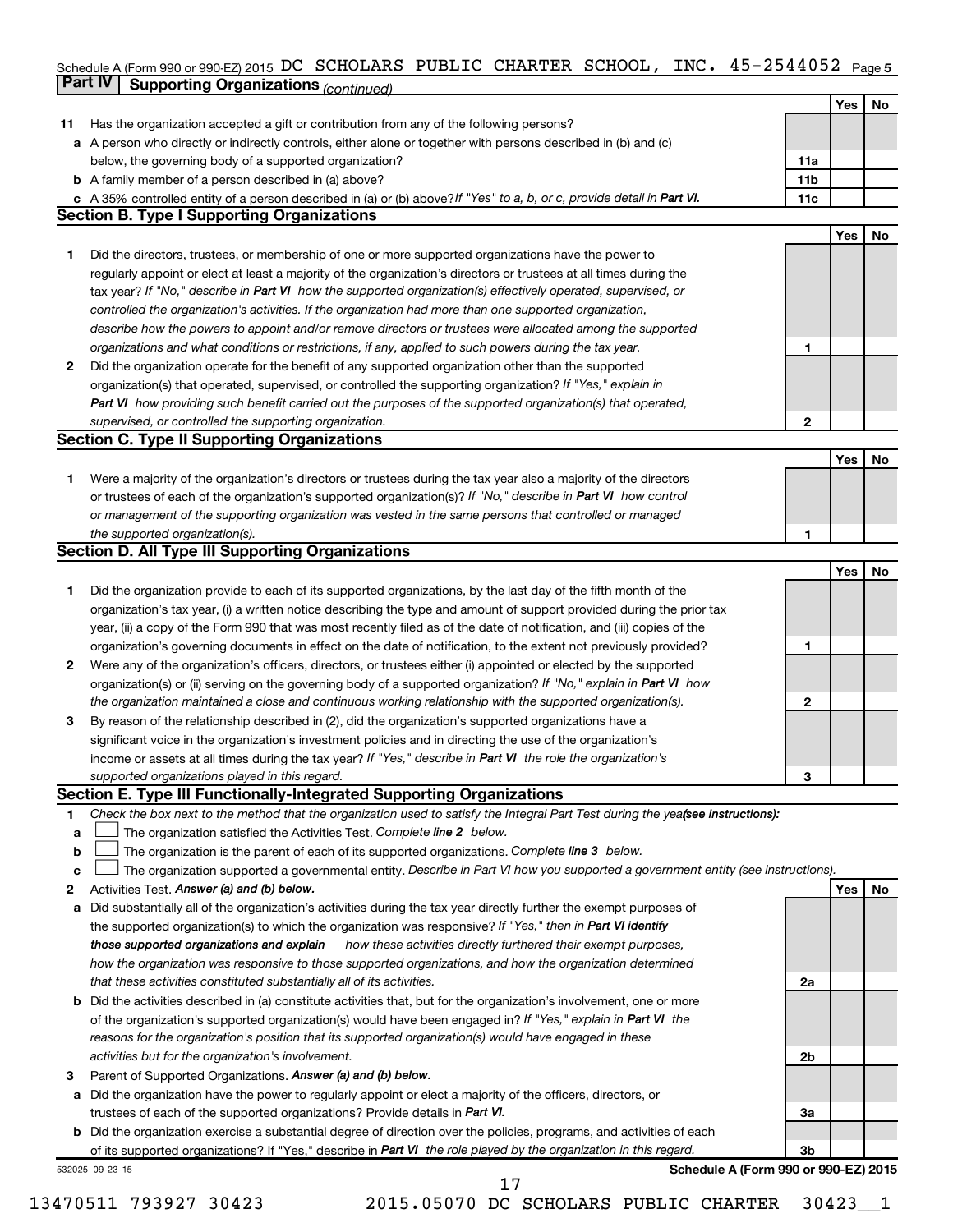Schedule A (Form 990 or 990-EZ) 2015 DC SCHOLARS PUBLIC CHARTER SCHOOL, INC. 45-2544052 Page 5

## Part IV Supporting Organizations *(continued)*

| | | | Yes | No |
|---|---|---|---|---|
| **11** | Has the organization accepted a gift or contribution from any of the following persons? | | | |
| **a** | A person who directly or indirectly controls, either alone or together with persons described in (b) and (c) below, the governing body of a supported organization? | 11a | | |
| **b** | A family member of a person described in (a) above? | 11b | | |
| **c** | A 35% controlled entity of a person described in (a) or (b) above? *If "Yes" to a, b, or c, provide detail in* ***Part VI.*** | 11c | | |

### Section B. Type I Supporting Organizations

| | | | Yes | No |
|---|---|---|---|---|
| **1** | Did the directors, trustees, or membership of one or more supported organizations have the power to regularly appoint or elect at least a majority of the organization's directors or trustees at all times during the tax year? *If "No," describe in* ***Part VI*** *how the supported organization(s) effectively operated, supervised, or controlled the organization's activities. If the organization had more than one supported organization, describe how the powers to appoint and/or remove directors or trustees were allocated among the supported organizations and what conditions or restrictions, if any, applied to such powers during the tax year.* | 1 | | |
| **2** | Did the organization operate for the benefit of any supported organization other than the supported organization(s) that operated, supervised, or controlled the supporting organization? *If "Yes," explain in* ***Part VI*** *how providing such benefit carried out the purposes of the supported organization(s) that operated, supervised, or controlled the supporting organization.* | 2 | | |

### Section C. Type II Supporting Organizations

| | | | Yes | No |
|---|---|---|---|---|
| **1** | Were a majority of the organization's directors or trustees during the tax year also a majority of the directors or trustees of each of the organization's supported organization(s)? *If "No," describe in* ***Part VI*** *how control or management of the supporting organization was vested in the same persons that controlled or managed the supported organization(s).* | 1 | | |

### Section D. All Type III Supporting Organizations

| | | | Yes | No |
|---|---|---|---|---|
| **1** | Did the organization provide to each of its supported organizations, by the last day of the fifth month of the organization's tax year, (i) a written notice describing the type and amount of support provided during the prior tax year, (ii) a copy of the Form 990 that was most recently filed as of the date of notification, and (iii) copies of the organization's governing documents in effect on the date of notification, to the extent not previously provided? | 1 | | |
| **2** | Were any of the organization's officers, directors, or trustees either (i) appointed or elected by the supported organization(s) or (ii) serving on the governing body of a supported organization? *If "No," explain in* ***Part VI*** *how the organization maintained a close and continuous working relationship with the supported organization(s).* | 2 | | |
| **3** | By reason of the relationship described in (2), did the organization's supported organizations have a significant voice in the organization's investment policies and in directing the use of the organization's income or assets at all times during the tax year? *If "Yes," describe in* ***Part VI*** *the role the organization's supported organizations played in this regard.* | 3 | | |

### Section E. Type III Functionally-Integrated Supporting Organizations

**1** *Check the box next to the method that the organization used to satisfy the Integral Part Test during the year* ***(see instructions):***

- **a** ☐ The organization satisfied the Activities Test. *Complete* ***line 2*** *below.*
- **b** ☐ The organization is the parent of each of its supported organizations. *Complete* ***line 3*** *below.*
- **c** ☐ The organization supported a governmental entity. *Describe in Part VI how you supported a government entity (see instructions).*

| | | | Yes | No |
|---|---|---|---|---|
| **2** | Activities Test. ***Answer (a) and (b) below.*** | | | |
| **a** | Did substantially all of the organization's activities during the tax year directly further the exempt purposes of the supported organization(s) to which the organization was responsive? *If "Yes," then in* ***Part VI identify those supported organizations and explain*** *how these activities directly furthered their exempt purposes, how the organization was responsive to those supported organizations, and how the organization determined that these activities constituted substantially all of its activities.* | 2a | | |
| **b** | Did the activities described in (a) constitute activities that, but for the organization's involvement, one or more of the organization's supported organization(s) would have been engaged in? *If "Yes," explain in* ***Part VI*** *the reasons for the organization's position that its supported organization(s) would have engaged in these activities but for the organization's involvement.* | 2b | | |
| **3** | Parent of Supported Organizations. ***Answer (a) and (b) below.*** | | | |
| **a** | Did the organization have the power to regularly appoint or elect a majority of the officers, directors, or trustees of each of the supported organizations? Provide details in ***Part VI.*** | 3a | | |
| **b** | Did the organization exercise a substantial degree of direction over the policies, programs, and activities of each of its supported organizations? If "Yes," describe in ***Part VI*** *the role played by the organization in this regard.* | 3b | | |

532025 09-23-15 **Schedule A (Form 990 or 990-EZ) 2015**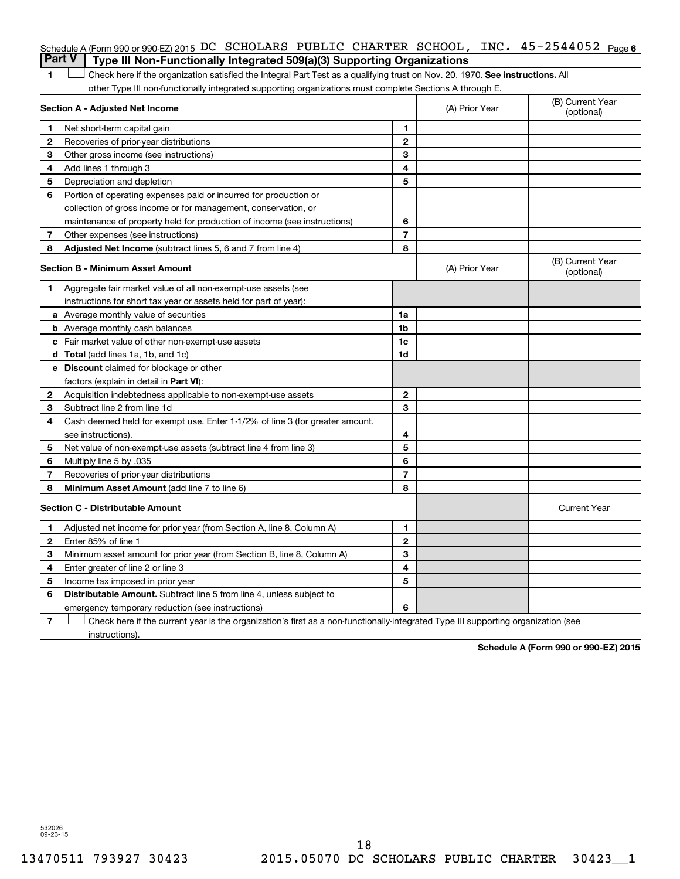Schedule A (Form 990 or 990-EZ) 2015 DC SCHOLARS PUBLIC CHARTER SCHOOL, INC. 45-2544052 Page 6

## Part V Type III Non-Functionally Integrated 509(a)(3) Supporting Organizations

1 ☐ Check here if the organization satisfied the Integral Part Test as a qualifying trust on Nov. 20, 1970. **See instructions.** All other Type III non-functionally integrated supporting organizations must complete Sections A through E.

| **Section A - Adjusted Net Income** | | (A) Prior Year | (B) Current Year (optional) |
|---|---|---|---|
| 1 Net short-term capital gain | 1 | | |
| 2 Recoveries of prior-year distributions | 2 | | |
| 3 Other gross income (see instructions) | 3 | | |
| 4 Add lines 1 through 3 | 4 | | |
| 5 Depreciation and depletion | 5 | | |
| 6 Portion of operating expenses paid or incurred for production or collection of gross income or for management, conservation, or maintenance of property held for production of income (see instructions) | 6 | | |
| 7 Other expenses (see instructions) | 7 | | |
| 8 **Adjusted Net Income** (subtract lines 5, 6 and 7 from line 4) | 8 | | |

| **Section B - Minimum Asset Amount** | | (A) Prior Year | (B) Current Year (optional) |
|---|---|---|---|
| 1 Aggregate fair market value of all non-exempt-use assets (see instructions for short tax year or assets held for part of year): | | | |
| a Average monthly value of securities | 1a | | |
| b Average monthly cash balances | 1b | | |
| c Fair market value of other non-exempt-use assets | 1c | | |
| d **Total** (add lines 1a, 1b, and 1c) | 1d | | |
| e **Discount** claimed for blockage or other factors (explain in detail in **Part VI**): | | | |
| 2 Acquisition indebtedness applicable to non-exempt-use assets | 2 | | |
| 3 Subtract line 2 from line 1d | 3 | | |
| 4 Cash deemed held for exempt use. Enter 1-1/2% of line 3 (for greater amount, see instructions). | 4 | | |
| 5 Net value of non-exempt-use assets (subtract line 4 from line 3) | 5 | | |
| 6 Multiply line 5 by .035 | 6 | | |
| 7 Recoveries of prior-year distributions | 7 | | |
| 8 **Minimum Asset Amount** (add line 7 to line 6) | 8 | | |

| **Section C - Distributable Amount** | | | Current Year |
|---|---|---|---|
| 1 Adjusted net income for prior year (from Section A, line 8, Column A) | 1 | | |
| 2 Enter 85% of line 1 | 2 | | |
| 3 Minimum asset amount for prior year (from Section B, line 8, Column A) | 3 | | |
| 4 Enter greater of line 2 or line 3 | 4 | | |
| 5 Income tax imposed in prior year | 5 | | |
| 6 **Distributable Amount.** Subtract line 5 from line 4, unless subject to emergency temporary reduction (see instructions) | 6 | | |

7 ☐ Check here if the current year is the organization's first as a non-functionally-integrated Type III supporting organization (see instructions).

**Schedule A (Form 990 or 990-EZ) 2015**

532026 09-23-15

13470511 793927 30423 2015.05070 DC SCHOLARS PUBLIC CHARTER 30423__1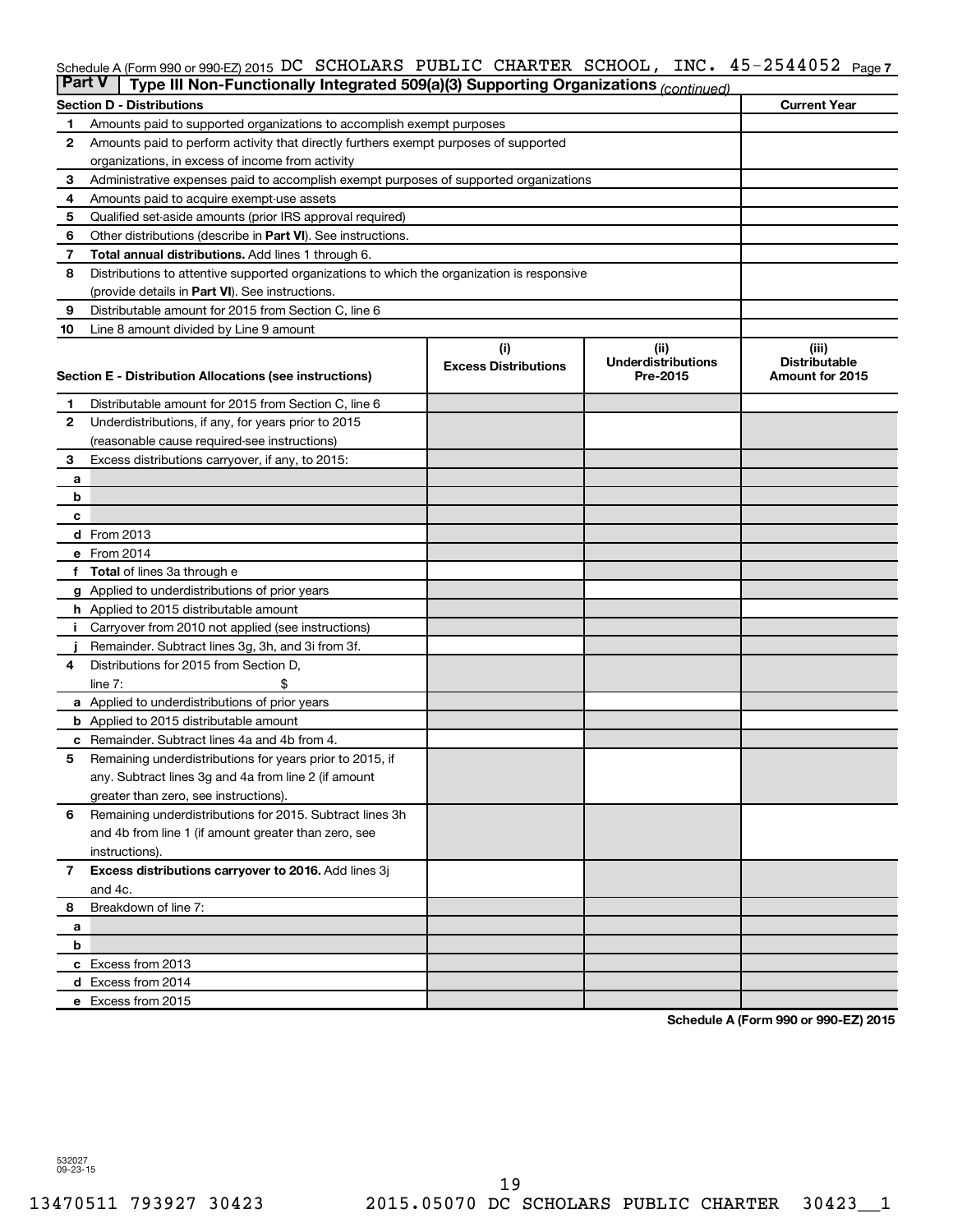Schedule A (Form 990 or 990-EZ) 2015 DC SCHOLARS PUBLIC CHARTER SCHOOL, INC. 45-2544052 Page 7

**Part V** | **Type III Non-Functionally Integrated 509(a)(3) Supporting Organizations** *(continued)*

| **Section D - Distributions** | | **Current Year** |
|---|---|---|
| 1 | Amounts paid to supported organizations to accomplish exempt purposes | |
| 2 | Amounts paid to perform activity that directly furthers exempt purposes of supported organizations, in excess of income from activity | |
| 3 | Administrative expenses paid to accomplish exempt purposes of supported organizations | |
| 4 | Amounts paid to acquire exempt-use assets | |
| 5 | Qualified set-aside amounts (prior IRS approval required) | |
| 6 | Other distributions (describe in **Part VI**). See instructions. | |
| 7 | **Total annual distributions.** Add lines 1 through 6. | |
| 8 | Distributions to attentive supported organizations to which the organization is responsive (provide details in **Part VI**). See instructions. | |
| 9 | Distributable amount for 2015 from Section C, line 6 | |
| 10 | Line 8 amount divided by Line 9 amount | |

| **Section E - Distribution Allocations (see instructions)** | | (i) Excess Distributions | (ii) Underdistributions Pre-2015 | (iii) Distributable Amount for 2015 |
|---|---|---|---|---|
| 1 | Distributable amount for 2015 from Section C, line 6 | | | |
| 2 | Underdistributions, if any, for years prior to 2015 (reasonable cause required-see instructions) | | | |
| 3 | Excess distributions carryover, if any, to 2015: | | | |
| a | | | | |
| b | | | | |
| c | | | | |
| d | From 2013 | | | |
| e | From 2014 | | | |
| f | **Total** of lines 3a through e | | | |
| g | Applied to underdistributions of prior years | | | |
| h | Applied to 2015 distributable amount | | | |
| i | Carryover from 2010 not applied (see instructions) | | | |
| j | Remainder. Subtract lines 3g, 3h, and 3i from 3f. | | | |
| 4 | Distributions for 2015 from Section D, line 7: $ | | | |
| a | Applied to underdistributions of prior years | | | |
| b | Applied to 2015 distributable amount | | | |
| c | Remainder. Subtract lines 4a and 4b from 4. | | | |
| 5 | Remaining underdistributions for years prior to 2015, if any. Subtract lines 3g and 4a from line 2 (if amount greater than zero, see instructions). | | | |
| 6 | Remaining underdistributions for 2015. Subtract lines 3h and 4b from line 1 (if amount greater than zero, see instructions). | | | |
| 7 | **Excess distributions carryover to 2016.** Add lines 3j and 4c. | | | |
| 8 | Breakdown of line 7: | | | |
| a | | | | |
| b | | | | |
| c | Excess from 2013 | | | |
| d | Excess from 2014 | | | |
| e | Excess from 2015 | | | |

**Schedule A (Form 990 or 990-EZ) 2015**

532027 09-23-15

13470511 793927 30423 2015.05070 DC SCHOLARS PUBLIC CHARTER 30423__1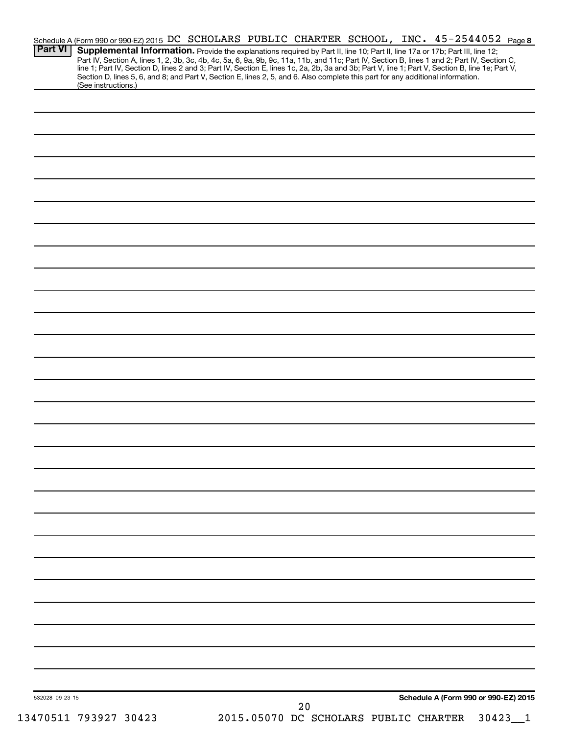Schedule A (Form 990 or 990-EZ) 2015 DC SCHOLARS PUBLIC CHARTER SCHOOL, INC. 45-2544052 Page 8

**Part VI** **Supplemental Information.** Provide the explanations required by Part II, line 10; Part II, line 17a or 17b; Part III, line 12; Part IV, Section A, lines 1, 2, 3b, 3c, 4b, 4c, 5a, 6, 9a, 9b, 9c, 11a, 11b, and 11c; Part IV, Section B, lines 1 and 2; Part IV, Section C, line 1; Part IV, Section D, lines 2 and 3; Part IV, Section E, lines 1c, 2a, 2b, 3a and 3b; Part V, line 1; Part V, Section B, line 1e; Part V, Section D, lines 5, 6, and 8; and Part V, Section E, lines 2, 5, and 6. Also complete this part for any additional information. (See instructions.)

532028 09-23-15

**Schedule A (Form 990 or 990-EZ) 2015**

13470511 793927 30423 2015.05070 DC SCHOLARS PUBLIC CHARTER 30423__1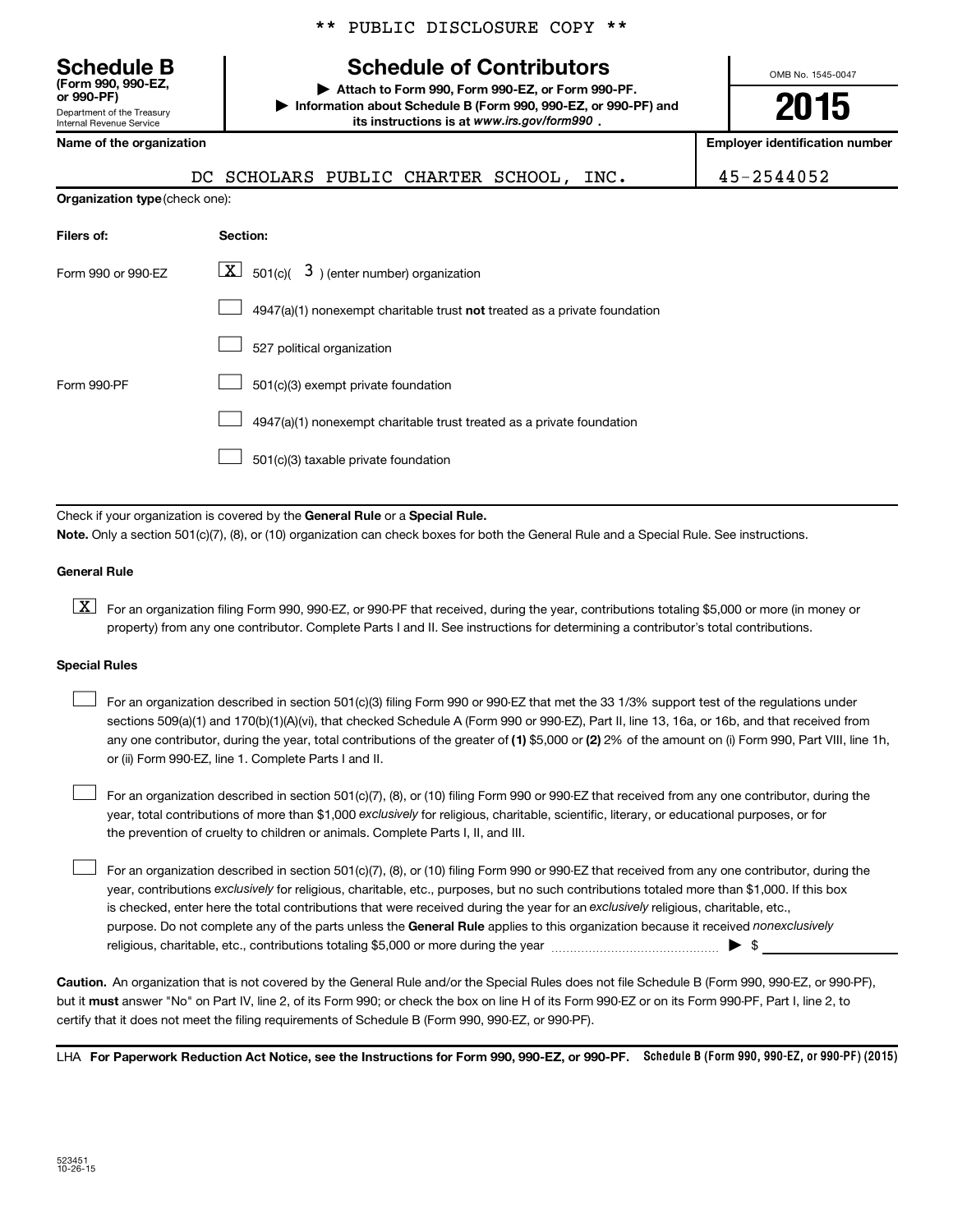\*\* PUBLIC DISCLOSURE COPY \*\*

**Schedule B**
**(Form 990, 990-EZ, or 990-PF)**
Department of the Treasury
Internal Revenue Service

# Schedule of Contributors

▶ **Attach to Form 990, Form 990-EZ, or Form 990-PF.**
▶ **Information about Schedule B (Form 990, 990-EZ, or 990-PF) and its instructions is at www.irs.gov/form990 .**

OMB No. 1545-0047

**2015**

| **Name of the organization** | **Employer identification number** |
|---|---|
| DC SCHOLARS PUBLIC CHARTER SCHOOL, INC. | 45-2544052 |

**Organization type** (check one):

| **Filers of:** | **Section:** |
|---|---|
| Form 990 or 990-EZ | [X] 501(c)( 3 ) (enter number) organization |
| | [ ] 4947(a)(1) nonexempt charitable trust **not** treated as a private foundation |
| | [ ] 527 political organization |
| Form 990-PF | [ ] 501(c)(3) exempt private foundation |
| | [ ] 4947(a)(1) nonexempt charitable trust treated as a private foundation |
| | [ ] 501(c)(3) taxable private foundation |

Check if your organization is covered by the **General Rule** or a **Special Rule.**

**Note.** Only a section 501(c)(7), (8), or (10) organization can check boxes for both the General Rule and a Special Rule. See instructions.

**General Rule**

[X] For an organization filing Form 990, 990-EZ, or 990-PF that received, during the year, contributions totaling $5,000 or more (in money or property) from any one contributor. Complete Parts I and II. See instructions for determining a contributor's total contributions.

**Special Rules**

[ ] For an organization described in section 501(c)(3) filing Form 990 or 990-EZ that met the 33 1/3% support test of the regulations under sections 509(a)(1) and 170(b)(1)(A)(vi), that checked Schedule A (Form 990 or 990-EZ), Part II, line 13, 16a, or 16b, and that received from any one contributor, during the year, total contributions of the greater of **(1)** $5,000 or **(2)** 2% of the amount on (i) Form 990, Part VIII, line 1h, or (ii) Form 990-EZ, line 1. Complete Parts I and II.

[ ] For an organization described in section 501(c)(7), (8), or (10) filing Form 990 or 990-EZ that received from any one contributor, during the year, total contributions of more than $1,000 *exclusively* for religious, charitable, scientific, literary, or educational purposes, or for the prevention of cruelty to children or animals. Complete Parts I, II, and III.

[ ] For an organization described in section 501(c)(7), (8), or (10) filing Form 990 or 990-EZ that received from any one contributor, during the year, contributions *exclusively* for religious, charitable, etc., purposes, but no such contributions totaled more than $1,000. If this box is checked, enter here the total contributions that were received during the year for an *exclusively* religious, charitable, etc., purpose. Do not complete any of the parts unless the **General Rule** applies to this organization because it received *nonexclusively* religious, charitable, etc., contributions totaling $5,000 or more during the year ▶ $ ____________

**Caution.** An organization that is not covered by the General Rule and/or the Special Rules does not file Schedule B (Form 990, 990-EZ, or 990-PF), but it **must** answer "No" on Part IV, line 2, of its Form 990; or check the box on line H of its Form 990-EZ or on its Form 990-PF, Part I, line 2, to certify that it does not meet the filing requirements of Schedule B (Form 990, 990-EZ, or 990-PF).

LHA **For Paperwork Reduction Act Notice, see the Instructions for Form 990, 990-EZ, or 990-PF.** **Schedule B (Form 990, 990-EZ, or 990-PF) (2015)**

523451
10-26-15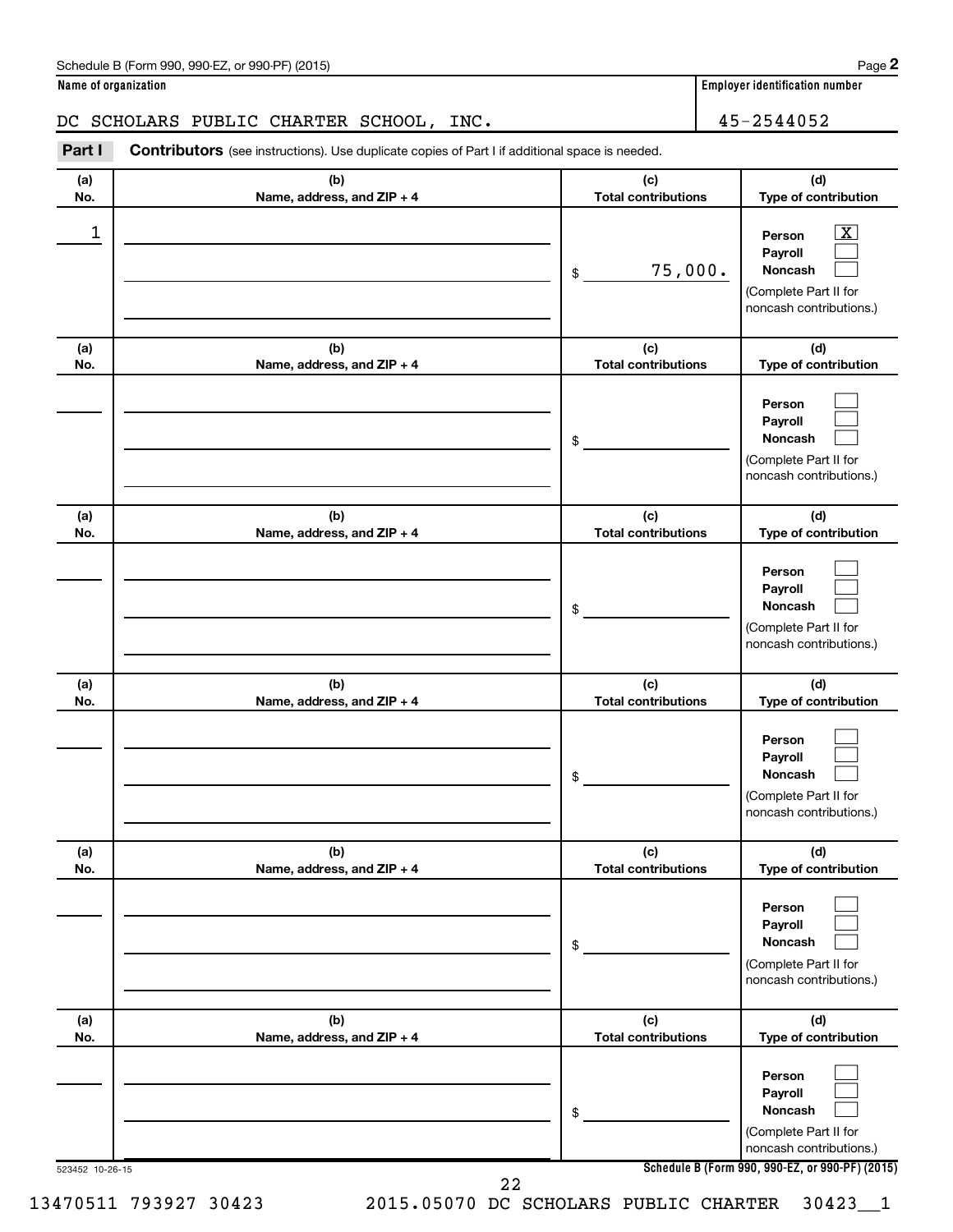Schedule B (Form 990, 990-EZ, or 990-PF) (2015)

**Name of organization**

DC SCHOLARS PUBLIC CHARTER SCHOOL, INC.

**Employer identification number**

45-2544052

**Part I** **Contributors** (see instructions). Use duplicate copies of Part I if additional space is needed.

| (a) No. | (b) Name, address, and ZIP + 4 | (c) Total contributions | (d) Type of contribution |
|---|---|---|---|
| 1 | | $ 75,000. | Person [X] Payroll [ ] Noncash [ ] (Complete Part II for noncash contributions.) |
| | | $ | Person [ ] Payroll [ ] Noncash [ ] (Complete Part II for noncash contributions.) |
| | | $ | Person [ ] Payroll [ ] Noncash [ ] (Complete Part II for noncash contributions.) |
| | | $ | Person [ ] Payroll [ ] Noncash [ ] (Complete Part II for noncash contributions.) |
| | | $ | Person [ ] Payroll [ ] Noncash [ ] (Complete Part II for noncash contributions.) |
| | | $ | Person [ ] Payroll [ ] Noncash [ ] (Complete Part II for noncash contributions.) |

523452 10-26-15

**Schedule B (Form 990, 990-EZ, or 990-PF) (2015)**

13470511 793927 30423 2015.05070 DC SCHOLARS PUBLIC CHARTER 30423__1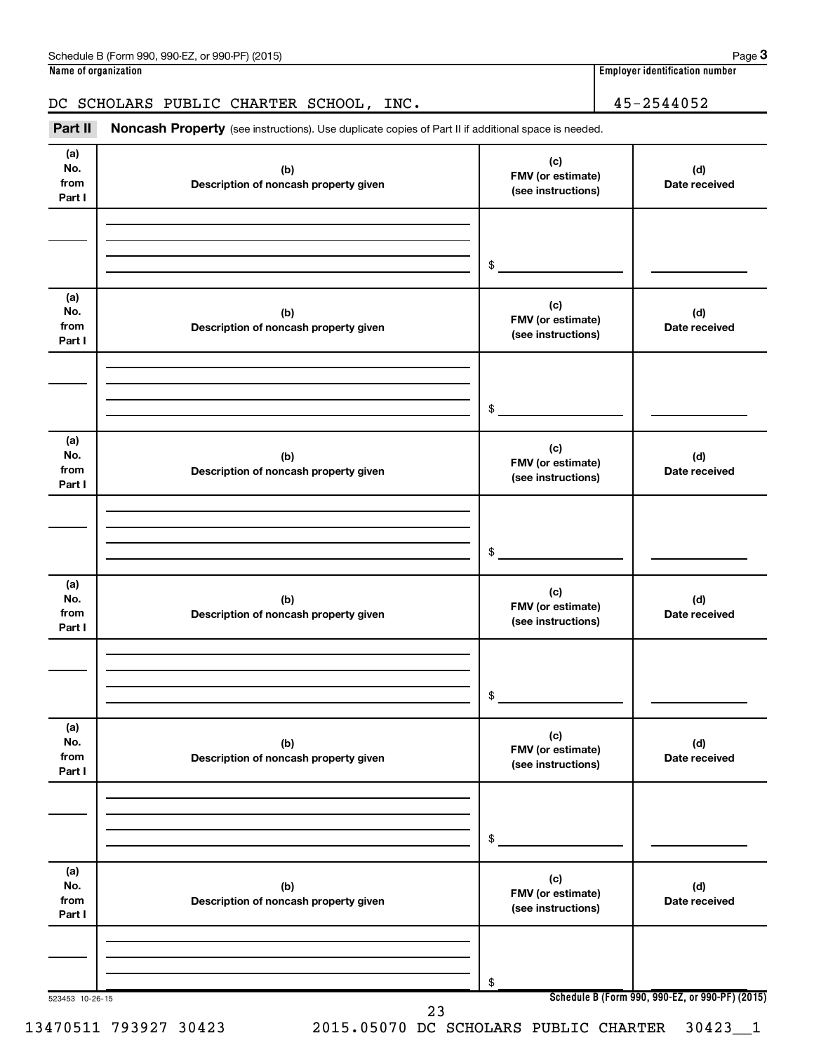Name of organization: DC SCHOLARS PUBLIC CHARTER SCHOOL, INC.

Employer identification number: 45-2544052

## Part II Noncash Property

(see instructions). Use duplicate copies of Part II if additional space is needed.

| (a) No. from Part I | (b) Description of noncash property given | (c) FMV (or estimate) (see instructions) | (d) Date received |
|---|---|---|---|
| | | $ | |

| (a) No. from Part I | (b) Description of noncash property given | (c) FMV (or estimate) (see instructions) | (d) Date received |
|---|---|---|---|
| | | $ | |

| (a) No. from Part I | (b) Description of noncash property given | (c) FMV (or estimate) (see instructions) | (d) Date received |
|---|---|---|---|
| | | $ | |

| (a) No. from Part I | (b) Description of noncash property given | (c) FMV (or estimate) (see instructions) | (d) Date received |
|---|---|---|---|
| | | $ | |

| (a) No. from Part I | (b) Description of noncash property given | (c) FMV (or estimate) (see instructions) | (d) Date received |
|---|---|---|---|
| | | $ | |

| (a) No. from Part I | (b) Description of noncash property given | (c) FMV (or estimate) (see instructions) | (d) Date received |
|---|---|---|---|
| | | $ | |

523453 10-26-15

13470511 793927 30423 2015.05070 DC SCHOLARS PUBLIC CHARTER 30423__1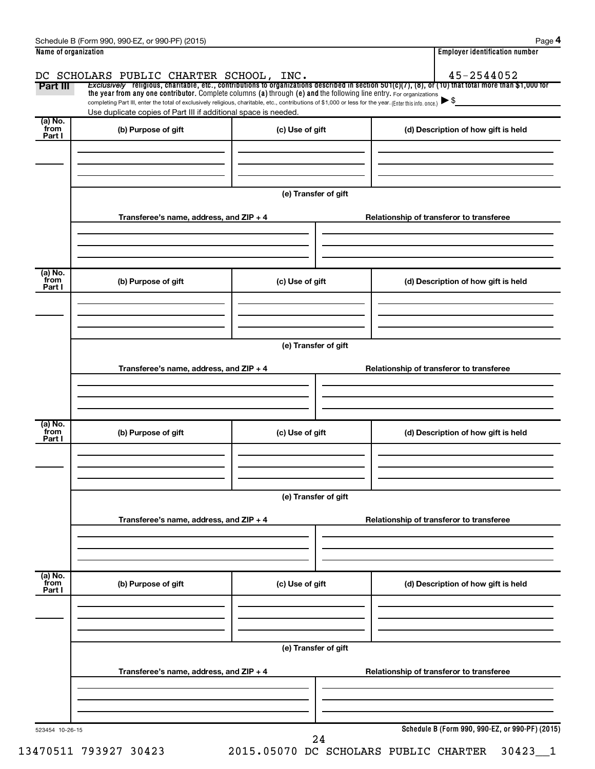Schedule B (Form 990, 990-EZ, or 990-PF) (2015) Page **4**

| Name of organization | Employer identification number |
|---|---|
| DC SCHOLARS PUBLIC CHARTER SCHOOL, INC. | 45-2544052 |

**Part III** *Exclusively* religious, charitable, etc., contributions to organizations described in section 501(c)(7), (8), or (10) that total more than $1,000 for the year from any one contributor. Complete columns **(a)** through **(e)** and the following line entry. For organizations completing Part III, enter the total of exclusively religious, charitable, etc., contributions of $1,000 or less for the year. (Enter this info. once.) ▶ $

Use duplicate copies of Part III if additional space is needed.

| (a) No. from Part I | (b) Purpose of gift | (c) Use of gift | (d) Description of how gift is held |
|---|---|---|---|
| | | | |

**(e) Transfer of gift**

| Transferee's name, address, and ZIP + 4 | Relationship of transferor to transferee |
|---|---|
| | |

| (a) No. from Part I | (b) Purpose of gift | (c) Use of gift | (d) Description of how gift is held |
|---|---|---|---|
| | | | |

**(e) Transfer of gift**

| Transferee's name, address, and ZIP + 4 | Relationship of transferor to transferee |
|---|---|
| | |

| (a) No. from Part I | (b) Purpose of gift | (c) Use of gift | (d) Description of how gift is held |
|---|---|---|---|
| | | | |

**(e) Transfer of gift**

| Transferee's name, address, and ZIP + 4 | Relationship of transferor to transferee |
|---|---|
| | |

| (a) No. from Part I | (b) Purpose of gift | (c) Use of gift | (d) Description of how gift is held |
|---|---|---|---|
| | | | |

**(e) Transfer of gift**

| Transferee's name, address, and ZIP + 4 | Relationship of transferor to transferee |
|---|---|
| | |

523454 10-26-15 **Schedule B (Form 990, 990-EZ, or 990-PF) (2015)**

13470511 793927 30423 2015.05070 DC SCHOLARS PUBLIC CHARTER 30423__1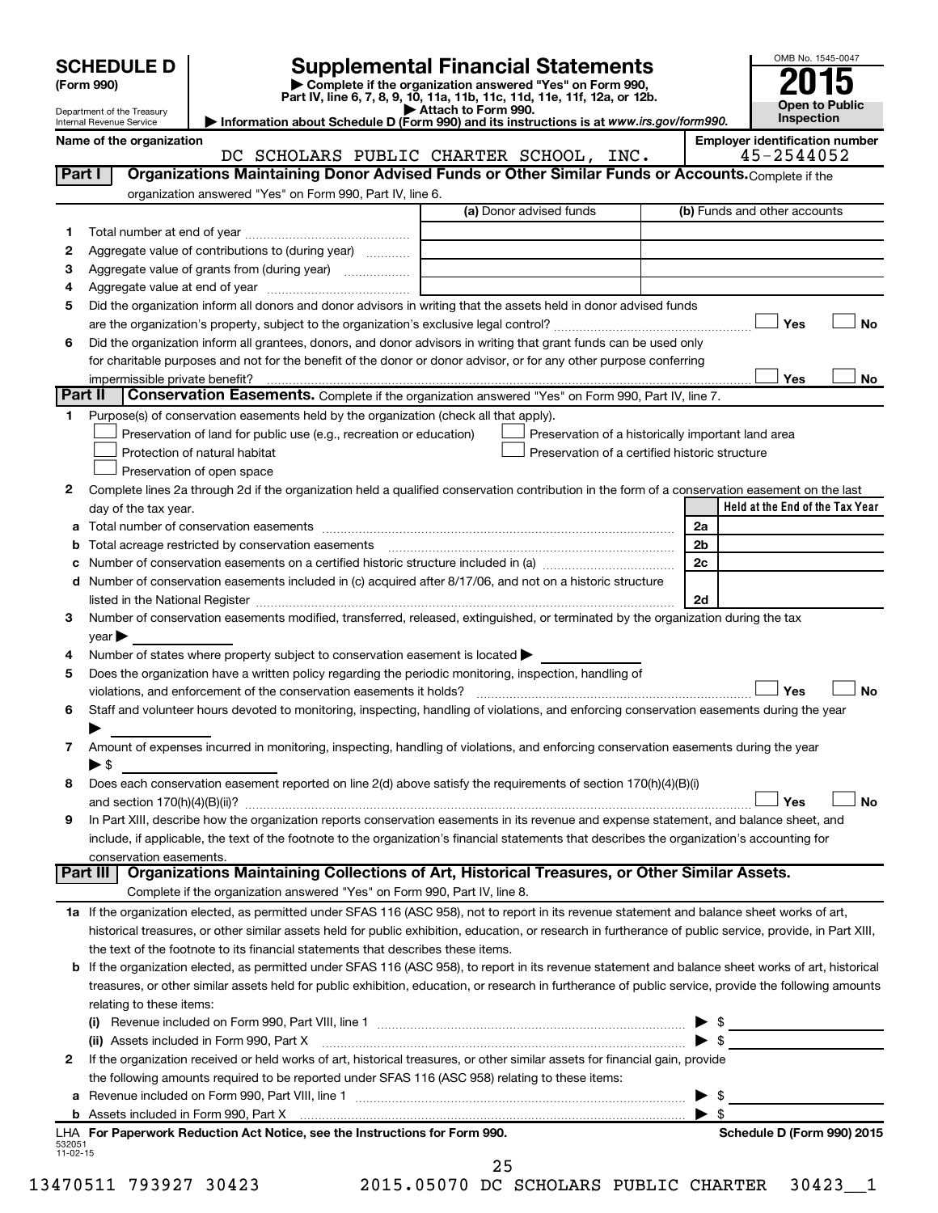# SCHEDULE D (Form 990)

Department of the Treasury
Internal Revenue Service

## Supplemental Financial Statements

▶ Complete if the organization answered "Yes" on Form 990, Part IV, line 6, 7, 8, 9, 10, 11a, 11b, 11c, 11d, 11e, 11f, 12a, or 12b.
▶ Attach to Form 990.
▶ Information about Schedule D (Form 990) and its instructions is at *www.irs.gov/form990.*

OMB No. 1545-0047

**2015**

**Open to Public Inspection**

**Name of the organization**
DC SCHOLARS PUBLIC CHARTER SCHOOL, INC.

**Employer identification number**
45-2544052

### Part I — Organizations Maintaining Donor Advised Funds or Other Similar Funds or Accounts.
Complete if the organization answered "Yes" on Form 990, Part IV, line 6.

| | | (a) Donor advised funds | (b) Funds and other accounts |
|---|---|---|---|
| 1 | Total number at end of year | | |
| 2 | Aggregate value of contributions to (during year) | | |
| 3 | Aggregate value of grants from (during year) | | |
| 4 | Aggregate value at end of year | | |

5 Did the organization inform all donors and donor advisors in writing that the assets held in donor advised funds are the organization's property, subject to the organization's exclusive legal control? ☐ Yes ☐ No

6 Did the organization inform all grantees, donors, and donor advisors in writing that grant funds can be used only for charitable purposes and not for the benefit of the donor or donor advisor, or for any other purpose conferring impermissible private benefit? ☐ Yes ☐ No

### Part II — Conservation Easements.
Complete if the organization answered "Yes" on Form 990, Part IV, line 7.

1 Purpose(s) of conservation easements held by the organization (check all that apply).

☐ Preservation of land for public use (e.g., recreation or education)
☐ Protection of natural habitat
☐ Preservation of open space
☐ Preservation of a historically important land area
☐ Preservation of a certified historic structure

2 Complete lines 2a through 2d if the organization held a qualified conservation contribution in the form of a conservation easement on the last day of the tax year.

| | | | Held at the End of the Tax Year |
|---|---|---|---|
| a | Total number of conservation easements | 2a | |
| b | Total acreage restricted by conservation easements | 2b | |
| c | Number of conservation easements on a certified historic structure included in (a) | 2c | |
| d | Number of conservation easements included in (c) acquired after 8/17/06, and not on a historic structure listed in the National Register | 2d | |

3 Number of conservation easements modified, transferred, released, extinguished, or terminated by the organization during the tax year ▶

4 Number of states where property subject to conservation easement is located ▶

5 Does the organization have a written policy regarding the periodic monitoring, inspection, handling of violations, and enforcement of the conservation easements it holds? ☐ Yes ☐ No

6 Staff and volunteer hours devoted to monitoring, inspecting, handling of violations, and enforcing conservation easements during the year ▶

7 Amount of expenses incurred in monitoring, inspecting, handling of violations, and enforcing conservation easements during the year ▶ $

8 Does each conservation easement reported on line 2(d) above satisfy the requirements of section 170(h)(4)(B)(i) and section 170(h)(4)(B)(ii)? ☐ Yes ☐ No

9 In Part XIII, describe how the organization reports conservation easements in its revenue and expense statement, and balance sheet, and include, if applicable, the text of the footnote to the organization's financial statements that describes the organization's accounting for conservation easements.

### Part III — Organizations Maintaining Collections of Art, Historical Treasures, or Other Similar Assets.
Complete if the organization answered "Yes" on Form 990, Part IV, line 8.

1a If the organization elected, as permitted under SFAS 116 (ASC 958), not to report in its revenue statement and balance sheet works of art, historical treasures, or other similar assets held for public exhibition, education, or research in furtherance of public service, provide, in Part XIII, the text of the footnote to its financial statements that describes these items.

b If the organization elected, as permitted under SFAS 116 (ASC 958), to report in its revenue statement and balance sheet works of art, historical treasures, or other similar assets held for public exhibition, education, or research in furtherance of public service, provide the following amounts relating to these items:

(i) Revenue included on Form 990, Part VIII, line 1 ▶ $

(ii) Assets included in Form 990, Part X ▶ $

2 If the organization received or held works of art, historical treasures, or other similar assets for financial gain, provide the following amounts required to be reported under SFAS 116 (ASC 958) relating to these items:

a Revenue included on Form 990, Part VIII, line 1 ▶ $

b Assets included in Form 990, Part X ▶ $

LHA **For Paperwork Reduction Act Notice, see the Instructions for Form 990.** **Schedule D (Form 990) 2015**

532051
11-02-15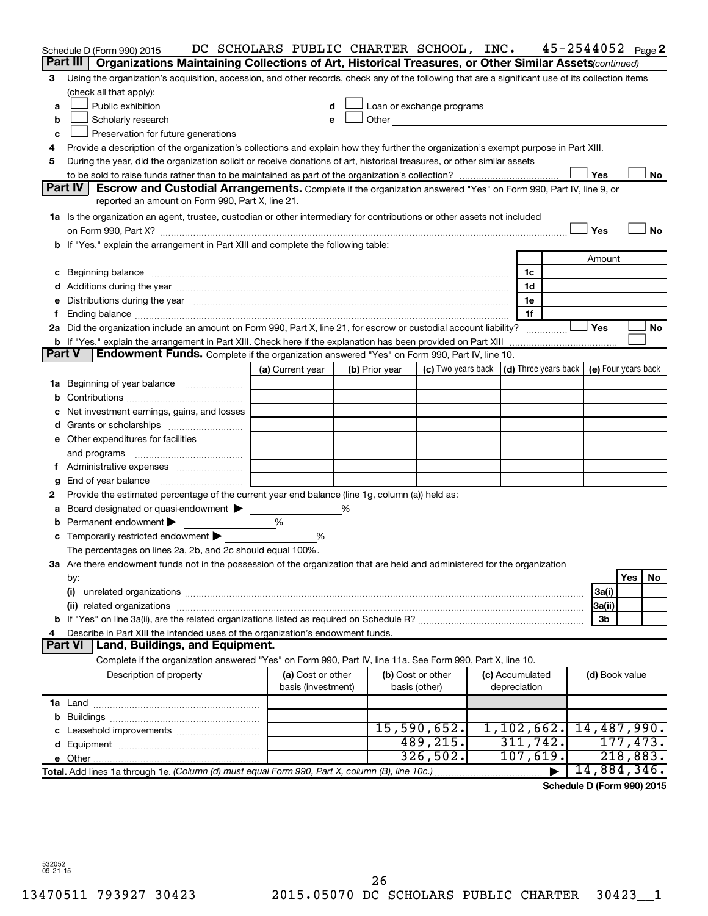Schedule D (Form 990) 2015 DC SCHOLARS PUBLIC CHARTER SCHOOL, INC. 45-2544052 Page 2

**Part III | Organizations Maintaining Collections of Art, Historical Treasures, or Other Similar Assets** *(continued)*

3 Using the organization's acquisition, accession, and other records, check any of the following that are a significant use of its collection items (check all that apply):

- a ☐ Public exhibition
- b ☐ Scholarly research
- c ☐ Preservation for future generations
- d ☐ Loan or exchange programs
- e ☐ Other

4 Provide a description of the organization's collections and explain how they further the organization's exempt purpose in Part XIII.

5 During the year, did the organization solicit or receive donations of art, historical treasures, or other similar assets to be sold to raise funds rather than to be maintained as part of the organization's collection? ☐ Yes ☐ No

**Part IV | Escrow and Custodial Arrangements.** Complete if the organization answered "Yes" on Form 990, Part IV, line 9, or reported an amount on Form 990, Part X, line 21.

1a Is the organization an agent, trustee, custodian or other intermediary for contributions or other assets not included on Form 990, Part X? ☐ Yes ☐ No

b If "Yes," explain the arrangement in Part XIII and complete the following table:

| | | Amount |
|---|---|---|
| c Beginning balance | 1c | |
| d Additions during the year | 1d | |
| e Distributions during the year | 1e | |
| f Ending balance | 1f | |

2a Did the organization include an amount on Form 990, Part X, line 21, for escrow or custodial account liability? ☐ Yes ☐ No

b If "Yes," explain the arrangement in Part XIII. Check here if the explanation has been provided on Part XIII ☐

**Part V | Endowment Funds.** Complete if the organization answered "Yes" on Form 990, Part IV, line 10.

| | (a) Current year | (b) Prior year | (c) Two years back | (d) Three years back | (e) Four years back |
|---|---|---|---|---|---|
| 1a Beginning of year balance | | | | | |
| b Contributions | | | | | |
| c Net investment earnings, gains, and losses | | | | | |
| d Grants or scholarships | | | | | |
| e Other expenditures for facilities and programs | | | | | |
| f Administrative expenses | | | | | |
| g End of year balance | | | | | |

2 Provide the estimated percentage of the current year end balance (line 1g, column (a)) held as:

a Board designated or quasi-endowment ▶ %

b Permanent endowment ▶ %

c Temporarily restricted endowment ▶ %

The percentages on lines 2a, 2b, and 2c should equal 100%.

3a Are there endowment funds not in the possession of the organization that are held and administered for the organization by:

| | | Yes | No |
|---|---|---|---|
| (i) unrelated organizations | 3a(i) | | |
| (ii) related organizations | 3a(ii) | | |
| b If "Yes" on line 3a(ii), are the related organizations listed as required on Schedule R? | 3b | | |

4 Describe in Part XIII the intended uses of the organization's endowment funds.

**Part VI | Land, Buildings, and Equipment.**

Complete if the organization answered "Yes" on Form 990, Part IV, line 11a. See Form 990, Part X, line 10.

| Description of property | (a) Cost or other basis (investment) | (b) Cost or other basis (other) | (c) Accumulated depreciation | (d) Book value |
|---|---|---|---|---|
| 1a Land | | | | |
| b Buildings | | | | |
| c Leasehold improvements | | 15,590,652. | 1,102,662. | 14,487,990. |
| d Equipment | | 489,215. | 311,742. | 177,473. |
| e Other | | 326,502. | 107,619. | 218,883. |
| **Total.** Add lines 1a through 1e. *(Column (d) must equal Form 990, Part X, column (B), line 10c.)* ▶ | | | | 14,884,346. |

**Schedule D (Form 990) 2015**

532052 09-21-15

13470511 793927 30423 2015.05070 DC SCHOLARS PUBLIC CHARTER 30423__1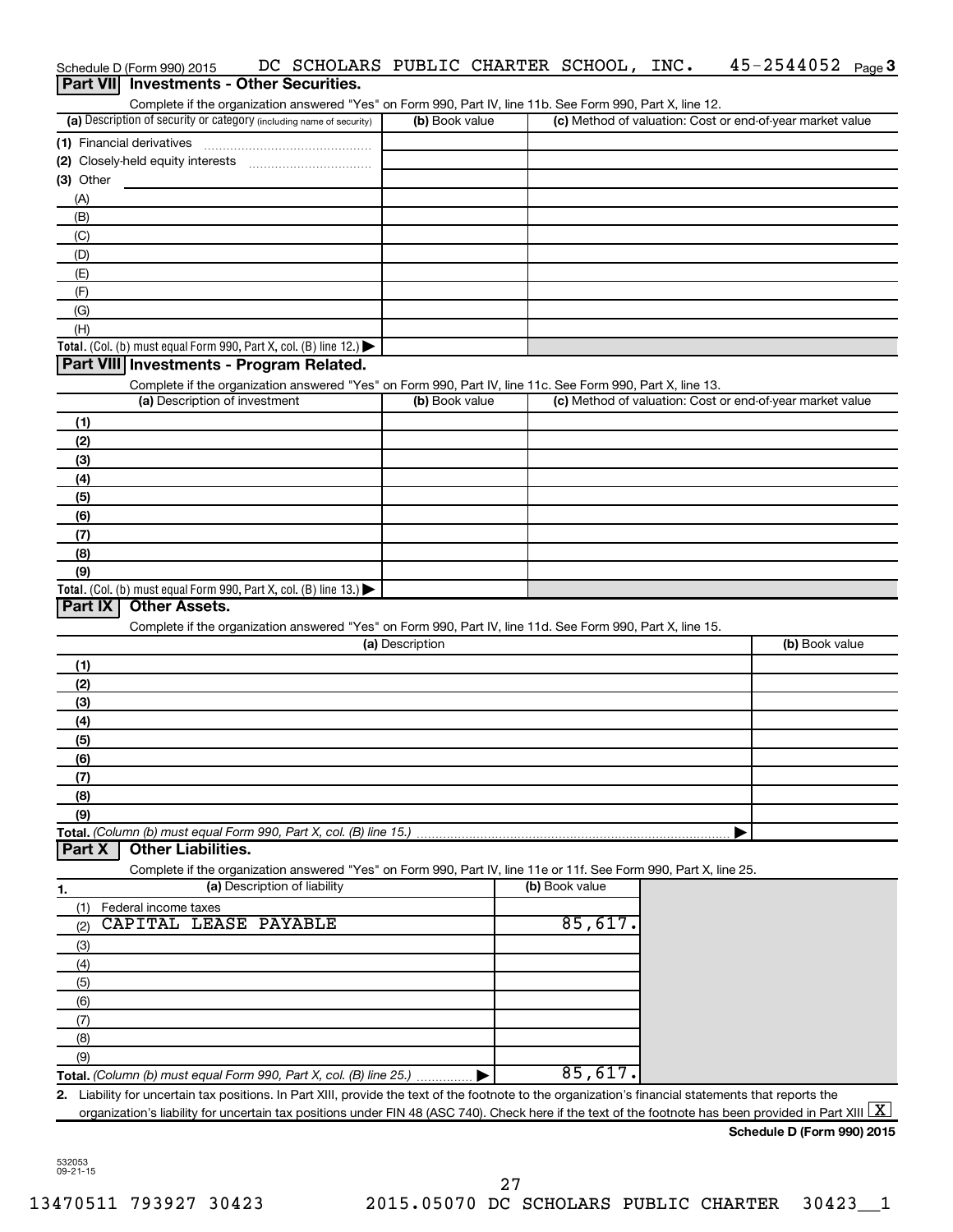Schedule D (Form 990) 2015 DC SCHOLARS PUBLIC CHARTER SCHOOL, INC. 45-2544052 Page 3

## Part VII Investments - Other Securities.

Complete if the organization answered "Yes" on Form 990, Part IV, line 11b. See Form 990, Part X, line 12.

| (a) Description of security or category (including name of security) | (b) Book value | (c) Method of valuation: Cost or end-of-year market value |
|---|---|---|
| (1) Financial derivatives | | |
| (2) Closely-held equity interests | | |
| (3) Other | | |
| (A) | | |
| (B) | | |
| (C) | | |
| (D) | | |
| (E) | | |
| (F) | | |
| (G) | | |
| (H) | | |
| **Total.** (Col. (b) must equal Form 990, Part X, col. (B) line 12.) ▶ | | |

## Part VIII Investments - Program Related.

Complete if the organization answered "Yes" on Form 990, Part IV, line 11c. See Form 990, Part X, line 13.

| (a) Description of investment | (b) Book value | (c) Method of valuation: Cost or end-of-year market value |
|---|---|---|
| (1) | | |
| (2) | | |
| (3) | | |
| (4) | | |
| (5) | | |
| (6) | | |
| (7) | | |
| (8) | | |
| (9) | | |
| **Total.** (Col. (b) must equal Form 990, Part X, col. (B) line 13.) ▶ | | |

## Part IX Other Assets.

Complete if the organization answered "Yes" on Form 990, Part IV, line 11d. See Form 990, Part X, line 15.

| (a) Description | (b) Book value |
|---|---|
| (1) | |
| (2) | |
| (3) | |
| (4) | |
| (5) | |
| (6) | |
| (7) | |
| (8) | |
| (9) | |
| **Total.** *(Column (b) must equal Form 990, Part X, col. (B) line 15.)* ▶ | |

## Part X Other Liabilities.

Complete if the organization answered "Yes" on Form 990, Part IV, line 11e or 11f. See Form 990, Part X, line 25.

| 1. (a) Description of liability | (b) Book value |
|---|---|
| (1) Federal income taxes | |
| (2) CAPITAL LEASE PAYABLE | 85,617. |
| (3) | |
| (4) | |
| (5) | |
| (6) | |
| (7) | |
| (8) | |
| (9) | |
| **Total.** *(Column (b) must equal Form 990, Part X, col. (B) line 25.)* ▶ | 85,617. |

2. Liability for uncertain tax positions. In Part XIII, provide the text of the footnote to the organization's financial statements that reports the organization's liability for uncertain tax positions under FIN 48 (ASC 740). Check here if the text of the footnote has been provided in Part XIII [X]

**Schedule D (Form 990) 2015**

532053
09-21-15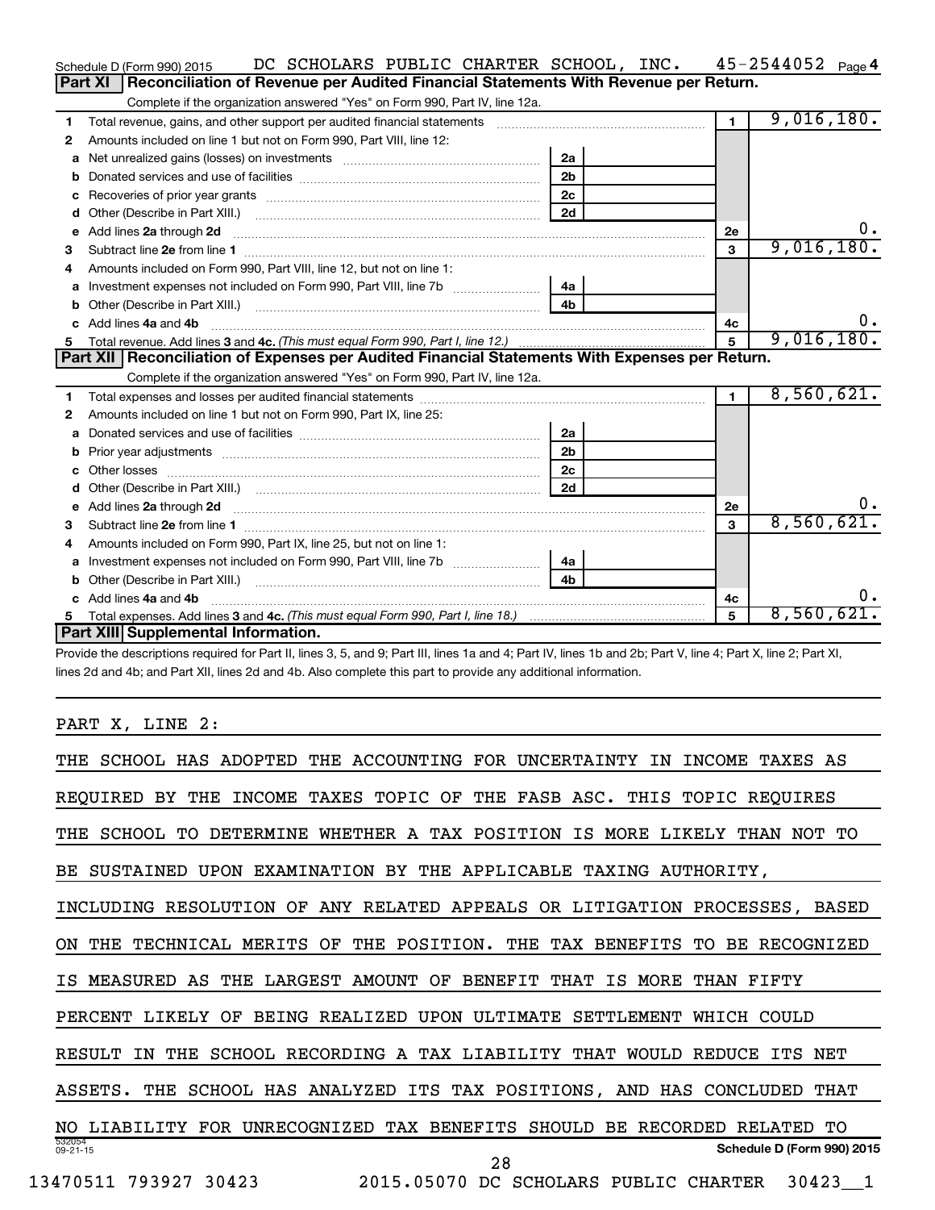Schedule D (Form 990) 2015 DC SCHOLARS PUBLIC CHARTER SCHOOL, INC. 45-2544052 Page 4

## Part XI Reconciliation of Revenue per Audited Financial Statements With Revenue per Return.

Complete if the organization answered "Yes" on Form 990, Part IV, line 12a.

| | | | | | |
|---|---|---|---|---|---|
| 1 | Total revenue, gains, and other support per audited financial statements | | | 1 | 9,016,180. |
| 2 | Amounts included on line 1 but not on Form 990, Part VIII, line 12: | | | | |
| a | Net unrealized gains (losses) on investments | 2a | | | |
| b | Donated services and use of facilities | 2b | | | |
| c | Recoveries of prior year grants | 2c | | | |
| d | Other (Describe in Part XIII.) | 2d | | | |
| e | Add lines 2a through 2d | | | 2e | 0. |
| 3 | Subtract line 2e from line 1 | | | 3 | 9,016,180. |
| 4 | Amounts included on Form 990, Part VIII, line 12, but not on line 1: | | | | |
| a | Investment expenses not included on Form 990, Part VIII, line 7b | 4a | | | |
| b | Other (Describe in Part XIII.) | 4b | | | |
| c | Add lines 4a and 4b | | | 4c | 0. |
| 5 | Total revenue. Add lines 3 and 4c. *(This must equal Form 990, Part I, line 12.)* | | | 5 | 9,016,180. |

## Part XII Reconciliation of Expenses per Audited Financial Statements With Expenses per Return.

Complete if the organization answered "Yes" on Form 990, Part IV, line 12a.

| | | | | | |
|---|---|---|---|---|---|
| 1 | Total expenses and losses per audited financial statements | | | 1 | 8,560,621. |
| 2 | Amounts included on line 1 but not on Form 990, Part IX, line 25: | | | | |
| a | Donated services and use of facilities | 2a | | | |
| b | Prior year adjustments | 2b | | | |
| c | Other losses | 2c | | | |
| d | Other (Describe in Part XIII.) | 2d | | | |
| e | Add lines 2a through 2d | | | 2e | 0. |
| 3 | Subtract line 2e from line 1 | | | 3 | 8,560,621. |
| 4 | Amounts included on Form 990, Part IX, line 25, but not on line 1: | | | | |
| a | Investment expenses not included on Form 990, Part VIII, line 7b | 4a | | | |
| b | Other (Describe in Part XIII.) | 4b | | | |
| c | Add lines 4a and 4b | | | 4c | 0. |
| 5 | Total expenses. Add lines 3 and 4c. *(This must equal Form 990, Part I, line 18.)* | | | 5 | 8,560,621. |

## Part XIII Supplemental Information.

Provide the descriptions required for Part II, lines 3, 5, and 9; Part III, lines 1a and 4; Part IV, lines 1b and 2b; Part V, line 4; Part X, line 2; Part XI, lines 2d and 4b; and Part XII, lines 2d and 4b. Also complete this part to provide any additional information.

PART X, LINE 2:

THE SCHOOL HAS ADOPTED THE ACCOUNTING FOR UNCERTAINTY IN INCOME TAXES AS REQUIRED BY THE INCOME TAXES TOPIC OF THE FASB ASC. THIS TOPIC REQUIRES THE SCHOOL TO DETERMINE WHETHER A TAX POSITION IS MORE LIKELY THAN NOT TO BE SUSTAINED UPON EXAMINATION BY THE APPLICABLE TAXING AUTHORITY, INCLUDING RESOLUTION OF ANY RELATED APPEALS OR LITIGATION PROCESSES, BASED ON THE TECHNICAL MERITS OF THE POSITION. THE TAX BENEFITS TO BE RECOGNIZED IS MEASURED AS THE LARGEST AMOUNT OF BENEFIT THAT IS MORE THAN FIFTY PERCENT LIKELY OF BEING REALIZED UPON ULTIMATE SETTLEMENT WHICH COULD RESULT IN THE SCHOOL RECORDING A TAX LIABILITY THAT WOULD REDUCE ITS NET ASSETS. THE SCHOOL HAS ANALYZED ITS TAX POSITIONS, AND HAS CONCLUDED THAT NO LIABILITY FOR UNRECOGNIZED TAX BENEFITS SHOULD BE RECORDED RELATED TO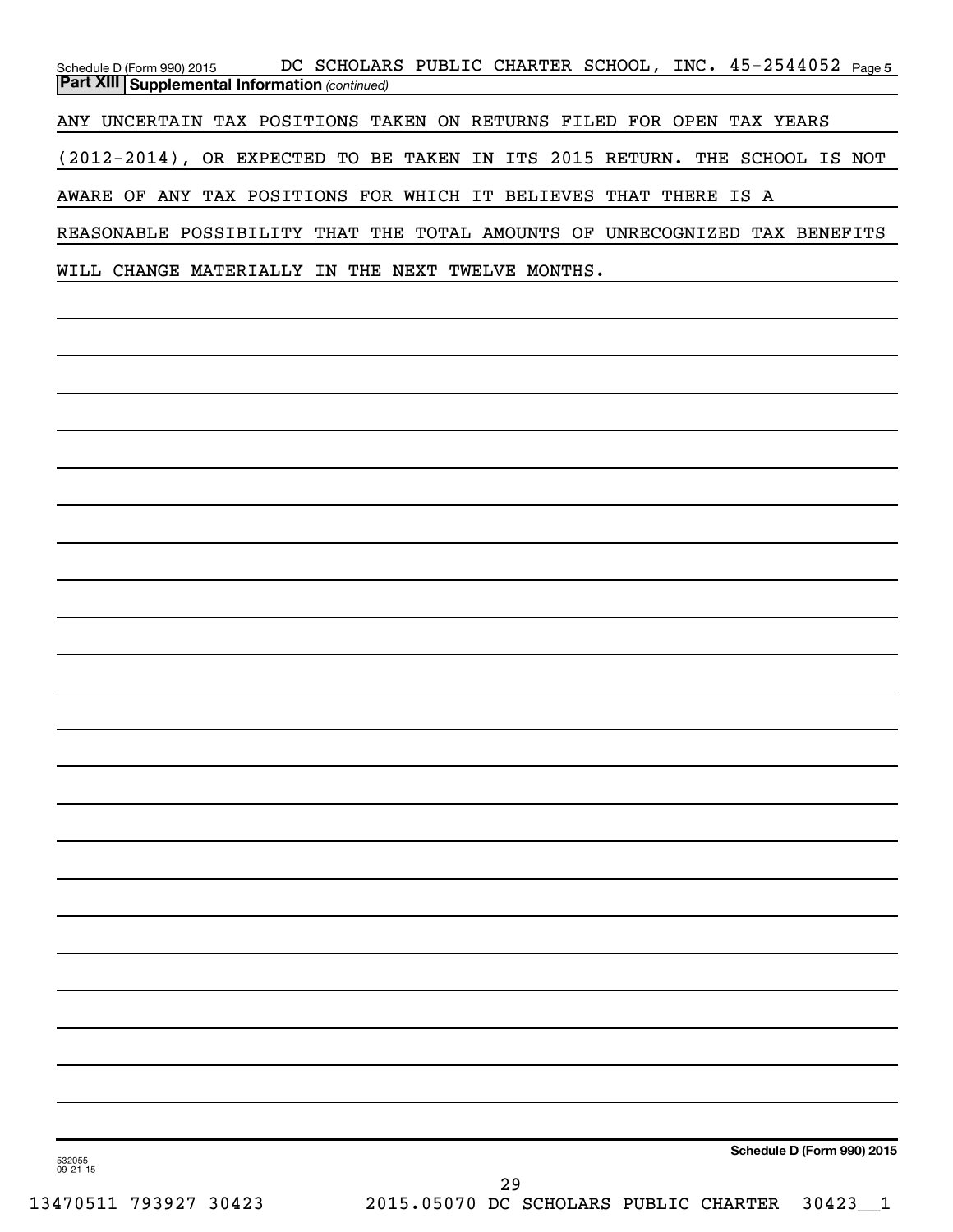Schedule D (Form 990) 2015 DC SCHOLARS PUBLIC CHARTER SCHOOL, INC. 45-2544052 Page 5

**Part XIII Supplemental Information** *(continued)*

ANY UNCERTAIN TAX POSITIONS TAKEN ON RETURNS FILED FOR OPEN TAX YEARS (2012-2014), OR EXPECTED TO BE TAKEN IN ITS 2015 RETURN. THE SCHOOL IS NOT AWARE OF ANY TAX POSITIONS FOR WHICH IT BELIEVES THAT THERE IS A REASONABLE POSSIBILITY THAT THE TOTAL AMOUNTS OF UNRECOGNIZED TAX BENEFITS WILL CHANGE MATERIALLY IN THE NEXT TWELVE MONTHS.

532055 09-21-15

**Schedule D (Form 990) 2015**

13470511 793927 30423 2015.05070 DC SCHOLARS PUBLIC CHARTER 30423__1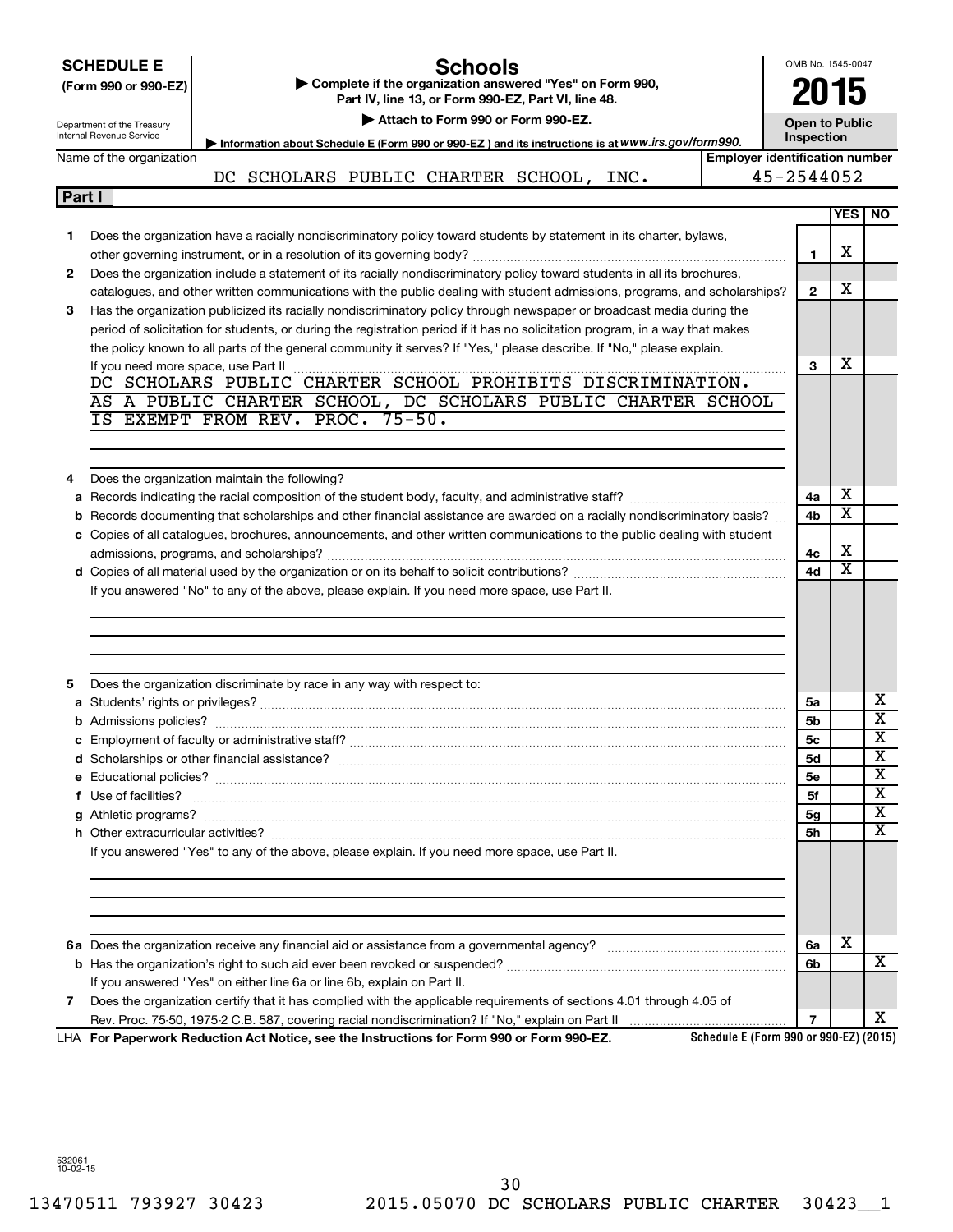**SCHEDULE E (Form 990 or 990-EZ)**

Department of the Treasury
Internal Revenue Service

# Schools

▶ Complete if the organization answered "Yes" on Form 990, Part IV, line 13, or Form 990-EZ, Part VI, line 48.

▶ Attach to Form 990 or Form 990-EZ.

▶ Information about Schedule E (Form 990 or 990-EZ) and its instructions is at www.irs.gov/form990.

OMB No. 1545-0047

**2015**

**Open to Public Inspection**

Name of the organization: DC SCHOLARS PUBLIC CHARTER SCHOOL, INC.

Employer identification number: 45-2544052

## Part I

| | | Line | YES | NO |
|---|---|---|---|---|
| 1 | Does the organization have a racially nondiscriminatory policy toward students by statement in its charter, bylaws, other governing instrument, or in a resolution of its governing body? | 1 | X | |
| 2 | Does the organization include a statement of its racially nondiscriminatory policy toward students in all its brochures, catalogues, and other written communications with the public dealing with student admissions, programs, and scholarships? | 2 | X | |
| 3 | Has the organization publicized its racially nondiscriminatory policy through newspaper or broadcast media during the period of solicitation for students, or during the registration period if it has no solicitation program, in a way that makes the policy known to all parts of the general community it serves? If "Yes," please describe. If "No," please explain. If you need more space, use Part II | 3 | X | |

DC SCHOLARS PUBLIC CHARTER SCHOOL PROHIBITS DISCRIMINATION. AS A PUBLIC CHARTER SCHOOL, DC SCHOLARS PUBLIC CHARTER SCHOOL IS EXEMPT FROM REV. PROC. 75-50.

| | | Line | YES | NO |
|---|---|---|---|---|
| 4 | Does the organization maintain the following? | | | |
| a | Records indicating the racial composition of the student body, faculty, and administrative staff? | 4a | X | |
| b | Records documenting that scholarships and other financial assistance are awarded on a racially nondiscriminatory basis? | 4b | X | |
| c | Copies of all catalogues, brochures, announcements, and other written communications to the public dealing with student admissions, programs, and scholarships? | 4c | X | |
| d | Copies of all material used by the organization or on its behalf to solicit contributions? | 4d | X | |

If you answered "No" to any of the above, please explain. If you need more space, use Part II.

| | | Line | YES | NO |
|---|---|---|---|---|
| 5 | Does the organization discriminate by race in any way with respect to: | | | |
| a | Students' rights or privileges? | 5a | | X |
| b | Admissions policies? | 5b | | X |
| c | Employment of faculty or administrative staff? | 5c | | X |
| d | Scholarships or other financial assistance? | 5d | | X |
| e | Educational policies? | 5e | | X |
| f | Use of facilities? | 5f | | X |
| g | Athletic programs? | 5g | | X |
| h | Other extracurricular activities? | 5h | | X |

If you answered "Yes" to any of the above, please explain. If you need more space, use Part II.

| | | Line | YES | NO |
|---|---|---|---|---|
| 6a | Does the organization receive any financial aid or assistance from a governmental agency? | 6a | X | |
| b | Has the organization's right to such aid ever been revoked or suspended? | 6b | | X |
| | If you answered "Yes" on either line 6a or line 6b, explain on Part II. | | | |
| 7 | Does the organization certify that it has complied with the applicable requirements of sections 4.01 through 4.05 of Rev. Proc. 75-50, 1975-2 C.B. 587, covering racial nondiscrimination? If "No," explain on Part II | 7 | | X |

LHA **For Paperwork Reduction Act Notice, see the Instructions for Form 990 or Form 990-EZ.** **Schedule E (Form 990 or 990-EZ) (2015)**

532061
10-02-15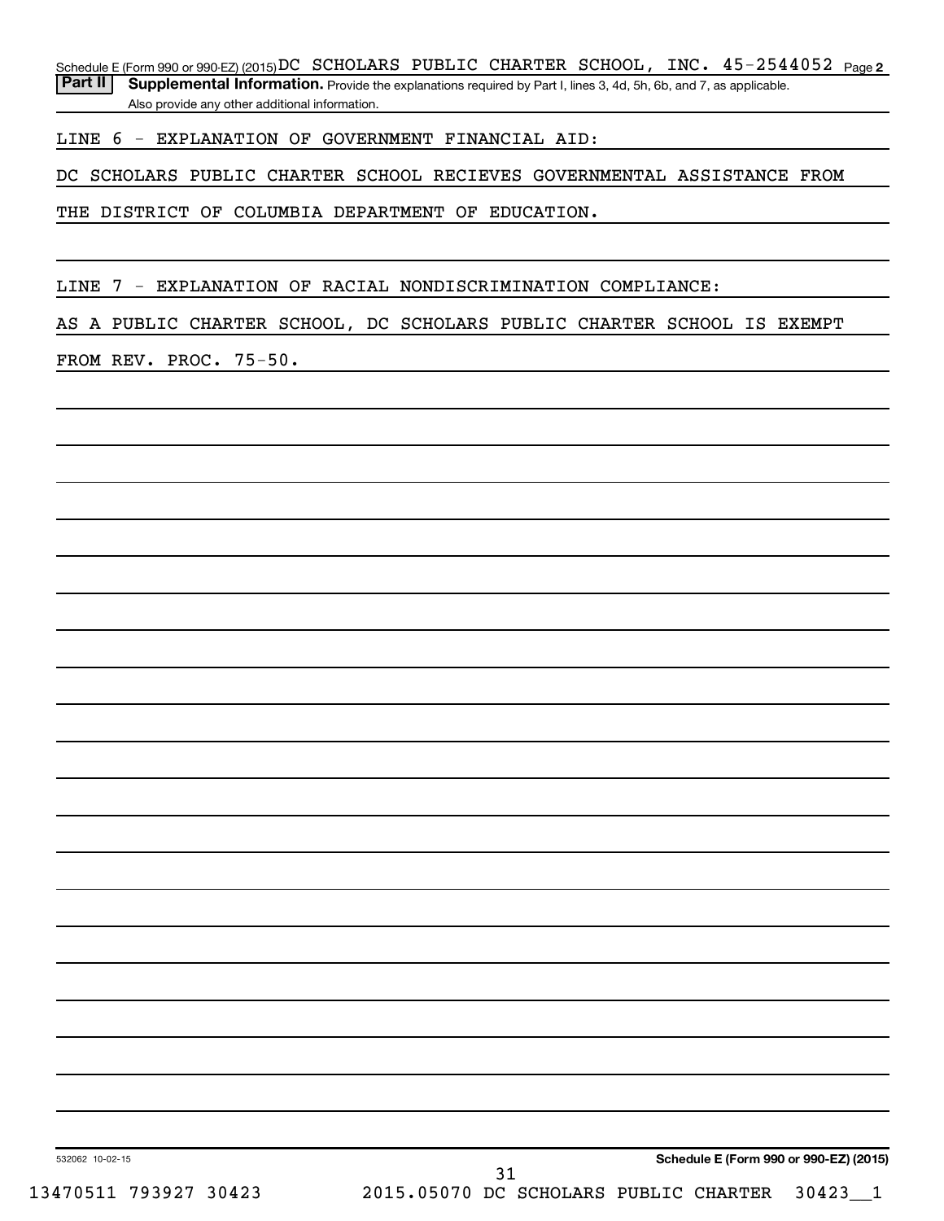Schedule E (Form 990 or 990-EZ) (2015) DC SCHOLARS PUBLIC CHARTER SCHOOL, INC. 45-2544052 Page 2

**Part II** **Supplemental Information.** Provide the explanations required by Part I, lines 3, 4d, 5h, 6b, and 7, as applicable. Also provide any other additional information.

LINE 6 - EXPLANATION OF GOVERNMENT FINANCIAL AID:

DC SCHOLARS PUBLIC CHARTER SCHOOL RECIEVES GOVERNMENTAL ASSISTANCE FROM THE DISTRICT OF COLUMBIA DEPARTMENT OF EDUCATION.

LINE 7 - EXPLANATION OF RACIAL NONDISCRIMINATION COMPLIANCE:

AS A PUBLIC CHARTER SCHOOL, DC SCHOLARS PUBLIC CHARTER SCHOOL IS EXEMPT FROM REV. PROC. 75-50.

532062 10-02-15

**Schedule E (Form 990 or 990-EZ) (2015)**

13470511 793927 30423 2015.05070 DC SCHOLARS PUBLIC CHARTER 30423__1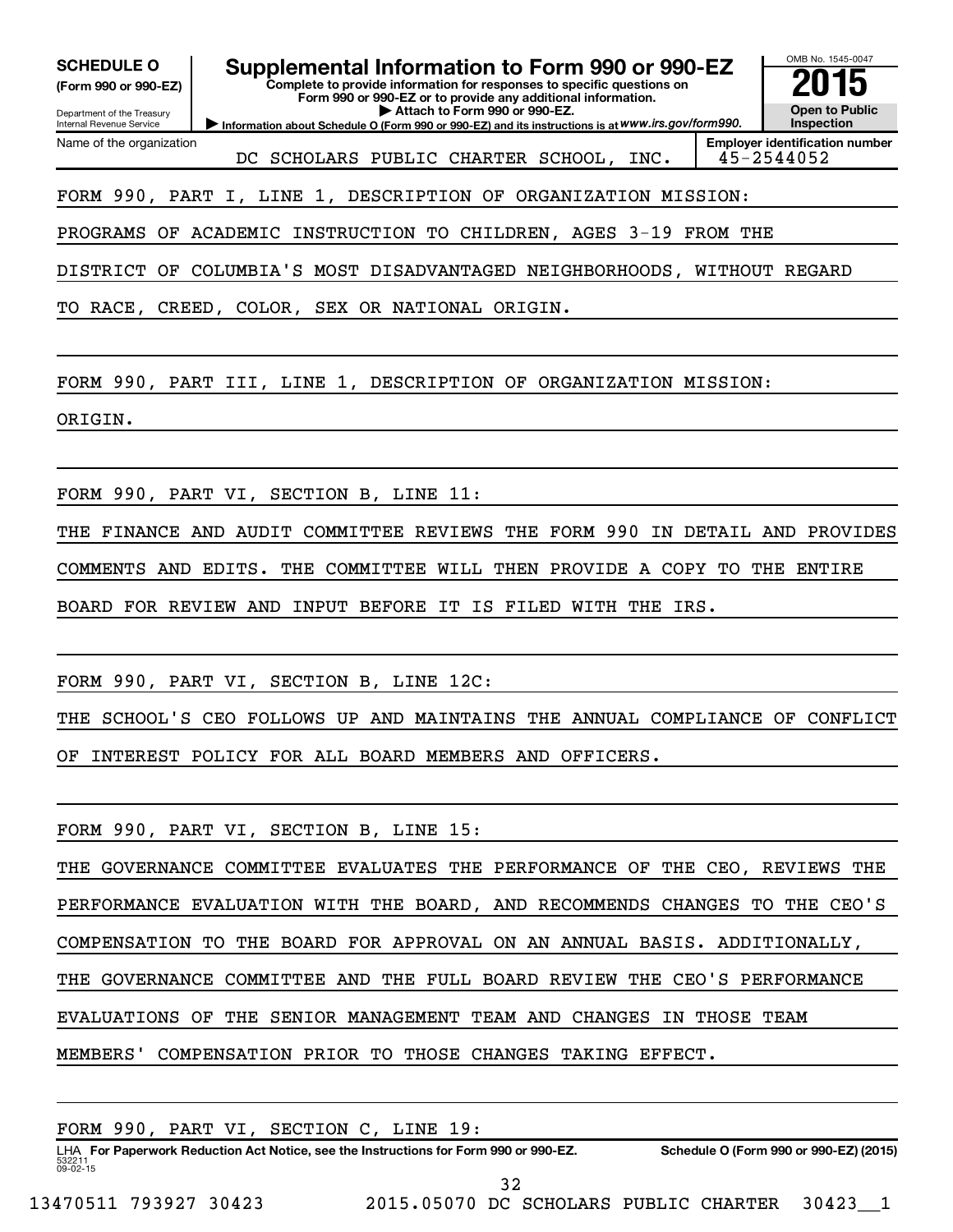**SCHEDULE O**
**(Form 990 or 990-EZ)**

Department of the Treasury
Internal Revenue Service

# Supplemental Information to Form 990 or 990-EZ

**Complete to provide information for responses to specific questions on Form 990 or 990-EZ or to provide any additional information.**
**▶ Attach to Form 990 or 990-EZ.**
**▶ Information about Schedule O (Form 990 or 990-EZ) and its instructions is at** *www.irs.gov/form990.*

OMB No. 1545-0047
**2015**
**Open to Public Inspection**

| Name of the organization | Employer identification number |
|---|---|
| DC SCHOLARS PUBLIC CHARTER SCHOOL, INC. | 45-2544052 |

FORM 990, PART I, LINE 1, DESCRIPTION OF ORGANIZATION MISSION:

PROGRAMS OF ACADEMIC INSTRUCTION TO CHILDREN, AGES 3-19 FROM THE DISTRICT OF COLUMBIA'S MOST DISADVANTAGED NEIGHBORHOODS, WITHOUT REGARD TO RACE, CREED, COLOR, SEX OR NATIONAL ORIGIN.

FORM 990, PART III, LINE 1, DESCRIPTION OF ORGANIZATION MISSION:

ORIGIN.

FORM 990, PART VI, SECTION B, LINE 11:

THE FINANCE AND AUDIT COMMITTEE REVIEWS THE FORM 990 IN DETAIL AND PROVIDES COMMENTS AND EDITS. THE COMMITTEE WILL THEN PROVIDE A COPY TO THE ENTIRE BOARD FOR REVIEW AND INPUT BEFORE IT IS FILED WITH THE IRS.

FORM 990, PART VI, SECTION B, LINE 12C:

THE SCHOOL'S CEO FOLLOWS UP AND MAINTAINS THE ANNUAL COMPLIANCE OF CONFLICT OF INTEREST POLICY FOR ALL BOARD MEMBERS AND OFFICERS.

FORM 990, PART VI, SECTION B, LINE 15:

THE GOVERNANCE COMMITTEE EVALUATES THE PERFORMANCE OF THE CEO, REVIEWS THE PERFORMANCE EVALUATION WITH THE BOARD, AND RECOMMENDS CHANGES TO THE CEO'S COMPENSATION TO THE BOARD FOR APPROVAL ON AN ANNUAL BASIS. ADDITIONALLY, THE GOVERNANCE COMMITTEE AND THE FULL BOARD REVIEW THE CEO'S PERFORMANCE EVALUATIONS OF THE SENIOR MANAGEMENT TEAM AND CHANGES IN THOSE TEAM MEMBERS' COMPENSATION PRIOR TO THOSE CHANGES TAKING EFFECT.

FORM 990, PART VI, SECTION C, LINE 19:

LHA **For Paperwork Reduction Act Notice, see the Instructions for Form 990 or 990-EZ.** **Schedule O (Form 990 or 990-EZ) (2015)**
532211 09-02-15

13470511 793927 30423 2015.05070 DC SCHOLARS PUBLIC CHARTER 30423__1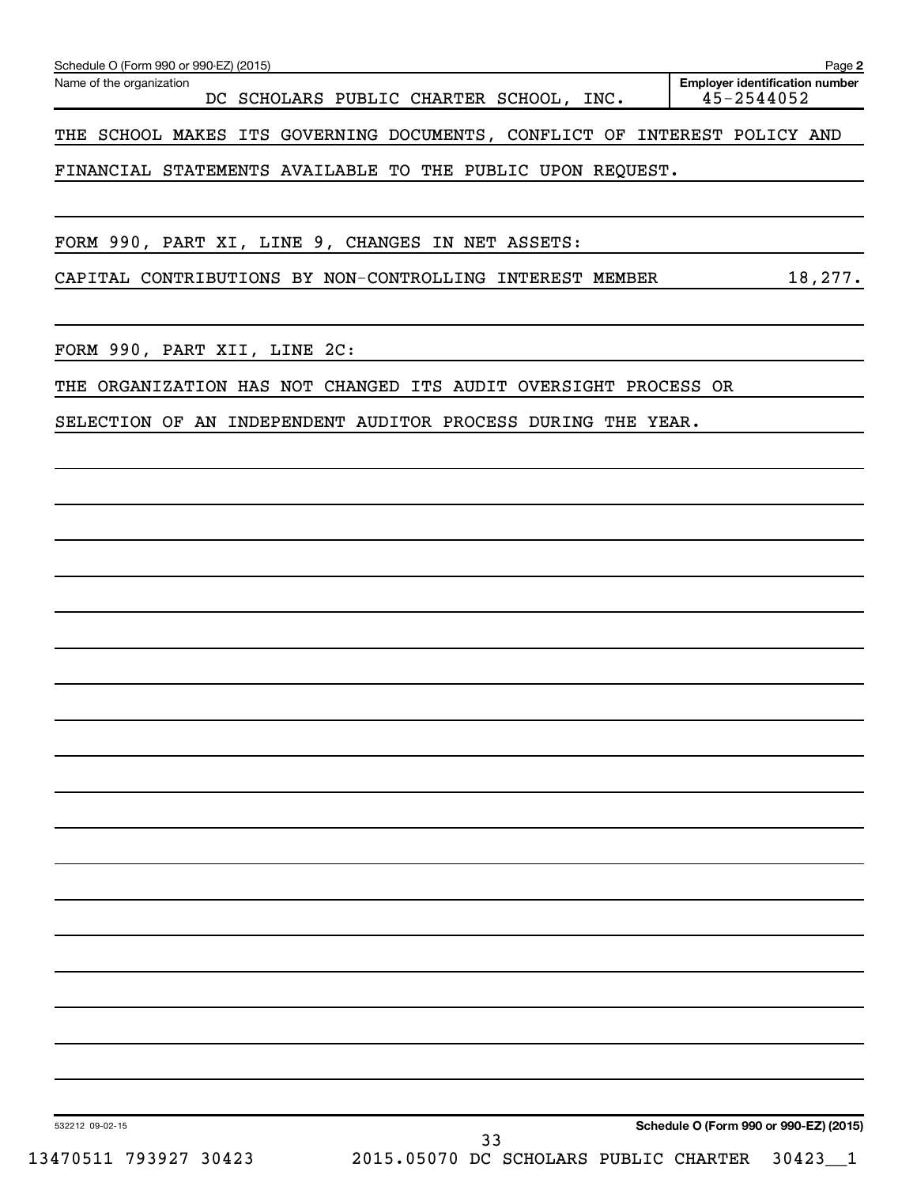Schedule O (Form 990 or 990-EZ) (2015)

Name of the organization: DC SCHOLARS PUBLIC CHARTER SCHOOL, INC.

Employer identification number: 45-2544052

THE SCHOOL MAKES ITS GOVERNING DOCUMENTS, CONFLICT OF INTEREST POLICY AND FINANCIAL STATEMENTS AVAILABLE TO THE PUBLIC UPON REQUEST.

FORM 990, PART XI, LINE 9, CHANGES IN NET ASSETS:

| | |
|---|---|
| CAPITAL CONTRIBUTIONS BY NON-CONTROLLING INTEREST MEMBER | 18,277. |

FORM 990, PART XII, LINE 2C:

THE ORGANIZATION HAS NOT CHANGED ITS AUDIT OVERSIGHT PROCESS OR SELECTION OF AN INDEPENDENT AUDITOR PROCESS DURING THE YEAR.

532212 09-02-15

Schedule O (Form 990 or 990-EZ) (2015)

13470511 793927 30423 2015.05070 DC SCHOLARS PUBLIC CHARTER 30423__1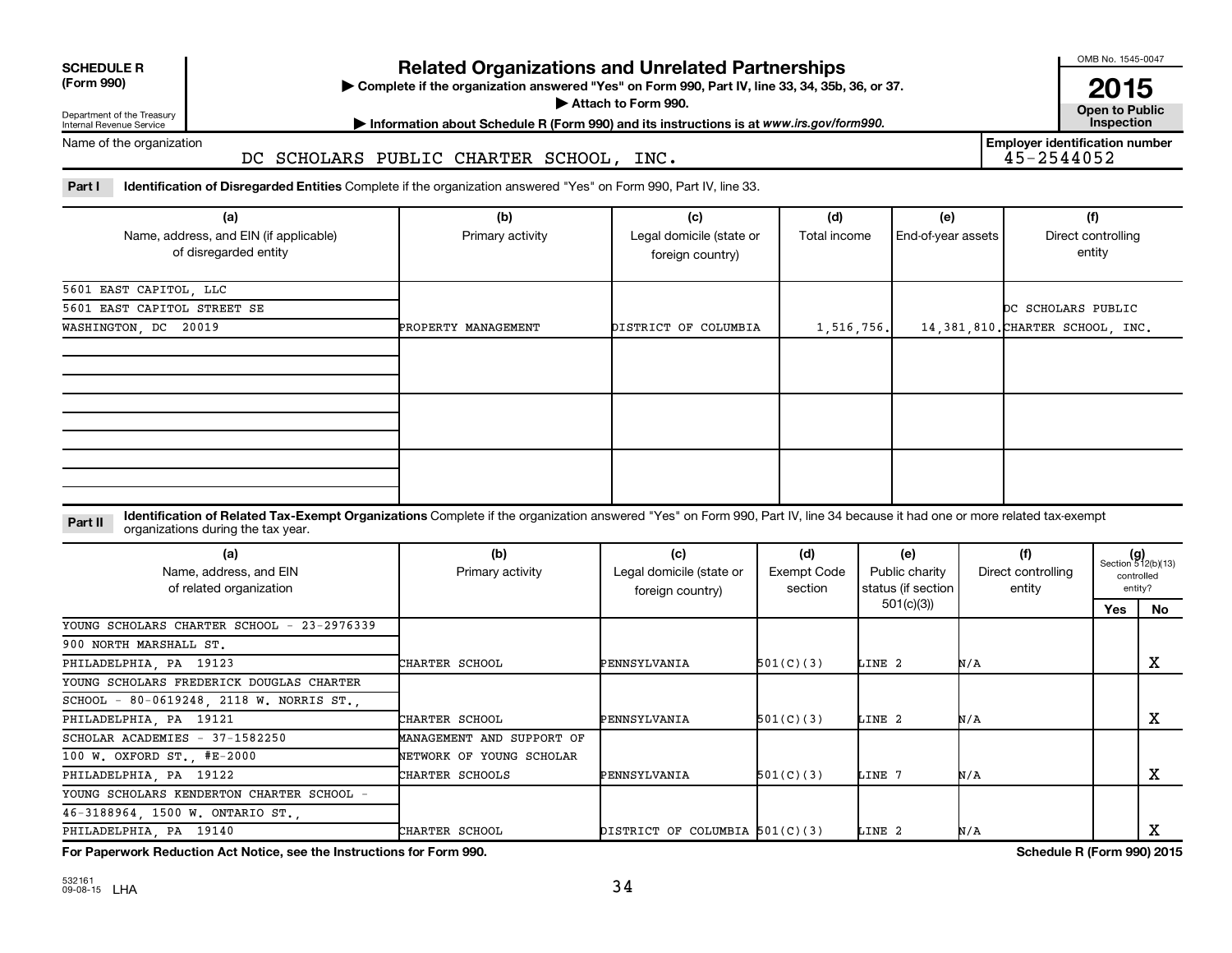**SCHEDULE R (Form 990)**

Department of the Treasury
Internal Revenue Service

# Related Organizations and Unrelated Partnerships

▶ Complete if the organization answered "Yes" on Form 990, Part IV, line 33, 34, 35b, 36, or 37.
▶ Attach to Form 990.
▶ Information about Schedule R (Form 990) and its instructions is at www.irs.gov/form990.

OMB No. 1545-0047
**2015**
**Open to Public Inspection**

Name of the organization: DC SCHOLARS PUBLIC CHARTER SCHOOL, INC.

Employer identification number: 45-2544052

**Part I** **Identification of Disregarded Entities** Complete if the organization answered "Yes" on Form 990, Part IV, line 33.

| (a) Name, address, and EIN (if applicable) of disregarded entity | (b) Primary activity | (c) Legal domicile (state or foreign country) | (d) Total income | (e) End-of-year assets | (f) Direct controlling entity |
|---|---|---|---|---|---|
| 5601 EAST CAPITOL, LLC<br>5601 EAST CAPITOL STREET SE<br>WASHINGTON, DC 20019 | PROPERTY MANAGEMENT | DISTRICT OF COLUMBIA | 1,516,756. | 14,381,810. | DC SCHOLARS PUBLIC CHARTER SCHOOL, INC. |
| | | | | | |
| | | | | | |
| | | | | | |

**Part II** **Identification of Related Tax-Exempt Organizations** Complete if the organization answered "Yes" on Form 990, Part IV, line 34 because it had one or more related tax-exempt organizations during the tax year.

| (a) Name, address, and EIN of related organization | (b) Primary activity | (c) Legal domicile (state or foreign country) | (d) Exempt Code section | (e) Public charity status (if section 501(c)(3)) | (f) Direct controlling entity | (g) Section 512(b)(13) controlled entity? Yes | No |
|---|---|---|---|---|---|---|---|
| YOUNG SCHOLARS CHARTER SCHOOL - 23-2976339<br>900 NORTH MARSHALL ST.<br>PHILADELPHIA, PA 19123 | CHARTER SCHOOL | PENNSYLVANIA | 501(C)(3) | LINE 2 | N/A | | X |
| YOUNG SCHOLARS FREDERICK DOUGLAS CHARTER SCHOOL - 80-0619248, 2118 W. NORRIS ST.,<br>PHILADELPHIA, PA 19121 | CHARTER SCHOOL | PENNSYLVANIA | 501(C)(3) | LINE 2 | N/A | | X |
| SCHOLAR ACADEMIES - 37-1582250<br>100 W. OXFORD ST., #E-2000<br>PHILADELPHIA, PA 19122 | MANAGEMENT AND SUPPORT OF NETWORK OF YOUNG SCHOLAR CHARTER SCHOOLS | PENNSYLVANIA | 501(C)(3) | LINE 7 | N/A | | X |
| YOUNG SCHOLARS KENDERTON CHARTER SCHOOL - 46-3188964, 1500 W. ONTARIO ST.,<br>PHILADELPHIA, PA 19140 | CHARTER SCHOOL | DISTRICT OF COLUMBIA | 501(C)(3) | LINE 2 | N/A | | X |

**For Paperwork Reduction Act Notice, see the Instructions for Form 990.**

**Schedule R (Form 990) 2015**

532161 09-08-15 LHA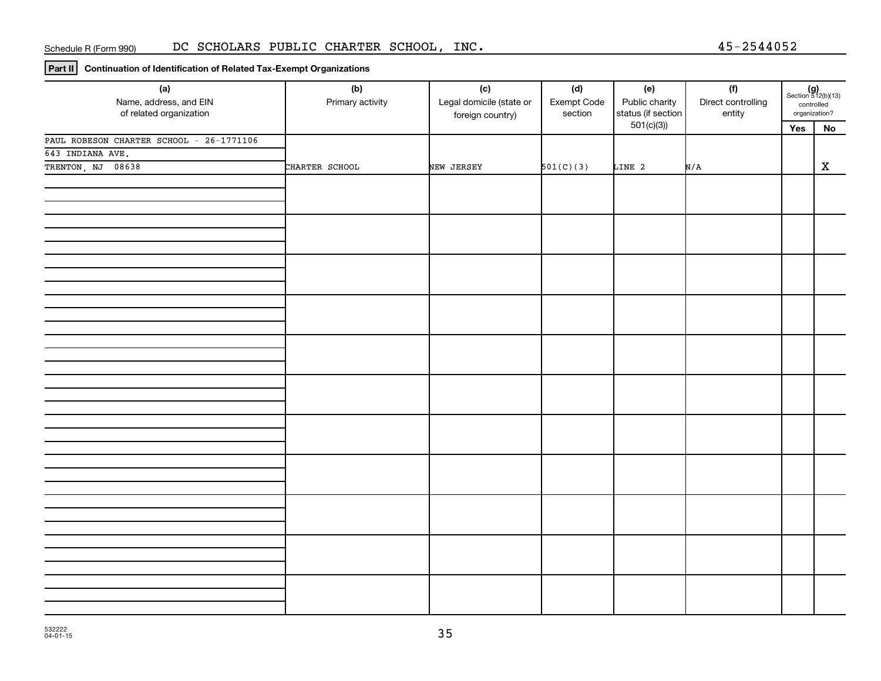Schedule R (Form 990) DC SCHOLARS PUBLIC CHARTER SCHOOL, INC. 45-2544052

**Part II** **Continuation of Identification of Related Tax-Exempt Organizations**

| (a) Name, address, and EIN of related organization | (b) Primary activity | (c) Legal domicile (state or foreign country) | (d) Exempt Code section | (e) Public charity status (if section 501(c)(3)) | (f) Direct controlling entity | (g) Section 512(b)(13) controlled organization? Yes | No |
|---|---|---|---|---|---|---|---|
| PAUL ROBESON CHARTER SCHOOL - 26-1771106<br>643 INDIANA AVE.<br>TRENTON, NJ 08638 | CHARTER SCHOOL | NEW JERSEY | 501(C)(3) | LINE 2 | N/A | | X |
| | | | | | | | |
| | | | | | | | |
| | | | | | | | |
| | | | | | | | |
| | | | | | | | |
| | | | | | | | |
| | | | | | | | |
| | | | | | | | |
| | | | | | | | |
| | | | | | | | |
| | | | | | | | |

532222
04-01-15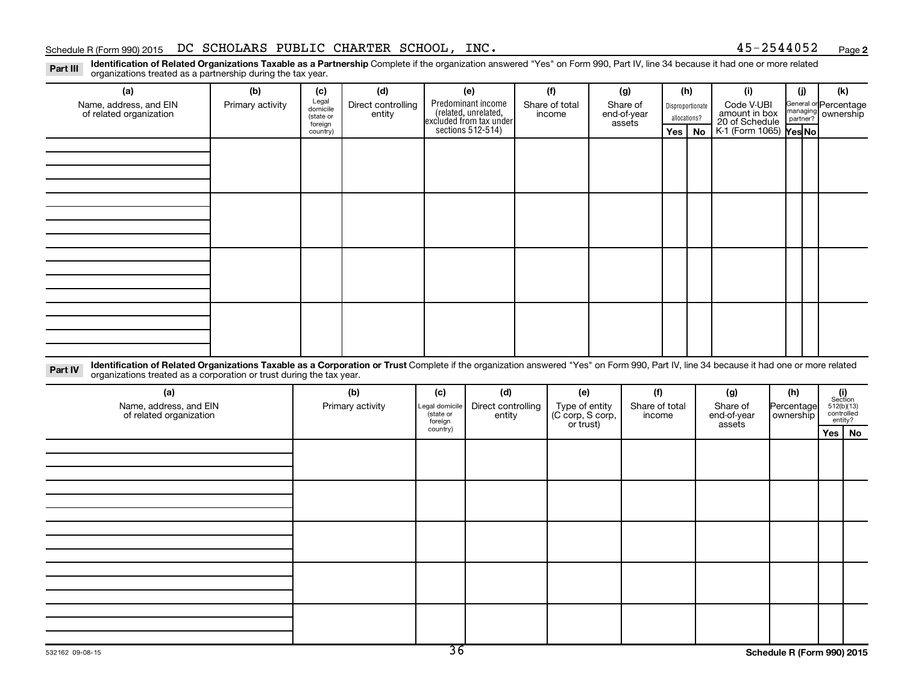Schedule R (Form 990) 2015 DC SCHOLARS PUBLIC CHARTER SCHOOL, INC. 45-2544052 Page 2

**Part III** **Identification of Related Organizations Taxable as a Partnership** Complete if the organization answered "Yes" on Form 990, Part IV, line 34 because it had one or more related organizations treated as a partnership during the tax year.

| (a) Name, address, and EIN of related organization | (b) Primary activity | (c) Legal domicile (state or foreign country) | (d) Direct controlling entity | (e) Predominant income (related, unrelated, excluded from tax under sections 512-514) | (f) Share of total income | (g) Share of end-of-year assets | (h) Disproportionate allocations? | | (i) Code V-UBI amount in box 20 of Schedule K-1 (Form 1065) | (j) General or managing partner? | | (k) Percentage ownership |
|---|---|---|---|---|---|---|---|---|---|---|---|---|
| | | | | | | | Yes | No | | Yes | No | |
| | | | | | | | | | | | | |
| | | | | | | | | | | | | |
| | | | | | | | | | | | | |
| | | | | | | | | | | | | |

**Part IV** **Identification of Related Organizations Taxable as a Corporation or Trust** Complete if the organization answered "Yes" on Form 990, Part IV, line 34 because it had one or more related organizations treated as a corporation or trust during the tax year.

| (a) Name, address, and EIN of related organization | (b) Primary activity | (c) Legal domicile (state or foreign country) | (d) Direct controlling entity | (e) Type of entity (C corp, S corp, or trust) | (f) Share of total income | (g) Share of end-of-year assets | (h) Percentage ownership | (i) Section 512(b)(13) controlled entity? | |
|---|---|---|---|---|---|---|---|---|---|
| | | | | | | | | Yes | No |
| | | | | | | | | | |
| | | | | | | | | | |
| | | | | | | | | | |
| | | | | | | | | | |
| | | | | | | | | | |

532162 09-08-15 Schedule R (Form 990) 2015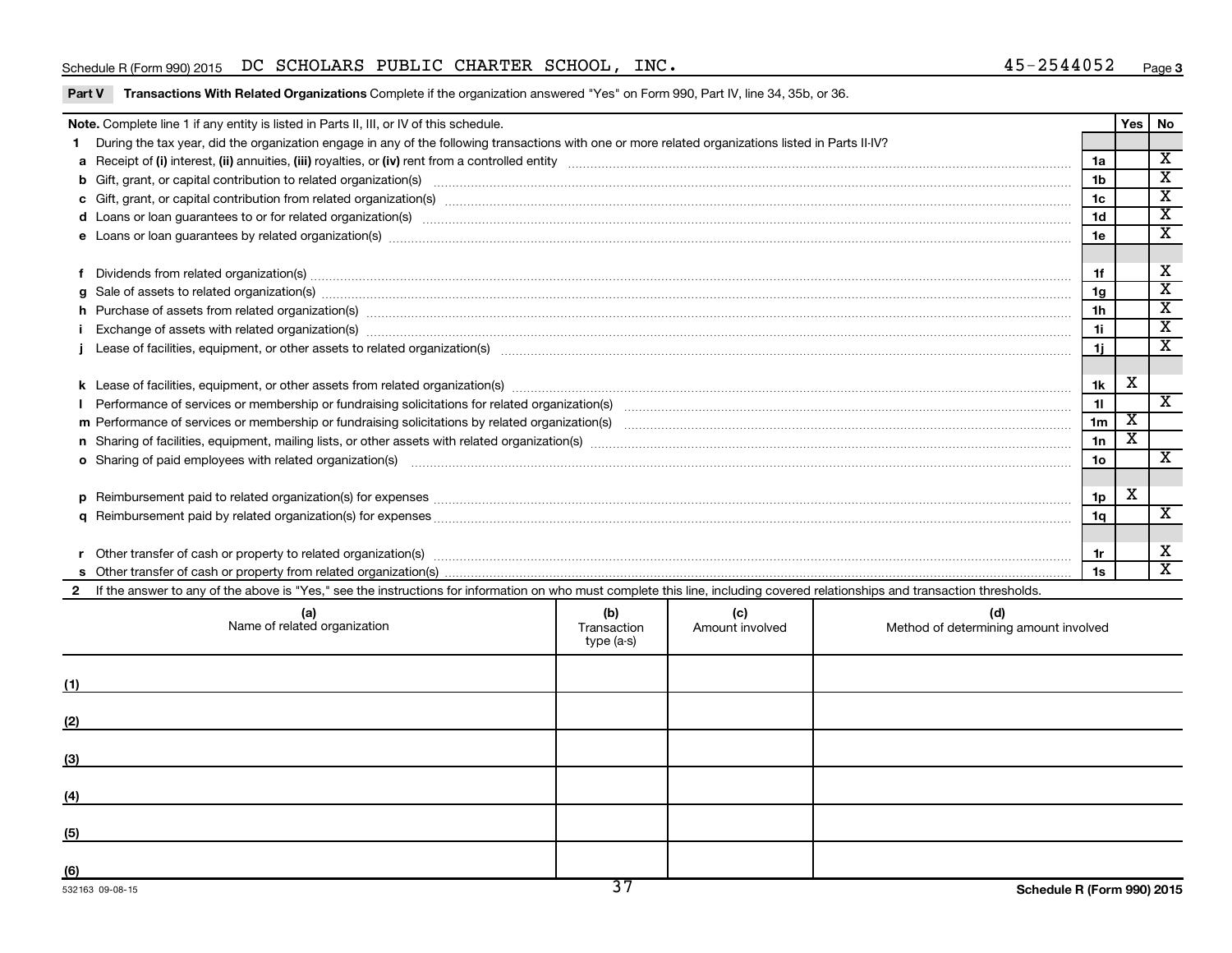Schedule R (Form 990) 2015 DC SCHOLARS PUBLIC CHARTER SCHOOL, INC. 45-2544052 Page 3

**Part V Transactions With Related Organizations** Complete if the organization answered "Yes" on Form 990, Part IV, line 34, 35b, or 36.

| Note. Complete line 1 if any entity is listed in Parts II, III, or IV of this schedule. | | Yes | No |
|---|---|---|---|
| **1** During the tax year, did the organization engage in any of the following transactions with one or more related organizations listed in Parts II-IV? | | | |
| **a** Receipt of **(i)** interest, **(ii)** annuities, **(iii)** royalties, or **(iv)** rent from a controlled entity | 1a | | X |
| **b** Gift, grant, or capital contribution to related organization(s) | 1b | | X |
| **c** Gift, grant, or capital contribution from related organization(s) | 1c | | X |
| **d** Loans or loan guarantees to or for related organization(s) | 1d | | X |
| **e** Loans or loan guarantees by related organization(s) | 1e | | X |
| **f** Dividends from related organization(s) | 1f | | X |
| **g** Sale of assets to related organization(s) | 1g | | X |
| **h** Purchase of assets from related organization(s) | 1h | | X |
| **i** Exchange of assets with related organization(s) | 1i | | X |
| **j** Lease of facilities, equipment, or other assets to related organization(s) | 1j | | X |
| **k** Lease of facilities, equipment, or other assets from related organization(s) | 1k | X | |
| **l** Performance of services or membership or fundraising solicitations for related organization(s) | 1l | | X |
| **m** Performance of services or membership or fundraising solicitations by related organization(s) | 1m | X | |
| **n** Sharing of facilities, equipment, mailing lists, or other assets with related organization(s) | 1n | X | |
| **o** Sharing of paid employees with related organization(s) | 1o | | X |
| **p** Reimbursement paid to related organization(s) for expenses | 1p | X | |
| **q** Reimbursement paid by related organization(s) for expenses | 1q | | X |
| **r** Other transfer of cash or property to related organization(s) | 1r | | X |
| **s** Other transfer of cash or property from related organization(s) | 1s | | X |

**2** If the answer to any of the above is "Yes," see the instructions for information on who must complete this line, including covered relationships and transaction thresholds.

| | (a) Name of related organization | (b) Transaction type (a-s) | (c) Amount involved | (d) Method of determining amount involved |
|---|---|---|---|---|
| (1) | | | | |
| (2) | | | | |
| (3) | | | | |
| (4) | | | | |
| (5) | | | | |
| (6) | | | | |

532163 09-08-15 Schedule R (Form 990) 2015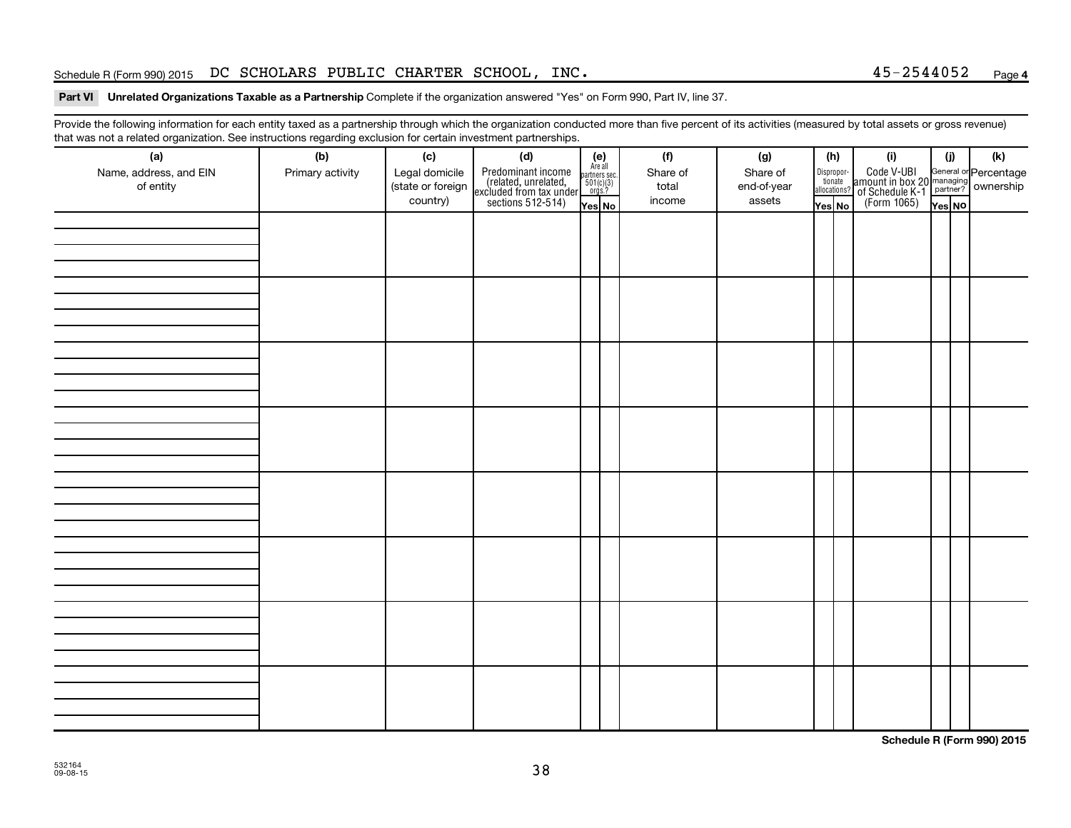Schedule R (Form 990) 2015 DC SCHOLARS PUBLIC CHARTER SCHOOL, INC. 45-2544052 Page **4**

**Part VI** **Unrelated Organizations Taxable as a Partnership** Complete if the organization answered "Yes" on Form 990, Part IV, line 37.

Provide the following information for each entity taxed as a partnership through which the organization conducted more than five percent of its activities (measured by total assets or gross revenue) that was not a related organization. See instructions regarding exclusion for certain investment partnerships.

| (a) Name, address, and EIN of entity | (b) Primary activity | (c) Legal domicile (state or foreign country) | (d) Predominant income (related, unrelated, excluded from tax under sections 512-514) | (e) Are all partners sec. 501(c)(3) orgs.? | | (f) Share of total income | (g) Share of end-of-year assets | (h) Disproportionate allocations? | | (i) Code V-UBI amount in box 20 of Schedule K-1 (Form 1065) | (j) General or managing partner? | | (k) Percentage ownership |
|---|---|---|---|---|---|---|---|---|---|---|---|---|---|
| | | | | Yes | No | | | Yes | No | | Yes | No | |
| | | | | | | | | | | | | | |
| | | | | | | | | | | | | | |
| | | | | | | | | | | | | | |
| | | | | | | | | | | | | | |
| | | | | | | | | | | | | | |
| | | | | | | | | | | | | | |
| | | | | | | | | | | | | | |
| | | | | | | | | | | | | | |

**Schedule R (Form 990) 2015**

532164
09-08-15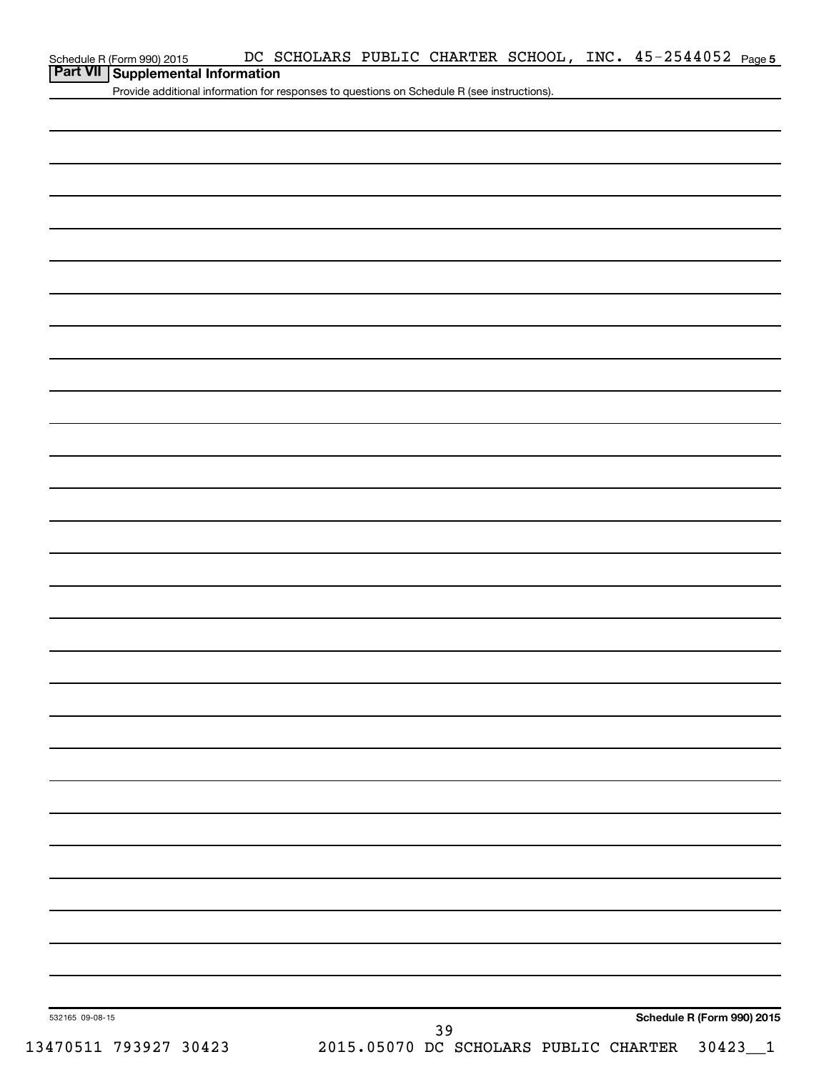Schedule R (Form 990) 2015 DC SCHOLARS PUBLIC CHARTER SCHOOL, INC. 45-2544052 Page 5

## Part VII Supplemental Information

Provide additional information for responses to questions on Schedule R (see instructions).

532165 09-08-15

**Schedule R (Form 990) 2015**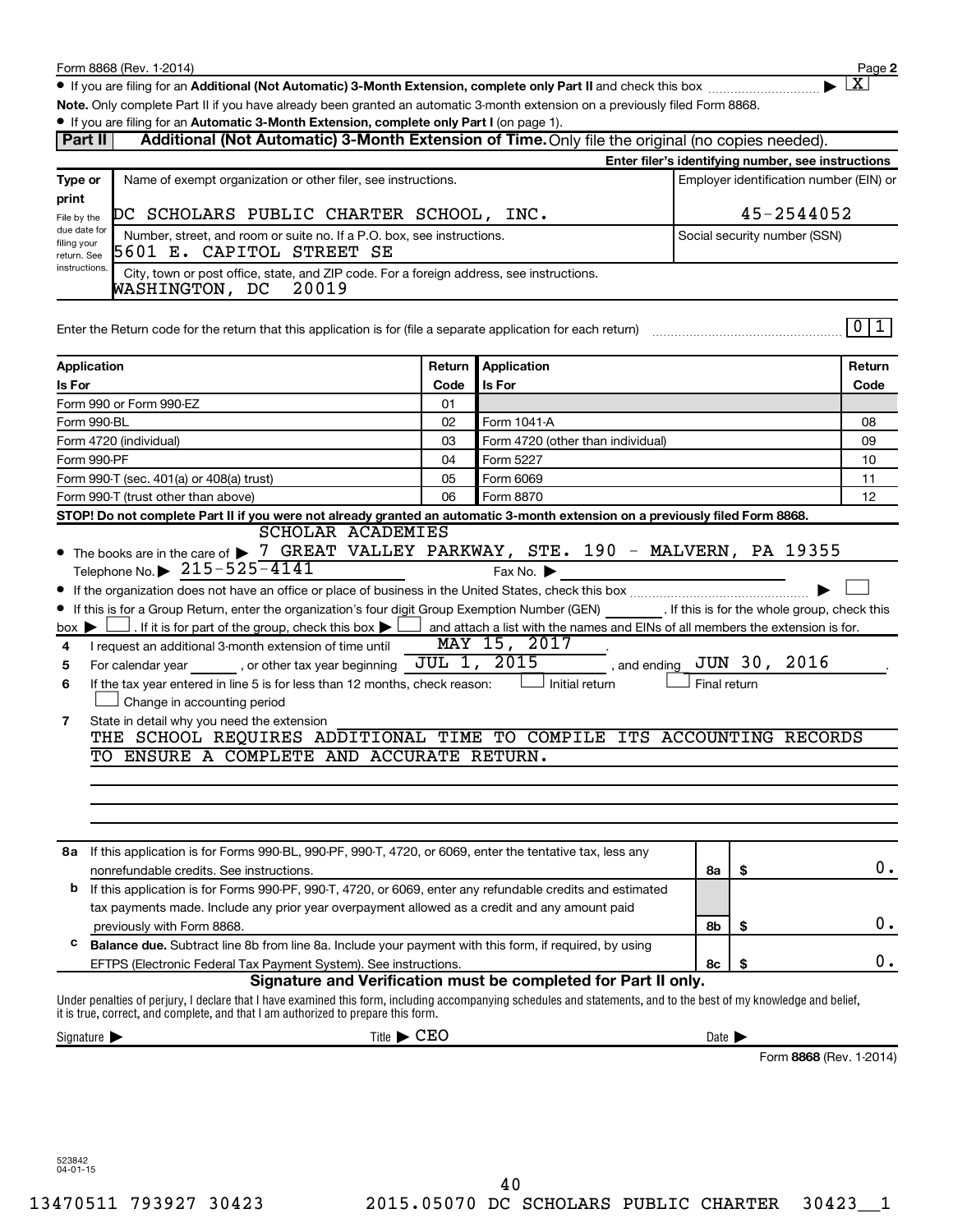Form 8868 (Rev. 1-2014)

- If you are filing for an **Additional (Not Automatic) 3-Month Extension, complete only Part II** and check this box ▶ X

**Note.** Only complete Part II if you have already been granted an automatic 3-month extension on a previously filed Form 8868.

- If you are filing for an **Automatic 3-Month Extension, complete only Part I** (on page 1).

## Part II — Additional (Not Automatic) 3-Month Extension of Time. Only file the original (no copies needed).

**Enter filer's identifying number, see instructions**

| | | |
|---|---|---|
| **Type or print** File by the due date for filing your return. See instructions. | Name of exempt organization or other filer, see instructions. DC SCHOLARS PUBLIC CHARTER SCHOOL, INC. | Employer identification number (EIN) or 45-2544052 |
| | Number, street, and room or suite no. If a P.O. box, see instructions. 5601 E. CAPITOL STREET SE | Social security number (SSN) |
| | City, town or post office, state, and ZIP code. For a foreign address, see instructions. WASHINGTON, DC 20019 | |

Enter the Return code for the return that this application is for (file a separate application for each return) 0 1

| Application Is For | Return Code | Application Is For | Return Code |
|---|---|---|---|
| Form 990 or Form 990-EZ | 01 | | |
| Form 990-BL | 02 | Form 1041-A | 08 |
| Form 4720 (individual) | 03 | Form 4720 (other than individual) | 09 |
| Form 990-PF | 04 | Form 5227 | 10 |
| Form 990-T (sec. 401(a) or 408(a) trust) | 05 | Form 6069 | 11 |
| Form 990-T (trust other than above) | 06 | Form 8870 | 12 |

**STOP! Do not complete Part II if you were not already granted an automatic 3-month extension on a previously filed Form 8868.**

- The books are in the care of ▶ SCHOLAR ACADEMIES 7 GREAT VALLEY PARKWAY, STE. 190 - MALVERN, PA 19355
  Telephone No. ▶ 215-525-4141 Fax No. ▶
- If the organization does not have an office or place of business in the United States, check this box ▶ ☐
- If this is for a Group Return, enter the organization's four digit Group Exemption Number (GEN) ______. If this is for the whole group, check this box ▶ ☐. If it is for part of the group, check this box ▶ ☐ and attach a list with the names and EINs of all members the extension is for.

**4** I request an additional 3-month extension of time until MAY 15, 2017.

**5** For calendar year ______, or other tax year beginning JUL 1, 2015, and ending JUN 30, 2016.

**6** If the tax year entered in line 5 is for less than 12 months, check reason: ☐ Initial return ☐ Final return ☐ Change in accounting period

**7** State in detail why you need the extension
THE SCHOOL REQUIRES ADDITIONAL TIME TO COMPILE ITS ACCOUNTING RECORDS TO ENSURE A COMPLETE AND ACCURATE RETURN.

| | | | |
|---|---|---|---|
| **8a** | If this application is for Forms 990-BL, 990-PF, 990-T, 4720, or 6069, enter the tentative tax, less any nonrefundable credits. See instructions. | 8a | $ 0. |
| **b** | If this application is for Forms 990-PF, 990-T, 4720, or 6069, enter any refundable credits and estimated tax payments made. Include any prior year overpayment allowed as a credit and any amount paid previously with Form 8868. | 8b | $ 0. |
| **c** | **Balance due.** Subtract line 8b from line 8a. Include your payment with this form, if required, by using EFTPS (Electronic Federal Tax Payment System). See instructions. | 8c | $ 0. |

**Signature and Verification must be completed for Part II only.**

Under penalties of perjury, I declare that I have examined this form, including accompanying schedules and statements, and to the best of my knowledge and belief, it is true, correct, and complete, and that I am authorized to prepare this form.

Signature ▶ Title ▶ CEO Date ▶

Form **8868** (Rev. 1-2014)

523842 04-01-15

13470511 793927 30423 2015.05070 DC SCHOLARS PUBLIC CHARTER 30423__1